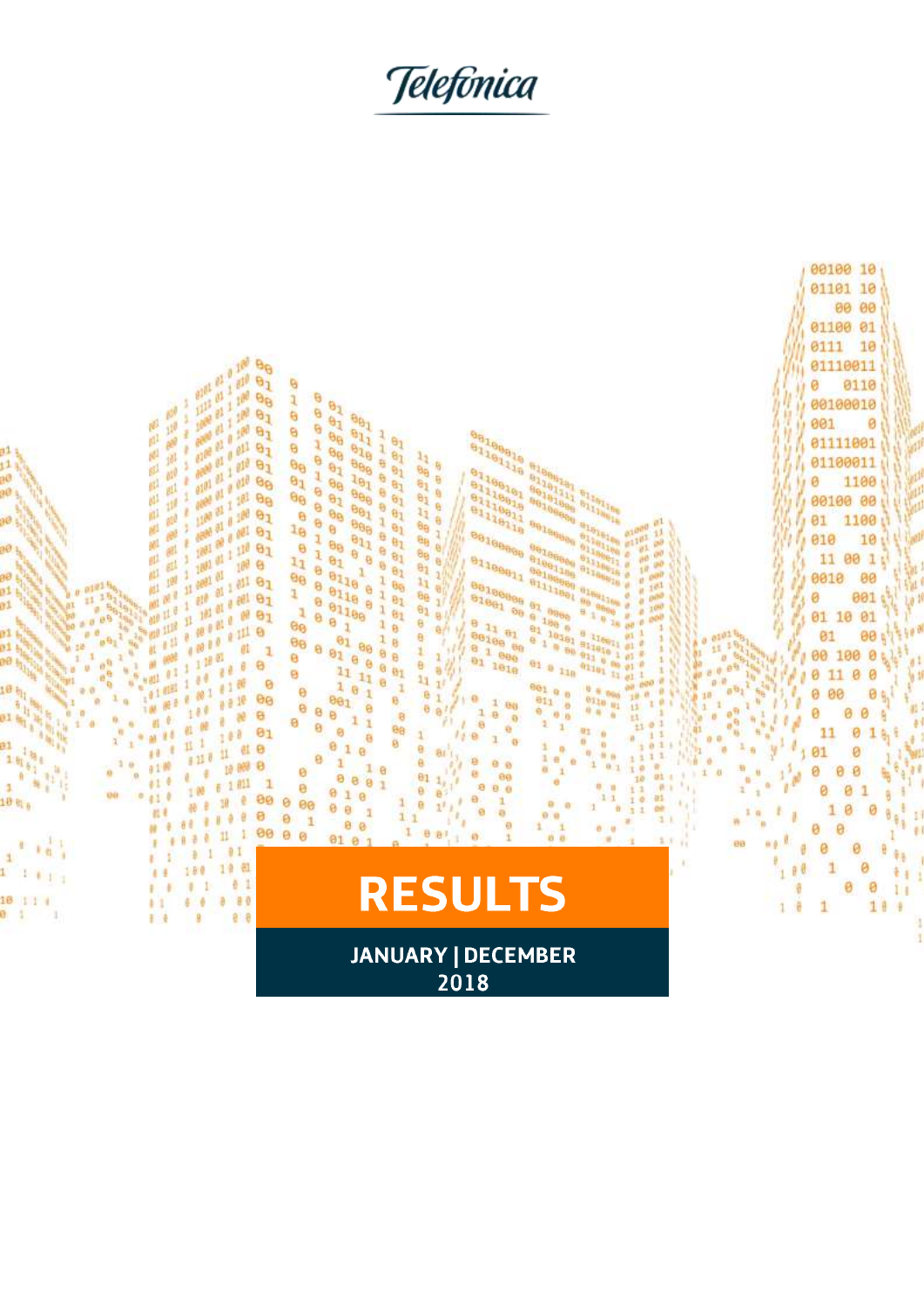Telefónica

# RESULTS

**JANUARY | DECEMBER 2018**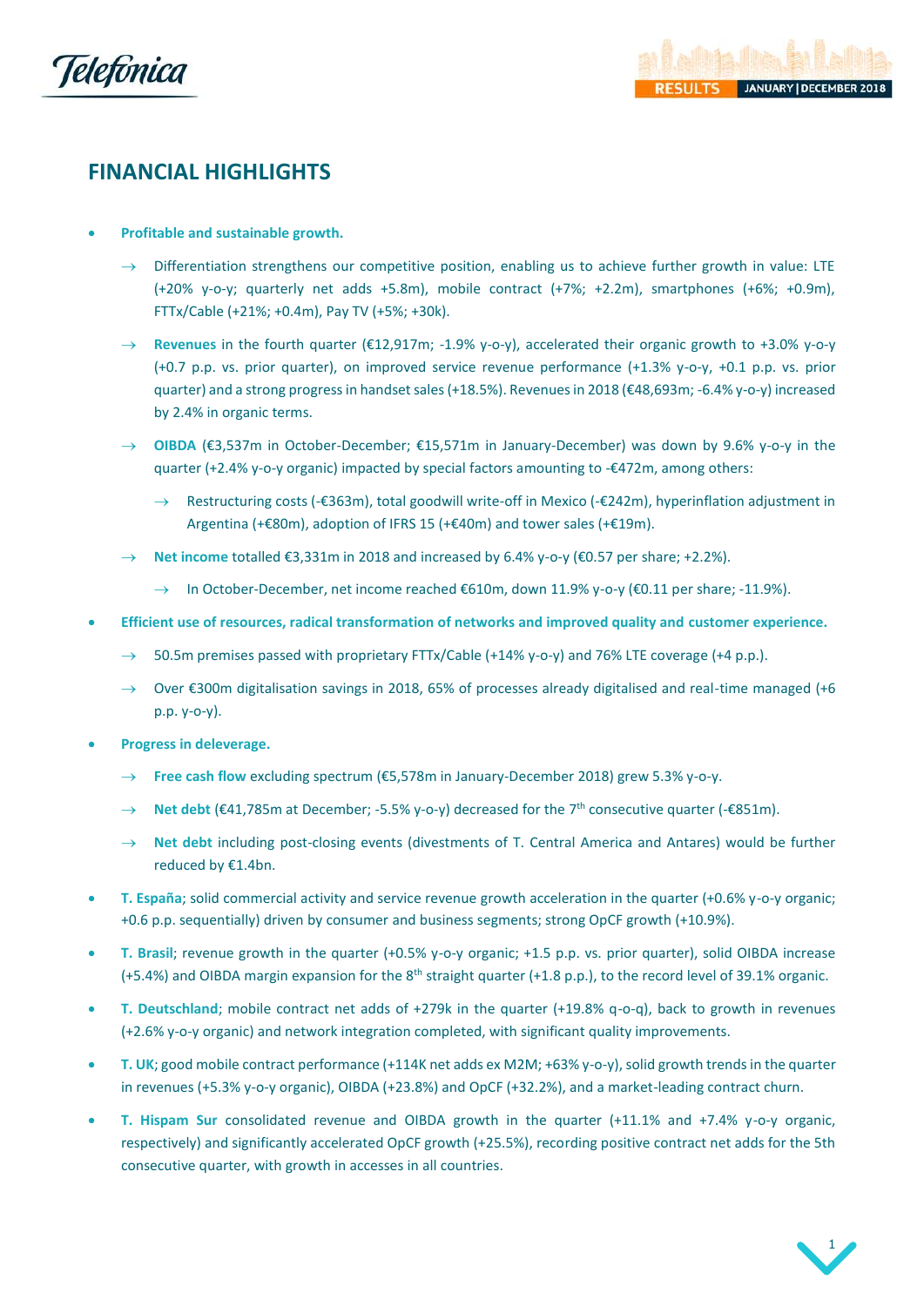# FINANCIAL HIGHLIGHTS

- **Profitable and sustainable growth.**
  - → Differentiation strengthens our competitive position, enabling us to achieve further growth in value: LTE (+20% y-o-y; quarterly net adds +5.8m), mobile contract (+7%; +2.2m), smartphones (+6%; +0.9m), FTTx/Cable (+21%; +0.4m), Pay TV (+5%; +30k).
  - → **Revenues** in the fourth quarter (€12,917m; -1.9% y-o-y), accelerated their organic growth to +3.0% y-o-y (+0.7 p.p. vs. prior quarter), on improved service revenue performance (+1.3% y-o-y, +0.1 p.p. vs. prior quarter) and a strong progress in handset sales (+18.5%). Revenues in 2018 (€48,693m; -6.4% y-o-y) increased by 2.4% in organic terms.
  - → **OIBDA** (€3,537m in October-December; €15,571m in January-December) was down by 9.6% y-o-y in the quarter (+2.4% y-o-y organic) impacted by special factors amounting to -€472m, among others:
    - → Restructuring costs (-€363m), total goodwill write-off in Mexico (-€242m), hyperinflation adjustment in Argentina (+€80m), adoption of IFRS 15 (+€40m) and tower sales (+€19m).
  - → **Net income** totalled €3,331m in 2018 and increased by 6.4% y-o-y (€0.57 per share; +2.2%).
    - → In October-December, net income reached €610m, down 11.9% y-o-y (€0.11 per share; -11.9%).
- **Efficient use of resources, radical transformation of networks and improved quality and customer experience.**
  - → 50.5m premises passed with proprietary FTTx/Cable (+14% y-o-y) and 76% LTE coverage (+4 p.p.).
  - → Over €300m digitalisation savings in 2018, 65% of processes already digitalised and real-time managed (+6 p.p. y-o-y).
- **Progress in deleverage.**
  - → **Free cash flow** excluding spectrum (€5,578m in January-December 2018) grew 5.3% y-o-y.
  - → **Net debt** (€41,785m at December; -5.5% y-o-y) decreased for the 7th consecutive quarter (-€851m).
  - → **Net debt** including post-closing events (divestments of T. Central America and Antares) would be further reduced by €1.4bn.
- **T. España**; solid commercial activity and service revenue growth acceleration in the quarter (+0.6% y-o-y organic; +0.6 p.p. sequentially) driven by consumer and business segments; strong OpCF growth (+10.9%).
- **T. Brasil**; revenue growth in the quarter (+0.5% y-o-y organic; +1.5 p.p. vs. prior quarter), solid OIBDA increase (+5.4%) and OIBDA margin expansion for the 8th straight quarter (+1.8 p.p.), to the record level of 39.1% organic.
- **T. Deutschland**; mobile contract net adds of +279k in the quarter (+19.8% q-o-q), back to growth in revenues (+2.6% y-o-y organic) and network integration completed, with significant quality improvements.
- **T. UK**; good mobile contract performance (+114K net adds ex M2M; +63% y-o-y), solid growth trends in the quarter in revenues (+5.3% y-o-y organic), OIBDA (+23.8%) and OpCF (+32.2%), and a market-leading contract churn.
- **T. Hispam Sur** consolidated revenue and OIBDA growth in the quarter (+11.1% and +7.4% y-o-y organic, respectively) and significantly accelerated OpCF growth (+25.5%), recording positive contract net adds for the 5th consecutive quarter, with growth in accesses in all countries.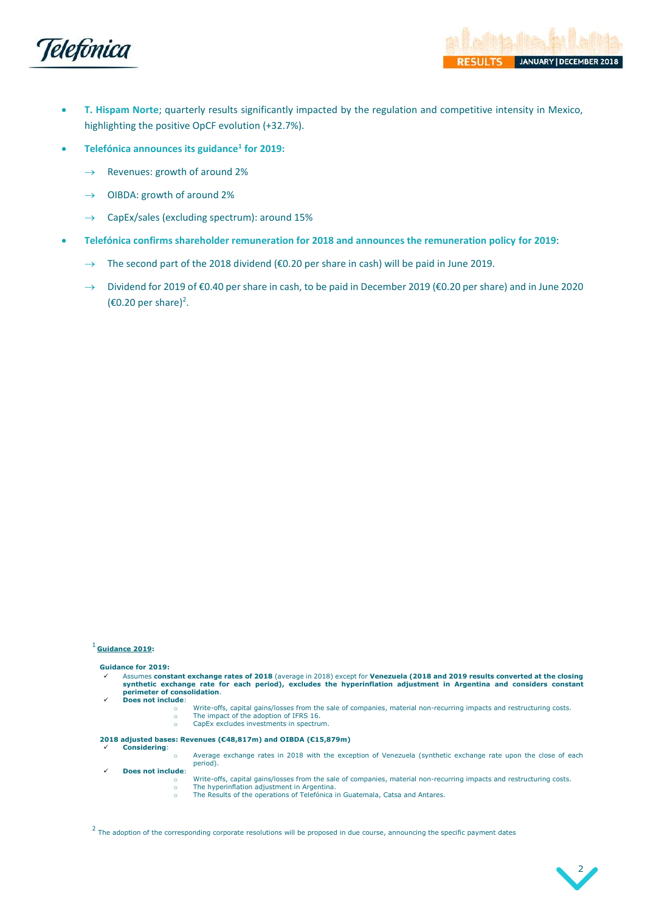- **T. Hispam Norte**; quarterly results significantly impacted by the regulation and competitive intensity in Mexico, highlighting the positive OpCF evolution (+32.7%).
- **Telefónica announces its guidance[1] for 2019:**
  - → Revenues: growth of around 2%
  - → OIBDA: growth of around 2%
  - → CapEx/sales (excluding spectrum): around 15%
- **Telefónica confirms shareholder remuneration for 2018 and announces the remuneration policy for 2019**:
  - → The second part of the 2018 dividend (€0.20 per share in cash) will be paid in June 2019.
  - → Dividend for 2019 of €0.40 per share in cash, to be paid in December 2019 (€0.20 per share) and in June 2020 (€0.20 per share)[2].

---

[1] **Guidance 2019:**

**Guidance for 2019:**

- ✓ Assumes **constant exchange rates of 2018** (average in 2018) except for **Venezuela (2018 and 2019 results converted at the closing synthetic exchange rate for each period), excludes the hyperinflation adjustment in Argentina and considers constant perimeter of consolidation**.
- ✓ **Does not include**:
  - Write-offs, capital gains/losses from the sale of companies, material non-recurring impacts and restructuring costs.
  - The impact of the adoption of IFRS 16.
  - CapEx excludes investments in spectrum.

**2018 adjusted bases: Revenues (€48,817m) and OIBDA (€15,879m)**

- ✓ **Considering**:
  - Average exchange rates in 2018 with the exception of Venezuela (synthetic exchange rate upon the close of each period).
- ✓ **Does not include**:
  - Write-offs, capital gains/losses from the sale of companies, material non-recurring impacts and restructuring costs.
  - The hyperinflation adjustment in Argentina.
  - The Results of the operations of Telefónica in Guatemala, Catsa and Antares.

[2] The adoption of the corresponding corporate resolutions will be proposed in due course, announcing the specific payment dates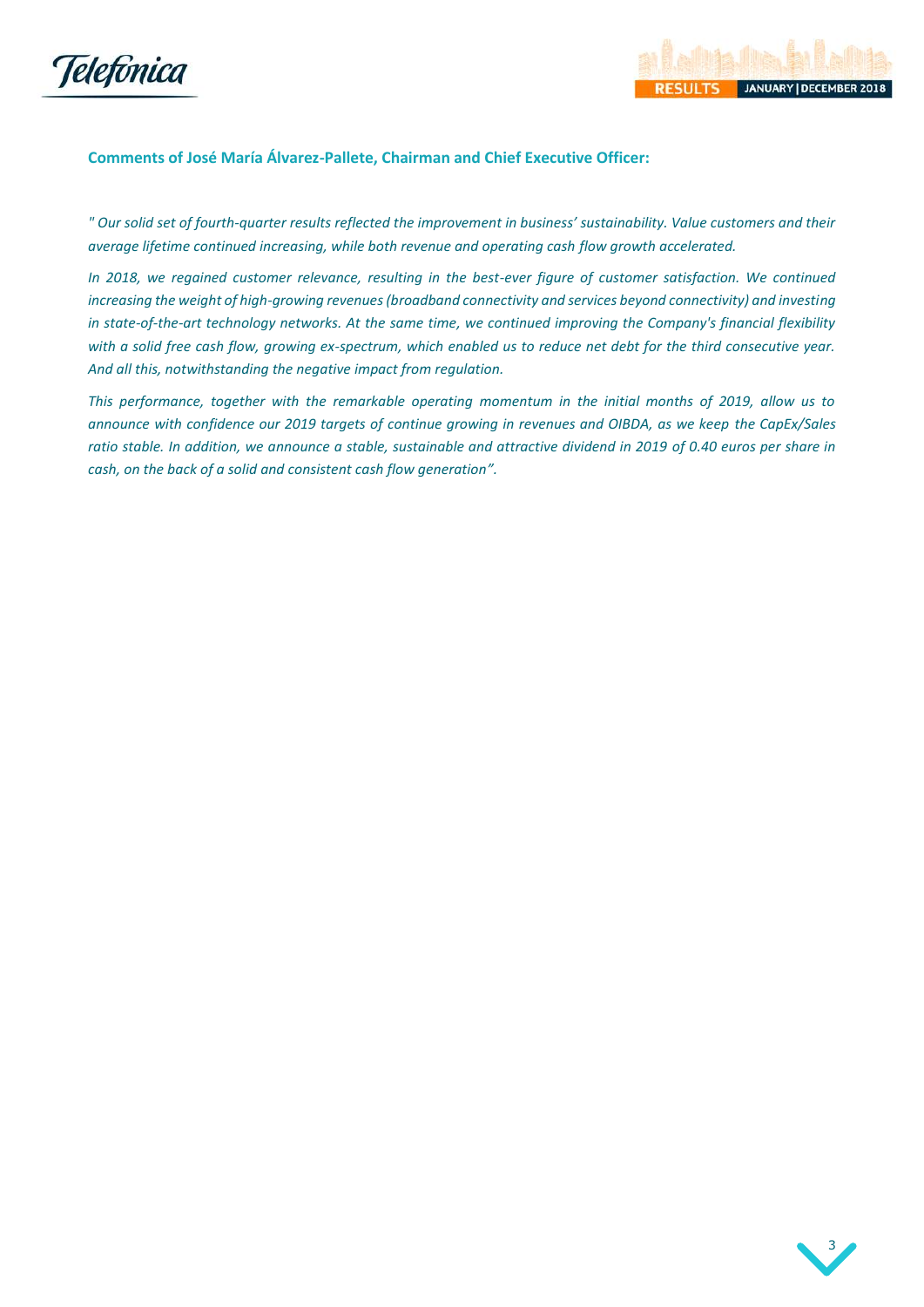### Comments of José María Álvarez-Pallete, Chairman and Chief Executive Officer:

*" Our solid set of fourth-quarter results reflected the improvement in business' sustainability. Value customers and their average lifetime continued increasing, while both revenue and operating cash flow growth accelerated.*

*In 2018, we regained customer relevance, resulting in the best-ever figure of customer satisfaction. We continued increasing the weight of high-growing revenues (broadband connectivity and services beyond connectivity) and investing in state-of-the-art technology networks. At the same time, we continued improving the Company's financial flexibility with a solid free cash flow, growing ex-spectrum, which enabled us to reduce net debt for the third consecutive year. And all this, notwithstanding the negative impact from regulation.*

*This performance, together with the remarkable operating momentum in the initial months of 2019, allow us to announce with confidence our 2019 targets of continue growing in revenues and OIBDA, as we keep the CapEx/Sales ratio stable. In addition, we announce a stable, sustainable and attractive dividend in 2019 of 0.40 euros per share in cash, on the back of a solid and consistent cash flow generation".*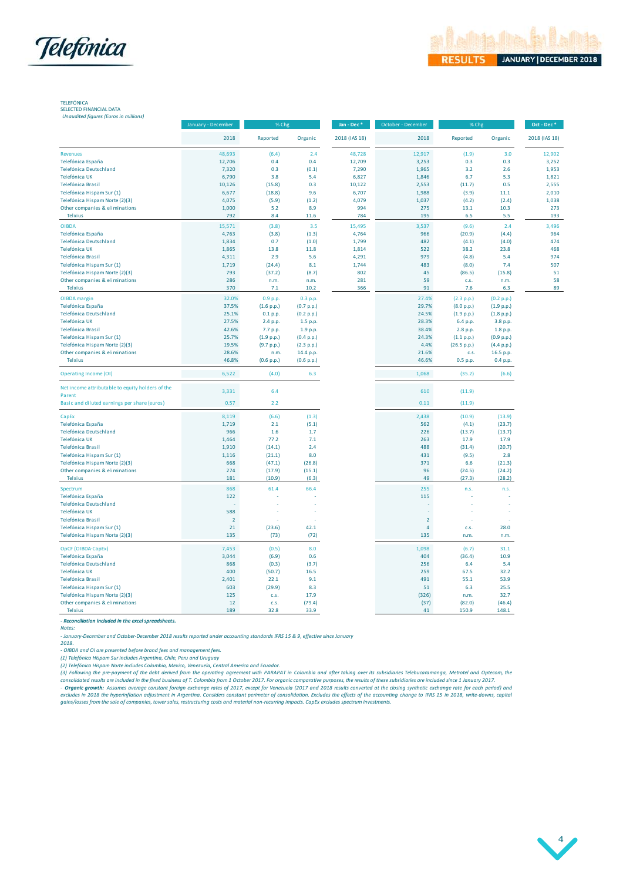TELEFÓNICA
SELECTED FINANCIAL DATA
*Unaudited figures (Euros in millions)*

| | January - December | % Chg | | Jan - Dec * | October - December | % Chg | | Oct - Dec * |
|---|---|---|---|---|---|---|---|---|
| | 2018 | Reported | Organic | 2018 (IAS 18) | 2018 | Reported | Organic | 2018 (IAS 18) |
| Revenues | 48,693 | (6.4) | 2.4 | 48,728 | 12,917 | (1.9) | 3.0 | 12,902 |
| Telefónica España | 12,706 | 0.4 | 0.4 | 12,709 | 3,253 | 0.3 | 0.3 | 3,252 |
| Telefónica Deutschland | 7,320 | 0.3 | (0.1) | 7,290 | 1,965 | 3.2 | 2.6 | 1,953 |
| Telefónica UK | 6,790 | 3.8 | 5.4 | 6,827 | 1,846 | 6.7 | 5.3 | 1,821 |
| Telefónica Brasil | 10,126 | (15.8) | 0.3 | 10,122 | 2,553 | (11.7) | 0.5 | 2,555 |
| Telefónica Hispam Sur (1) | 6,677 | (18.8) | 9.6 | 6,707 | 1,988 | (3.9) | 11.1 | 2,010 |
| Telefónica Hispam Norte (2)(3) | 4,075 | (5.9) | (1.2) | 4,079 | 1,037 | (4.2) | (2.4) | 1,038 |
| Other companies & eliminations | 1,000 | 5.2 | 8.9 | 994 | 275 | 13.1 | 10.3 | 273 |
| Telxius | 792 | 8.4 | 11.6 | 784 | 195 | 6.5 | 5.5 | 193 |
| OIBDA | 15,571 | (3.8) | 3.5 | 15,495 | 3,537 | (9.6) | 2.4 | 3,496 |
| Telefónica España | 4,763 | (3.8) | (1.3) | 4,764 | 966 | (20.9) | (4.4) | 964 |
| Telefónica Deutschland | 1,834 | 0.7 | (1.0) | 1,799 | 482 | (4.1) | (4.0) | 474 |
| Telefónica UK | 1,865 | 13.8 | 11.8 | 1,814 | 522 | 38.2 | 23.8 | 468 |
| Telefónica Brasil | 4,311 | 2.9 | 5.6 | 4,291 | 979 | (4.8) | 5.4 | 974 |
| Telefónica Hispam Sur (1) | 1,719 | (24.4) | 8.1 | 1,744 | 483 | (8.0) | 7.4 | 507 |
| Telefónica Hispam Norte (2)(3) | 793 | (37.2) | (8.7) | 802 | 45 | (86.5) | (15.8) | 51 |
| Other companies & eliminations | 286 | n.m. | n.m. | 281 | 59 | c.s. | n.m. | 58 |
| Telxius | 370 | 7.1 | 10.2 | 366 | 91 | 7.6 | 6.3 | 89 |
| OIBDA margin | 32.0% | 0.9 p.p. | 0.3 p.p. | | 27.4% | (2.3 p.p.) | (0.2 p.p.) | |
| Telefónica España | 37.5% | (1.6 p.p.) | (0.7 p.p.) | | 29.7% | (8.0 p.p.) | (1.9 p.p.) | |
| Telefónica Deutschland | 25.1% | 0.1 p.p. | (0.2 p.p.) | | 24.5% | (1.9 p.p.) | (1.8 p.p.) | |
| Telefónica UK | 27.5% | 2.4 p.p. | 1.5 p.p. | | 28.3% | 6.4 p.p. | 3.8 p.p. | |
| Telefónica Brasil | 42.6% | 7.7 p.p. | 1.9 p.p. | | 38.4% | 2.8 p.p. | 1.8 p.p. | |
| Telefónica Hispam Sur (1) | 25.7% | (1.9 p.p.) | (0.4 p.p.) | | 24.3% | (1.1 p.p.) | (0.9 p.p.) | |
| Telefónica Hispam Norte (2)(3) | 19.5% | (9.7 p.p.) | (2.3 p.p.) | | 4.4% | (26.5 p.p.) | (4.4 p.p.) | |
| Other companies & eliminations | 28.6% | n.m. | 14.4 p.p. | | 21.6% | c.s. | 16.5 p.p. | |
| Telxius | 46.8% | (0.6 p.p.) | (0.6 p.p.) | | 46.6% | 0.5 p.p. | 0.4 p.p. | |
| Operating Income (OI) | 6,522 | (4.0) | 6.3 | | 1,068 | (35.2) | (6.6) | |
| Net income attributable to equity holders of the Parent | 3,331 | 6.4 | | | 610 | (11.9) | | |
| Basic and diluted earnings per share (euros) | 0.57 | 2.2 | | | 0.11 | (11.9) | | |
| CapEx | 8,119 | (6.6) | (1.3) | | 2,438 | (10.9) | (13.9) | |
| Telefónica España | 1,719 | 2.1 | (5.1) | | 562 | (4.1) | (23.7) | |
| Telefónica Deutschland | 966 | 1.6 | 1.7 | | 226 | (13.7) | (13.7) | |
| Telefónica UK | 1,464 | 77.2 | 7.1 | | 263 | 17.9 | 17.9 | |
| Telefónica Brasil | 1,910 | (14.1) | 2.4 | | 488 | (31.4) | (20.7) | |
| Telefónica Hispam Sur (1) | 1,116 | (21.1) | 8.0 | | 431 | (9.5) | 2.8 | |
| Telefónica Hispam Norte (2)(3) | 668 | (47.1) | (26.8) | | 371 | 6.6 | (21.3) | |
| Other companies & eliminations | 274 | (17.9) | (15.1) | | 96 | (24.5) | (24.2) | |
| Telxius | 181 | (10.9) | (6.3) | | 49 | (27.3) | (28.2) | |
| Spectrum | 868 | 61.4 | 66.4 | | 255 | n.s. | n.s. | |
| Telefónica España | 122 | - | - | | 115 | - | - | |
| Telefónica Deutschland | - | - | - | | - | - | - | |
| Telefónica UK | 588 | - | - | | - | - | - | |
| Telefónica Brasil | 2 | - | - | | 2 | - | - | |
| Telefónica Hispam Sur (1) | 21 | (23.6) | 42.1 | | 4 | c.s. | 28.0 | |
| Telefónica Hispam Norte (2)(3) | 135 | (73) | (72) | | 135 | n.m. | n.m. | |
| OpCF (OIBDA-CapEx) | 7,453 | (0.5) | 8.0 | | 1,098 | (6.7) | 31.1 | |
| Telefónica España | 3,044 | (6.9) | 0.6 | | 404 | (36.4) | 10.9 | |
| Telefónica Deutschland | 868 | (0.3) | (3.7) | | 256 | 6.4 | 5.4 | |
| Telefónica UK | 400 | (50.7) | 16.5 | | 259 | 67.5 | 32.2 | |
| Telefónica Brasil | 2,401 | 22.1 | 9.1 | | 491 | 55.1 | 53.9 | |
| Telefónica Hispam Sur (1) | 603 | (29.9) | 8.3 | | 51 | 6.3 | 25.5 | |
| Telefónica Hispam Norte (2)(3) | 125 | c.s. | 17.9 | | (326) | n.m. | 32.7 | |
| Other companies & eliminations | 12 | c.s. | (79.4) | | (37) | (82.0) | (46.4) | |
| Telxius | 189 | 32.8 | 33.9 | | 41 | 150.9 | 148.1 | |

***- Reconciliation included in the excel spreadsheets.***

*Notes:*

*- January-December and October-December 2018 results reported under accounting standards IFRS 15 & 9, effective since January 2018.*

*- OIBDA and OI are presented before brand fees and management fees.*

*(1) Telefónica Hispam Sur includes Argentina, Chile, Peru and Uruguay*

*(2) Telefónica Hispam Norte includes Colombia, Mexico, Venezuela, Central America and Ecuador.*

*(3) Following the pre-payment of the debt derived from the operating agreement with PARAPAT in Colombia and after taking over its subsidiaries Telebucaramanga, Metrotel and Optecom, the consolidated results are included in the fixed business of T. Colombia from 1 October 2017. For organic comparative purposes, the results of these subsidiaries are included since 1 January 2017.*

*- **Organic growth:** Assumes average constant foreign exchange rates of 2017, except for Venezuela (2017 and 2018 results converted at the closing synthetic exchange rate for each period) and excludes in 2018 the hyperinflation adjustment in Argentina. Considers constant perimeter of consolidation. Excludes the effects of the accounting change to IFRS 15 in 2018, write-downs, capital gains/losses from the sale of companies, tower sales, restructuring costs and material non-recurring impacts. CapEx excludes spectrum investments.*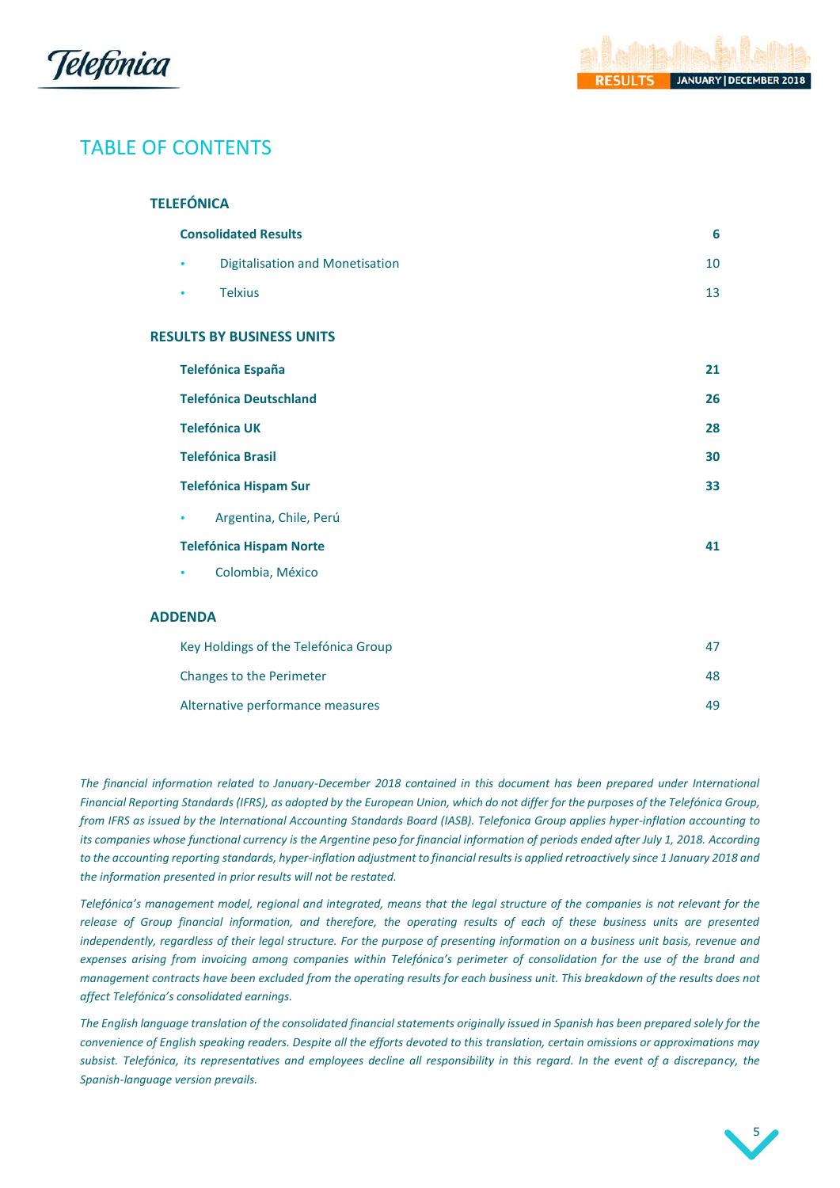# TABLE OF CONTENTS

## TELEFÓNICA

| | |
|---|---|
| **Consolidated Results** | **6** |
| • Digitalisation and Monetisation | 10 |
| • Telxius | 13 |

## RESULTS BY BUSINESS UNITS

| | |
|---|---|
| **Telefónica España** | **21** |
| **Telefónica Deutschland** | **26** |
| **Telefónica UK** | **28** |
| **Telefónica Brasil** | **30** |
| **Telefónica Hispam Sur** | **33** |
| • Argentina, Chile, Perú | |
| **Telefónica Hispam Norte** | **41** |
| • Colombia, México | |

## ADDENDA

| | |
|---|---|
| Key Holdings of the Telefónica Group | 47 |
| Changes to the Perimeter | 48 |
| Alternative performance measures | 49 |

*The financial information related to January-December 2018 contained in this document has been prepared under International Financial Reporting Standards (IFRS), as adopted by the European Union, which do not differ for the purposes of the Telefónica Group, from IFRS as issued by the International Accounting Standards Board (IASB). Telefonica Group applies hyper-inflation accounting to its companies whose functional currency is the Argentine peso for financial information of periods ended after July 1, 2018. According to the accounting reporting standards, hyper-inflation adjustment to financial results is applied retroactively since 1 January 2018 and the information presented in prior results will not be restated.*

*Telefónica's management model, regional and integrated, means that the legal structure of the companies is not relevant for the release of Group financial information, and therefore, the operating results of each of these business units are presented independently, regardless of their legal structure. For the purpose of presenting information on a business unit basis, revenue and expenses arising from invoicing among companies within Telefónica's perimeter of consolidation for the use of the brand and management contracts have been excluded from the operating results for each business unit. This breakdown of the results does not affect Telefónica's consolidated earnings.*

*The English language translation of the consolidated financial statements originally issued in Spanish has been prepared solely for the convenience of English speaking readers. Despite all the efforts devoted to this translation, certain omissions or approximations may subsist. Telefónica, its representatives and employees decline all responsibility in this regard. In the event of a discrepancy, the Spanish-language version prevails.*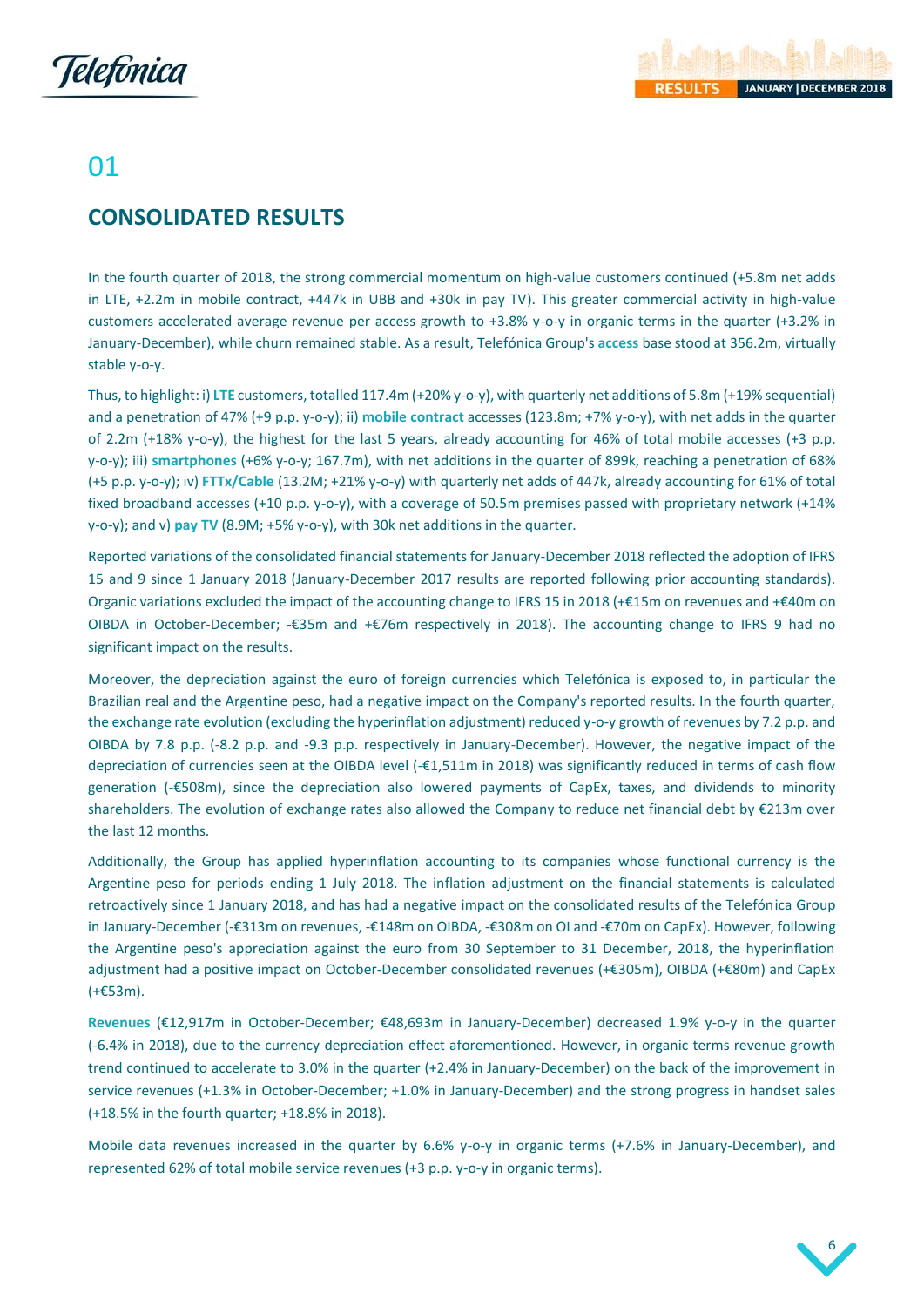# 01

## CONSOLIDATED RESULTS

In the fourth quarter of 2018, the strong commercial momentum on high-value customers continued (+5.8m net adds in LTE, +2.2m in mobile contract, +447k in UBB and +30k in pay TV). This greater commercial activity in high-value customers accelerated average revenue per access growth to +3.8% y-o-y in organic terms in the quarter (+3.2% in January-December), while churn remained stable. As a result, Telefónica Group's **access** base stood at 356.2m, virtually stable y-o-y.

Thus, to highlight: i) **LTE** customers, totalled 117.4m (+20% y-o-y), with quarterly net additions of 5.8m (+19% sequential) and a penetration of 47% (+9 p.p. y-o-y); ii) **mobile contract** accesses (123.8m; +7% y-o-y), with net adds in the quarter of 2.2m (+18% y-o-y), the highest for the last 5 years, already accounting for 46% of total mobile accesses (+3 p.p. y-o-y); iii) **smartphones** (+6% y-o-y; 167.7m), with net additions in the quarter of 899k, reaching a penetration of 68% (+5 p.p. y-o-y); iv) **FTTx/Cable** (13.2M; +21% y-o-y) with quarterly net adds of 447k, already accounting for 61% of total fixed broadband accesses (+10 p.p. y-o-y), with a coverage of 50.5m premises passed with proprietary network (+14% y-o-y); and v) **pay TV** (8.9M; +5% y-o-y), with 30k net additions in the quarter.

Reported variations of the consolidated financial statements for January-December 2018 reflected the adoption of IFRS 15 and 9 since 1 January 2018 (January-December 2017 results are reported following prior accounting standards). Organic variations excluded the impact of the accounting change to IFRS 15 in 2018 (+€15m on revenues and +€40m on OIBDA in October-December; -€35m and +€76m respectively in 2018). The accounting change to IFRS 9 had no significant impact on the results.

Moreover, the depreciation against the euro of foreign currencies which Telefónica is exposed to, in particular the Brazilian real and the Argentine peso, had a negative impact on the Company's reported results. In the fourth quarter, the exchange rate evolution (excluding the hyperinflation adjustment) reduced y-o-y growth of revenues by 7.2 p.p. and OIBDA by 7.8 p.p. (-8.2 p.p. and -9.3 p.p. respectively in January-December). However, the negative impact of the depreciation of currencies seen at the OIBDA level (-€1,511m in 2018) was significantly reduced in terms of cash flow generation (-€508m), since the depreciation also lowered payments of CapEx, taxes, and dividends to minority shareholders. The evolution of exchange rates also allowed the Company to reduce net financial debt by €213m over the last 12 months.

Additionally, the Group has applied hyperinflation accounting to its companies whose functional currency is the Argentine peso for periods ending 1 July 2018. The inflation adjustment on the financial statements is calculated retroactively since 1 January 2018, and has had a negative impact on the consolidated results of the Telefónica Group in January-December (-€313m on revenues, -€148m on OIBDA, -€308m on OI and -€70m on CapEx). However, following the Argentine peso's appreciation against the euro from 30 September to 31 December, 2018, the hyperinflation adjustment had a positive impact on October-December consolidated revenues (+€305m), OIBDA (+€80m) and CapEx (+€53m).

**Revenues** (€12,917m in October-December; €48,693m in January-December) decreased 1.9% y-o-y in the quarter (-6.4% in 2018), due to the currency depreciation effect aforementioned. However, in organic terms revenue growth trend continued to accelerate to 3.0% in the quarter (+2.4% in January-December) on the back of the improvement in service revenues (+1.3% in October-December; +1.0% in January-December) and the strong progress in handset sales (+18.5% in the fourth quarter; +18.8% in 2018).

Mobile data revenues increased in the quarter by 6.6% y-o-y in organic terms (+7.6% in January-December), and represented 62% of total mobile service revenues (+3 p.p. y-o-y in organic terms).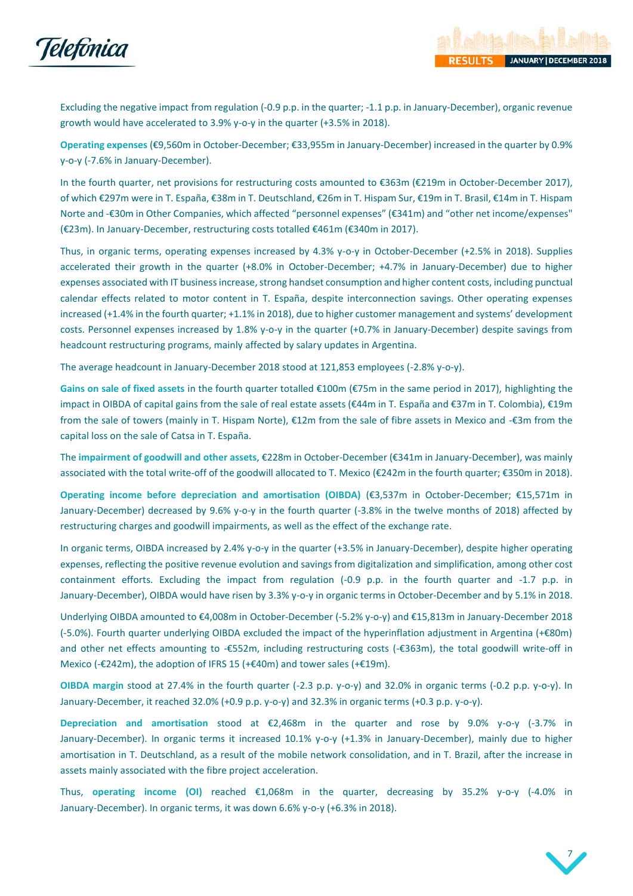Excluding the negative impact from regulation (-0.9 p.p. in the quarter; -1.1 p.p. in January-December), organic revenue growth would have accelerated to 3.9% y-o-y in the quarter (+3.5% in 2018).

**Operating expenses** (€9,560m in October-December; €33,955m in January-December) increased in the quarter by 0.9% y-o-y (-7.6% in January-December).

In the fourth quarter, net provisions for restructuring costs amounted to €363m (€219m in October-December 2017), of which €297m were in T. España, €38m in T. Deutschland, €26m in T. Hispam Sur, €19m in T. Brasil, €14m in T. Hispam Norte and -€30m in Other Companies, which affected "personnel expenses" (€341m) and "other net income/expenses" (€23m). In January-December, restructuring costs totalled €461m (€340m in 2017).

Thus, in organic terms, operating expenses increased by 4.3% y-o-y in October-December (+2.5% in 2018). Supplies accelerated their growth in the quarter (+8.0% in October-December; +4.7% in January-December) due to higher expenses associated with IT business increase, strong handset consumption and higher content costs, including punctual calendar effects related to motor content in T. España, despite interconnection savings. Other operating expenses increased (+1.4% in the fourth quarter; +1.1% in 2018), due to higher customer management and systems' development costs. Personnel expenses increased by 1.8% y-o-y in the quarter (+0.7% in January-December) despite savings from headcount restructuring programs, mainly affected by salary updates in Argentina.

The average headcount in January-December 2018 stood at 121,853 employees (-2.8% y-o-y).

**Gains on sale of fixed assets** in the fourth quarter totalled €100m (€75m in the same period in 2017), highlighting the impact in OIBDA of capital gains from the sale of real estate assets (€44m in T. España and €37m in T. Colombia), €19m from the sale of towers (mainly in T. Hispam Norte), €12m from the sale of fibre assets in Mexico and -€3m from the capital loss on the sale of Catsa in T. España.

The **impairment of goodwill and other assets**, €228m in October-December (€341m in January-December), was mainly associated with the total write-off of the goodwill allocated to T. Mexico (€242m in the fourth quarter; €350m in 2018).

**Operating income before depreciation and amortisation (OIBDA)** (€3,537m in October-December; €15,571m in January-December) decreased by 9.6% y-o-y in the fourth quarter (-3.8% in the twelve months of 2018) affected by restructuring charges and goodwill impairments, as well as the effect of the exchange rate.

In organic terms, OIBDA increased by 2.4% y-o-y in the quarter (+3.5% in January-December), despite higher operating expenses, reflecting the positive revenue evolution and savings from digitalization and simplification, among other cost containment efforts. Excluding the impact from regulation (-0.9 p.p. in the fourth quarter and -1.7 p.p. in January-December), OIBDA would have risen by 3.3% y-o-y in organic terms in October-December and by 5.1% in 2018.

Underlying OIBDA amounted to €4,008m in October-December (-5.2% y-o-y) and €15,813m in January-December 2018 (-5.0%). Fourth quarter underlying OIBDA excluded the impact of the hyperinflation adjustment in Argentina (+€80m) and other net effects amounting to -€552m, including restructuring costs (-€363m), the total goodwill write-off in Mexico (-€242m), the adoption of IFRS 15 (+€40m) and tower sales (+€19m).

**OIBDA margin** stood at 27.4% in the fourth quarter (-2.3 p.p. y-o-y) and 32.0% in organic terms (-0.2 p.p. y-o-y). In January-December, it reached 32.0% (+0.9 p.p. y-o-y) and 32.3% in organic terms (+0.3 p.p. y-o-y).

**Depreciation and amortisation** stood at €2,468m in the quarter and rose by 9.0% y-o-y (-3.7% in January-December). In organic terms it increased 10.1% y-o-y (+1.3% in January-December), mainly due to higher amortisation in T. Deutschland, as a result of the mobile network consolidation, and in T. Brazil, after the increase in assets mainly associated with the fibre project acceleration.

Thus, **operating income (OI)** reached €1,068m in the quarter, decreasing by 35.2% y-o-y (-4.0% in January-December). In organic terms, it was down 6.6% y-o-y (+6.3% in 2018).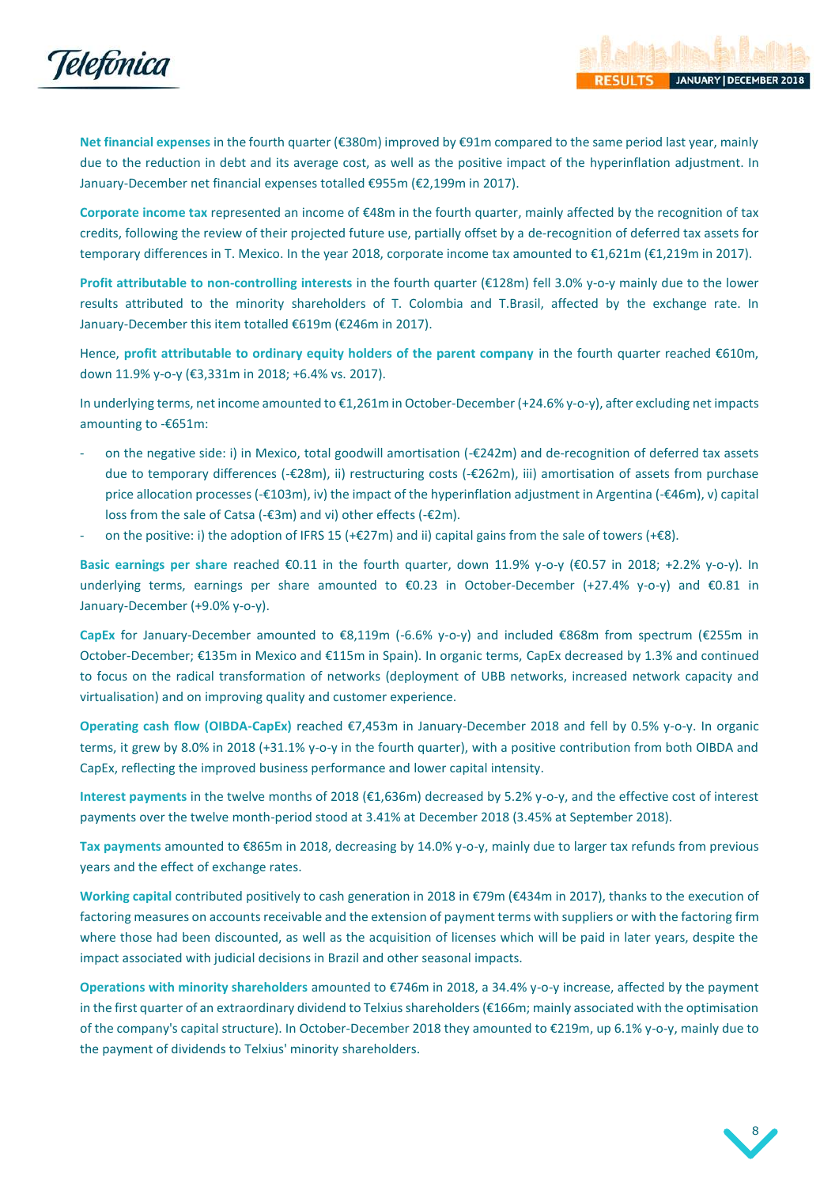**Net financial expenses** in the fourth quarter (€380m) improved by €91m compared to the same period last year, mainly due to the reduction in debt and its average cost, as well as the positive impact of the hyperinflation adjustment. In January-December net financial expenses totalled €955m (€2,199m in 2017).

**Corporate income tax** represented an income of €48m in the fourth quarter, mainly affected by the recognition of tax credits, following the review of their projected future use, partially offset by a de-recognition of deferred tax assets for temporary differences in T. Mexico. In the year 2018, corporate income tax amounted to €1,621m (€1,219m in 2017).

**Profit attributable to non-controlling interests** in the fourth quarter (€128m) fell 3.0% y-o-y mainly due to the lower results attributed to the minority shareholders of T. Colombia and T.Brasil, affected by the exchange rate. In January-December this item totalled €619m (€246m in 2017).

Hence, **profit attributable to ordinary equity holders of the parent company** in the fourth quarter reached €610m, down 11.9% y-o-y (€3,331m in 2018; +6.4% vs. 2017).

In underlying terms, net income amounted to €1,261m in October-December (+24.6% y-o-y), after excluding net impacts amounting to -€651m:

- on the negative side: i) in Mexico, total goodwill amortisation (-€242m) and de-recognition of deferred tax assets due to temporary differences (-€28m), ii) restructuring costs (-€262m), iii) amortisation of assets from purchase price allocation processes (-€103m), iv) the impact of the hyperinflation adjustment in Argentina (-€46m), v) capital loss from the sale of Catsa (-€3m) and vi) other effects (-€2m).
- on the positive: i) the adoption of IFRS 15 (+€27m) and ii) capital gains from the sale of towers (+€8).

**Basic earnings per share** reached €0.11 in the fourth quarter, down 11.9% y-o-y (€0.57 in 2018; +2.2% y-o-y). In underlying terms, earnings per share amounted to €0.23 in October-December (+27.4% y-o-y) and €0.81 in January-December (+9.0% y-o-y).

**CapEx** for January-December amounted to €8,119m (-6.6% y-o-y) and included €868m from spectrum (€255m in October-December; €135m in Mexico and €115m in Spain). In organic terms, CapEx decreased by 1.3% and continued to focus on the radical transformation of networks (deployment of UBB networks, increased network capacity and virtualisation) and on improving quality and customer experience.

**Operating cash flow (OIBDA-CapEx)** reached €7,453m in January-December 2018 and fell by 0.5% y-o-y. In organic terms, it grew by 8.0% in 2018 (+31.1% y-o-y in the fourth quarter), with a positive contribution from both OIBDA and CapEx, reflecting the improved business performance and lower capital intensity.

**Interest payments** in the twelve months of 2018 (€1,636m) decreased by 5.2% y-o-y, and the effective cost of interest payments over the twelve month-period stood at 3.41% at December 2018 (3.45% at September 2018).

**Tax payments** amounted to €865m in 2018, decreasing by 14.0% y-o-y, mainly due to larger tax refunds from previous years and the effect of exchange rates.

**Working capital** contributed positively to cash generation in 2018 in €79m (€434m in 2017), thanks to the execution of factoring measures on accounts receivable and the extension of payment terms with suppliers or with the factoring firm where those had been discounted, as well as the acquisition of licenses which will be paid in later years, despite the impact associated with judicial decisions in Brazil and other seasonal impacts.

**Operations with minority shareholders** amounted to €746m in 2018, a 34.4% y-o-y increase, affected by the payment in the first quarter of an extraordinary dividend to Telxius shareholders (€166m; mainly associated with the optimisation of the company's capital structure). In October-December 2018 they amounted to €219m, up 6.1% y-o-y, mainly due to the payment of dividends to Telxius' minority shareholders.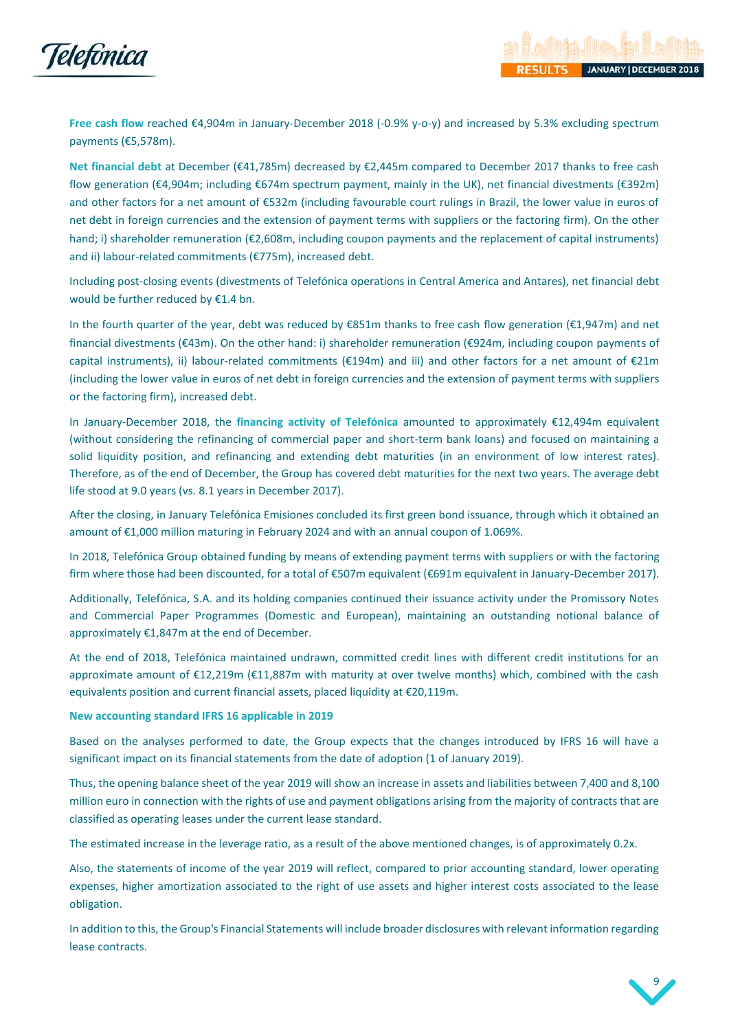**Free cash flow** reached €4,904m in January-December 2018 (-0.9% y-o-y) and increased by 5.3% excluding spectrum payments (€5,578m).

**Net financial debt** at December (€41,785m) decreased by €2,445m compared to December 2017 thanks to free cash flow generation (€4,904m; including €674m spectrum payment, mainly in the UK), net financial divestments (€392m) and other factors for a net amount of €532m (including favourable court rulings in Brazil, the lower value in euros of net debt in foreign currencies and the extension of payment terms with suppliers or the factoring firm). On the other hand; i) shareholder remuneration (€2,608m, including coupon payments and the replacement of capital instruments) and ii) labour-related commitments (€775m), increased debt.

Including post-closing events (divestments of Telefónica operations in Central America and Antares), net financial debt would be further reduced by €1.4 bn.

In the fourth quarter of the year, debt was reduced by €851m thanks to free cash flow generation (€1,947m) and net financial divestments (€43m). On the other hand: i) shareholder remuneration (€924m, including coupon payments of capital instruments), ii) labour-related commitments (€194m) and iii) and other factors for a net amount of €21m (including the lower value in euros of net debt in foreign currencies and the extension of payment terms with suppliers or the factoring firm), increased debt.

In January-December 2018, the **financing activity of Telefónica** amounted to approximately €12,494m equivalent (without considering the refinancing of commercial paper and short-term bank loans) and focused on maintaining a solid liquidity position, and refinancing and extending debt maturities (in an environment of low interest rates). Therefore, as of the end of December, the Group has covered debt maturities for the next two years. The average debt life stood at 9.0 years (vs. 8.1 years in December 2017).

After the closing, in January Telefónica Emisiones concluded its first green bond issuance, through which it obtained an amount of €1,000 million maturing in February 2024 and with an annual coupon of 1.069%.

In 2018, Telefónica Group obtained funding by means of extending payment terms with suppliers or with the factoring firm where those had been discounted, for a total of €507m equivalent (€691m equivalent in January-December 2017).

Additionally, Telefónica, S.A. and its holding companies continued their issuance activity under the Promissory Notes and Commercial Paper Programmes (Domestic and European), maintaining an outstanding notional balance of approximately €1,847m at the end of December.

At the end of 2018, Telefónica maintained undrawn, committed credit lines with different credit institutions for an approximate amount of €12,219m (€11,887m with maturity at over twelve months) which, combined with the cash equivalents position and current financial assets, placed liquidity at €20,119m.

**New accounting standard IFRS 16 applicable in 2019**

Based on the analyses performed to date, the Group expects that the changes introduced by IFRS 16 will have a significant impact on its financial statements from the date of adoption (1 of January 2019).

Thus, the opening balance sheet of the year 2019 will show an increase in assets and liabilities between 7,400 and 8,100 million euro in connection with the rights of use and payment obligations arising from the majority of contracts that are classified as operating leases under the current lease standard.

The estimated increase in the leverage ratio, as a result of the above mentioned changes, is of approximately 0.2x.

Also, the statements of income of the year 2019 will reflect, compared to prior accounting standard, lower operating expenses, higher amortization associated to the right of use assets and higher interest costs associated to the lease obligation.

In addition to this, the Group's Financial Statements will include broader disclosures with relevant information regarding lease contracts.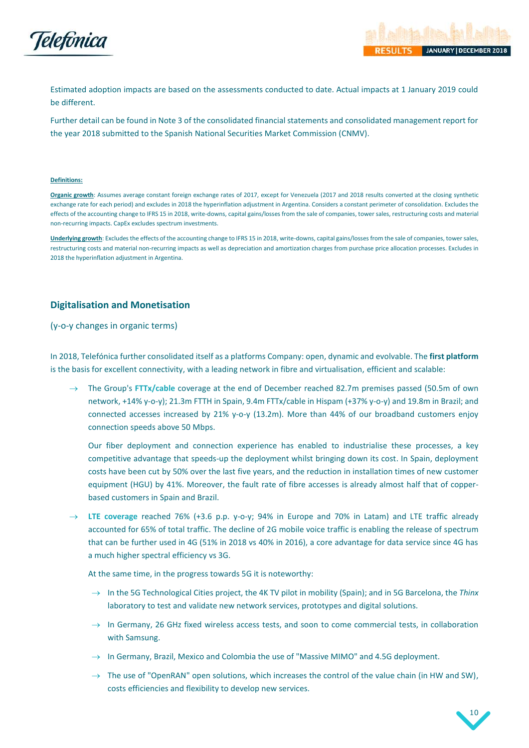Estimated adoption impacts are based on the assessments conducted to date. Actual impacts at 1 January 2019 could be different.

Further detail can be found in Note 3 of the consolidated financial statements and consolidated management report for the year 2018 submitted to the Spanish National Securities Market Commission (CNMV).

**Definitions:**

**Organic growth**: Assumes average constant foreign exchange rates of 2017, except for Venezuela (2017 and 2018 results converted at the closing synthetic exchange rate for each period) and excludes in 2018 the hyperinflation adjustment in Argentina. Considers a constant perimeter of consolidation. Excludes the effects of the accounting change to IFRS 15 in 2018, write-downs, capital gains/losses from the sale of companies, tower sales, restructuring costs and material non-recurring impacts. CapEx excludes spectrum investments.

**Underlying growth**: Excludes the effects of the accounting change to IFRS 15 in 2018, write-downs, capital gains/losses from the sale of companies, tower sales, restructuring costs and material non-recurring impacts as well as depreciation and amortization charges from purchase price allocation processes. Excludes in 2018 the hyperinflation adjustment in Argentina.

## Digitalisation and Monetisation

(y-o-y changes in organic terms)

In 2018, Telefónica further consolidated itself as a platforms Company: open, dynamic and evolvable. The **first platform** is the basis for excellent connectivity, with a leading network in fibre and virtualisation, efficient and scalable:

→ The Group's **FTTx/cable** coverage at the end of December reached 82.7m premises passed (50.5m of own network, +14% y-o-y); 21.3m FTTH in Spain, 9.4m FTTx/cable in Hispam (+37% y-o-y) and 19.8m in Brazil; and connected accesses increased by 21% y-o-y (13.2m). More than 44% of our broadband customers enjoy connection speeds above 50 Mbps.

  Our fiber deployment and connection experience has enabled to industrialise these processes, a key competitive advantage that speeds-up the deployment whilst bringing down its cost. In Spain, deployment costs have been cut by 50% over the last five years, and the reduction in installation times of new customer equipment (HGU) by 41%. Moreover, the fault rate of fibre accesses is already almost half that of copper-based customers in Spain and Brazil.

→ **LTE coverage** reached 76% (+3.6 p.p. y-o-y; 94% in Europe and 70% in Latam) and LTE traffic already accounted for 65% of total traffic. The decline of 2G mobile voice traffic is enabling the release of spectrum that can be further used in 4G (51% in 2018 vs 40% in 2016), a core advantage for data service since 4G has a much higher spectral efficiency vs 3G.

  At the same time, in the progress towards 5G it is noteworthy:

  → In the 5G Technological Cities project, the 4K TV pilot in mobility (Spain); and in 5G Barcelona, the *Thinx* laboratory to test and validate new network services, prototypes and digital solutions.

  → In Germany, 26 GHz fixed wireless access tests, and soon to come commercial tests, in collaboration with Samsung.

  → In Germany, Brazil, Mexico and Colombia the use of "Massive MIMO" and 4.5G deployment.

  → The use of "OpenRAN" open solutions, which increases the control of the value chain (in HW and SW), costs efficiencies and flexibility to develop new services.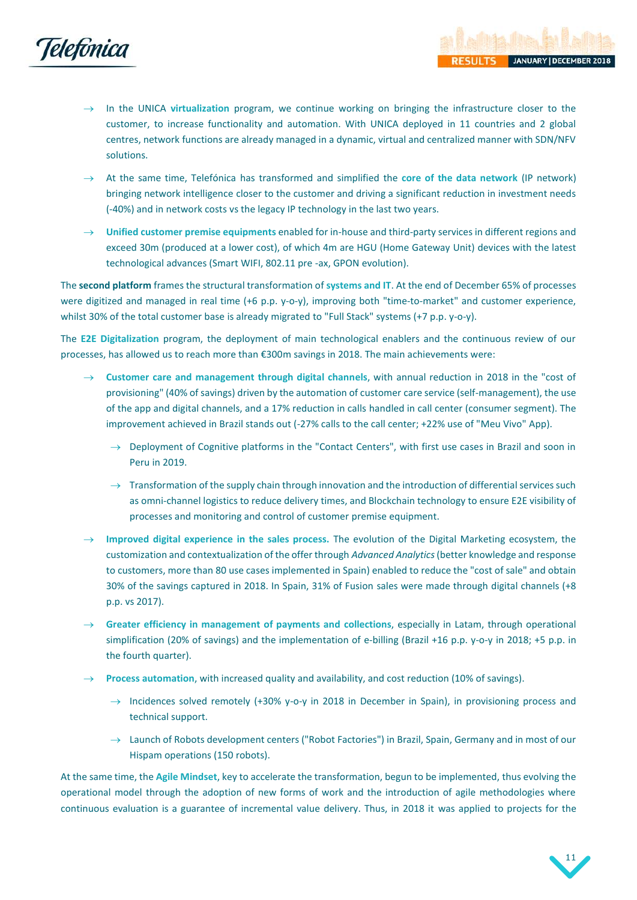- In the UNICA **virtualization** program, we continue working on bringing the infrastructure closer to the customer, to increase functionality and automation. With UNICA deployed in 11 countries and 2 global centres, network functions are already managed in a dynamic, virtual and centralized manner with SDN/NFV solutions.
- At the same time, Telefónica has transformed and simplified the **core of the data network** (IP network) bringing network intelligence closer to the customer and driving a significant reduction in investment needs (-40%) and in network costs vs the legacy IP technology in the last two years.
- **Unified customer premise equipments** enabled for in-house and third-party services in different regions and exceed 30m (produced at a lower cost), of which 4m are HGU (Home Gateway Unit) devices with the latest technological advances (Smart WIFI, 802.11 pre -ax, GPON evolution).

The **second platform** frames the structural transformation of **systems and IT**. At the end of December 65% of processes were digitized and managed in real time (+6 p.p. y-o-y), improving both "time-to-market" and customer experience, whilst 30% of the total customer base is already migrated to "Full Stack" systems (+7 p.p. y-o-y).

The **E2E Digitalization** program, the deployment of main technological enablers and the continuous review of our processes, has allowed us to reach more than €300m savings in 2018. The main achievements were:

- **Customer care and management through digital channels**, with annual reduction in 2018 in the "cost of provisioning" (40% of savings) driven by the automation of customer care service (self-management), the use of the app and digital channels, and a 17% reduction in calls handled in call center (consumer segment). The improvement achieved in Brazil stands out (-27% calls to the call center; +22% use of "Meu Vivo" App).
  - Deployment of Cognitive platforms in the "Contact Centers", with first use cases in Brazil and soon in Peru in 2019.
  - Transformation of the supply chain through innovation and the introduction of differential services such as omni-channel logistics to reduce delivery times, and Blockchain technology to ensure E2E visibility of processes and monitoring and control of customer premise equipment.
- **Improved digital experience in the sales process.** The evolution of the Digital Marketing ecosystem, the customization and contextualization of the offer through *Advanced Analytics* (better knowledge and response to customers, more than 80 use cases implemented in Spain) enabled to reduce the "cost of sale" and obtain 30% of the savings captured in 2018. In Spain, 31% of Fusion sales were made through digital channels (+8 p.p. vs 2017).
- **Greater efficiency in management of payments and collections**, especially in Latam, through operational simplification (20% of savings) and the implementation of e-billing (Brazil +16 p.p. y-o-y in 2018; +5 p.p. in the fourth quarter).
- **Process automation**, with increased quality and availability, and cost reduction (10% of savings).
  - Incidences solved remotely (+30% y-o-y in 2018 in December in Spain), in provisioning process and technical support.
  - Launch of Robots development centers ("Robot Factories") in Brazil, Spain, Germany and in most of our Hispam operations (150 robots).

At the same time, the **Agile Mindset**, key to accelerate the transformation, begun to be implemented, thus evolving the operational model through the adoption of new forms of work and the introduction of agile methodologies where continuous evaluation is a guarantee of incremental value delivery. Thus, in 2018 it was applied to projects for the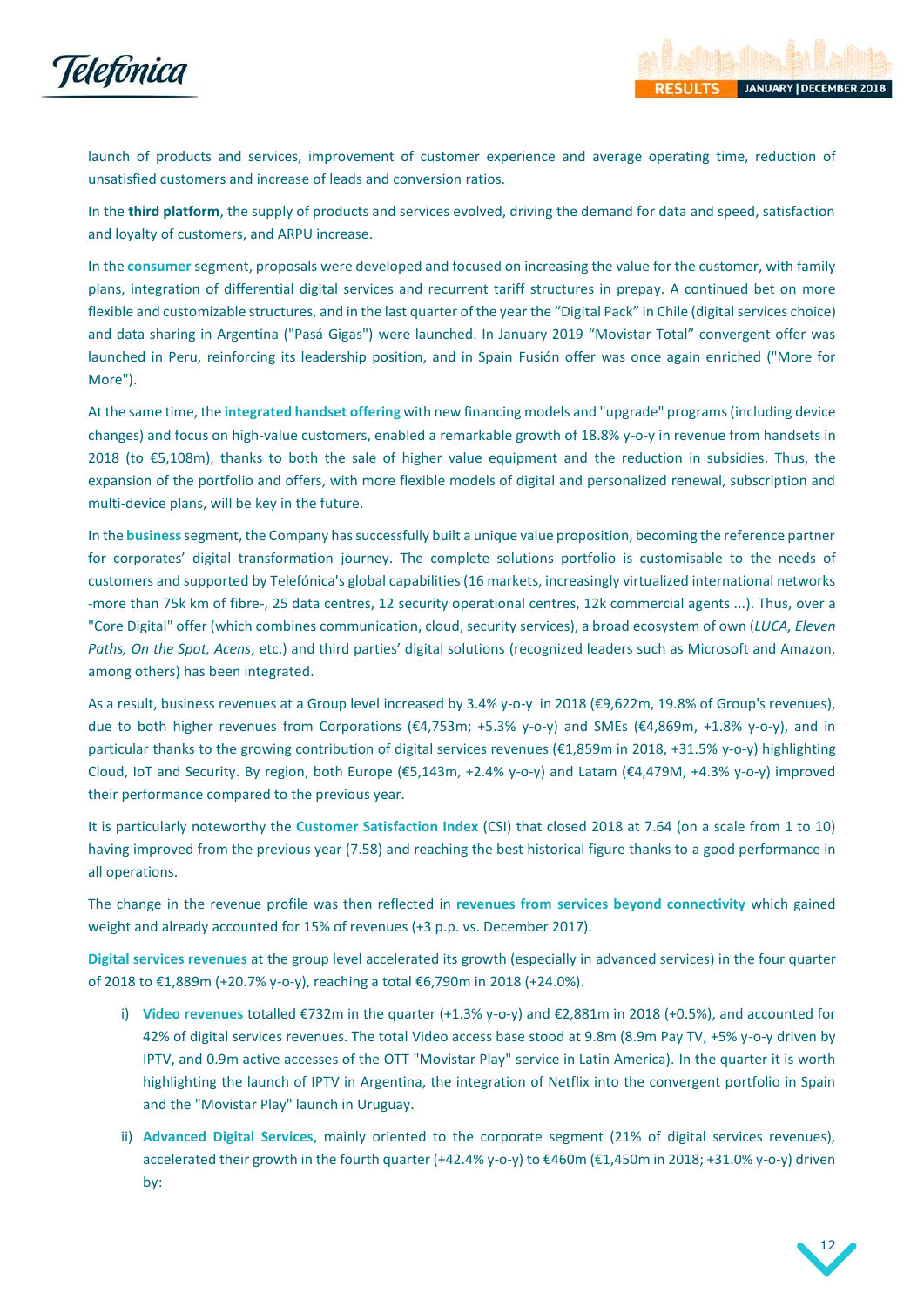launch of products and services, improvement of customer experience and average operating time, reduction of unsatisfied customers and increase of leads and conversion ratios.

In the **third platform**, the supply of products and services evolved, driving the demand for data and speed, satisfaction and loyalty of customers, and ARPU increase.

In the **consumer** segment, proposals were developed and focused on increasing the value for the customer, with family plans, integration of differential digital services and recurrent tariff structures in prepay. A continued bet on more flexible and customizable structures, and in the last quarter of the year the "Digital Pack" in Chile (digital services choice) and data sharing in Argentina ("Pasá Gigas") were launched. In January 2019 "Movistar Total" convergent offer was launched in Peru, reinforcing its leadership position, and in Spain Fusión offer was once again enriched ("More for More").

At the same time, the **integrated handset offering** with new financing models and "upgrade" programs (including device changes) and focus on high-value customers, enabled a remarkable growth of 18.8% y-o-y in revenue from handsets in 2018 (to €5,108m), thanks to both the sale of higher value equipment and the reduction in subsidies. Thus, the expansion of the portfolio and offers, with more flexible models of digital and personalized renewal, subscription and multi-device plans, will be key in the future.

In the **business** segment, the Company has successfully built a unique value proposition, becoming the reference partner for corporates' digital transformation journey. The complete solutions portfolio is customisable to the needs of customers and supported by Telefónica's global capabilities (16 markets, increasingly virtualized international networks -more than 75k km of fibre-, 25 data centres, 12 security operational centres, 12k commercial agents ...). Thus, over a "Core Digital" offer (which combines communication, cloud, security services), a broad ecosystem of own (*LUCA, Eleven Paths, On the Spot, Acens*, etc.) and third parties' digital solutions (recognized leaders such as Microsoft and Amazon, among others) has been integrated.

As a result, business revenues at a Group level increased by 3.4% y-o-y in 2018 (€9,622m, 19.8% of Group's revenues), due to both higher revenues from Corporations (€4,753m; +5.3% y-o-y) and SMEs (€4,869m, +1.8% y-o-y), and in particular thanks to the growing contribution of digital services revenues (€1,859m in 2018, +31.5% y-o-y) highlighting Cloud, IoT and Security. By region, both Europe (€5,143m, +2.4% y-o-y) and Latam (€4,479M, +4.3% y-o-y) improved their performance compared to the previous year.

It is particularly noteworthy the **Customer Satisfaction Index** (CSI) that closed 2018 at 7.64 (on a scale from 1 to 10) having improved from the previous year (7.58) and reaching the best historical figure thanks to a good performance in all operations.

The change in the revenue profile was then reflected in **revenues from services beyond connectivity** which gained weight and already accounted for 15% of revenues (+3 p.p. vs. December 2017).

**Digital services revenues** at the group level accelerated its growth (especially in advanced services) in the four quarter of 2018 to €1,889m (+20.7% y-o-y), reaching a total €6,790m in 2018 (+24.0%).

i) **Video revenues** totalled €732m in the quarter (+1.3% y-o-y) and €2,881m in 2018 (+0.5%), and accounted for 42% of digital services revenues. The total Video access base stood at 9.8m (8.9m Pay TV, +5% y-o-y driven by IPTV, and 0.9m active accesses of the OTT "Movistar Play" service in Latin America). In the quarter it is worth highlighting the launch of IPTV in Argentina, the integration of Netflix into the convergent portfolio in Spain and the "Movistar Play" launch in Uruguay.

ii) **Advanced Digital Services**, mainly oriented to the corporate segment (21% of digital services revenues), accelerated their growth in the fourth quarter (+42.4% y-o-y) to €460m (€1,450m in 2018; +31.0% y-o-y) driven by: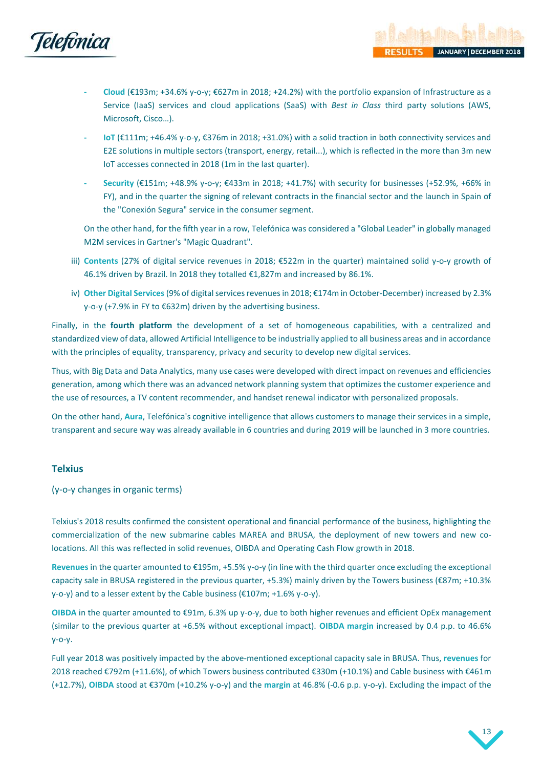- **Cloud** (€193m; +34.6% y-o-y; €627m in 2018; +24.2%) with the portfolio expansion of Infrastructure as a Service (IaaS) services and cloud applications (SaaS) with *Best in Class* third party solutions (AWS, Microsoft, Cisco…).
- **IoT** (€111m; +46.4% y-o-y, €376m in 2018; +31.0%) with a solid traction in both connectivity services and E2E solutions in multiple sectors (transport, energy, retail...), which is reflected in the more than 3m new IoT accesses connected in 2018 (1m in the last quarter).
- **Security** (€151m; +48.9% y-o-y; €433m in 2018; +41.7%) with security for businesses (+52.9%, +66% in FY), and in the quarter the signing of relevant contracts in the financial sector and the launch in Spain of the "Conexión Segura" service in the consumer segment.

On the other hand, for the fifth year in a row, Telefónica was considered a "Global Leader" in globally managed M2M services in Gartner's "Magic Quadrant".

iii) **Contents** (27% of digital service revenues in 2018; €522m in the quarter) maintained solid y-o-y growth of 46.1% driven by Brazil. In 2018 they totalled €1,827m and increased by 86.1%.

iv) **Other Digital Services** (9% of digital services revenues in 2018; €174m in October-December) increased by 2.3% y-o-y (+7.9% in FY to €632m) driven by the advertising business.

Finally, in the **fourth platform** the development of a set of homogeneous capabilities, with a centralized and standardized view of data, allowed Artificial Intelligence to be industrially applied to all business areas and in accordance with the principles of equality, transparency, privacy and security to develop new digital services.

Thus, with Big Data and Data Analytics, many use cases were developed with direct impact on revenues and efficiencies generation, among which there was an advanced network planning system that optimizes the customer experience and the use of resources, a TV content recommender, and handset renewal indicator with personalized proposals.

On the other hand, **Aura**, Telefónica's cognitive intelligence that allows customers to manage their services in a simple, transparent and secure way was already available in 6 countries and during 2019 will be launched in 3 more countries.

## Telxius

(y-o-y changes in organic terms)

Telxius's 2018 results confirmed the consistent operational and financial performance of the business, highlighting the commercialization of the new submarine cables MAREA and BRUSA, the deployment of new towers and new co-locations. All this was reflected in solid revenues, OIBDA and Operating Cash Flow growth in 2018.

**Revenues** in the quarter amounted to €195m, +5.5% y-o-y (in line with the third quarter once excluding the exceptional capacity sale in BRUSA registered in the previous quarter, +5.3%) mainly driven by the Towers business (€87m; +10.3% y-o-y) and to a lesser extent by the Cable business (€107m; +1.6% y-o-y).

**OIBDA** in the quarter amounted to €91m, 6.3% up y-o-y, due to both higher revenues and efficient OpEx management (similar to the previous quarter at +6.5% without exceptional impact). **OIBDA margin** increased by 0.4 p.p. to 46.6% y-o-y.

Full year 2018 was positively impacted by the above-mentioned exceptional capacity sale in BRUSA. Thus, **revenues** for 2018 reached €792m (+11.6%), of which Towers business contributed €330m (+10.1%) and Cable business with €461m (+12.7%), **OIBDA** stood at €370m (+10.2% y-o-y) and the **margin** at 46.8% (-0.6 p.p. y-o-y). Excluding the impact of the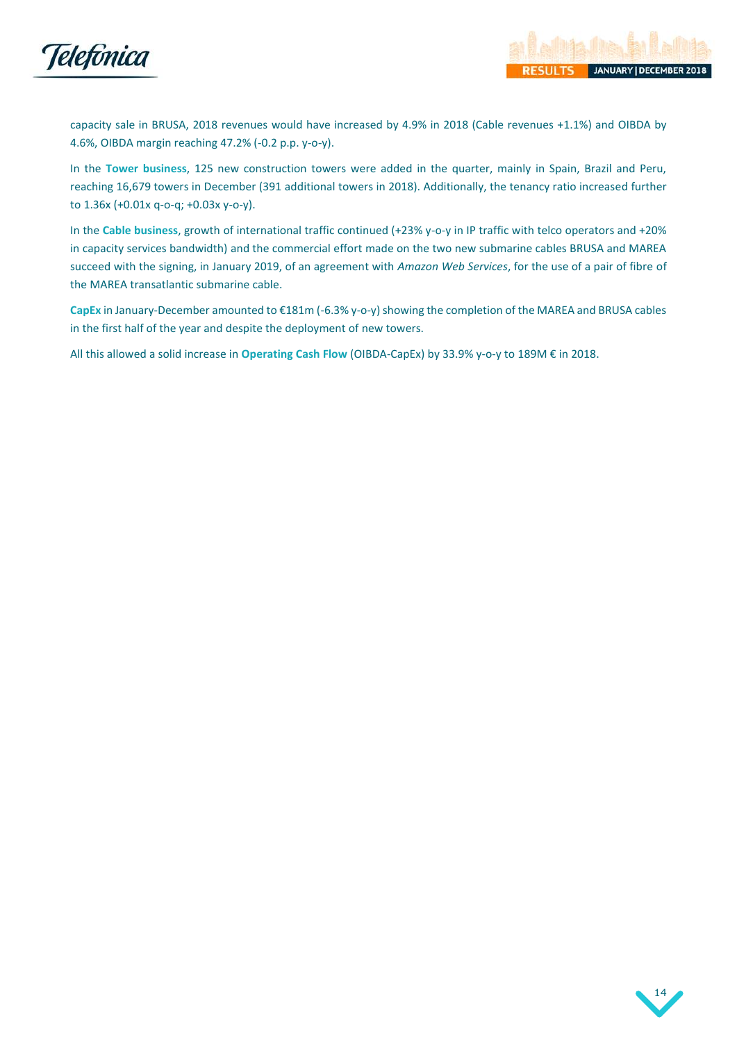capacity sale in BRUSA, 2018 revenues would have increased by 4.9% in 2018 (Cable revenues +1.1%) and OIBDA by 4.6%, OIBDA margin reaching 47.2% (-0.2 p.p. y-o-y).

In the **Tower business**, 125 new construction towers were added in the quarter, mainly in Spain, Brazil and Peru, reaching 16,679 towers in December (391 additional towers in 2018). Additionally, the tenancy ratio increased further to 1.36x (+0.01x q-o-q; +0.03x y-o-y).

In the **Cable business**, growth of international traffic continued (+23% y-o-y in IP traffic with telco operators and +20% in capacity services bandwidth) and the commercial effort made on the two new submarine cables BRUSA and MAREA succeed with the signing, in January 2019, of an agreement with *Amazon Web Services*, for the use of a pair of fibre of the MAREA transatlantic submarine cable.

**CapEx** in January-December amounted to €181m (-6.3% y-o-y) showing the completion of the MAREA and BRUSA cables in the first half of the year and despite the deployment of new towers.

All this allowed a solid increase in **Operating Cash Flow** (OIBDA-CapEx) by 33.9% y-o-y to 189M € in 2018.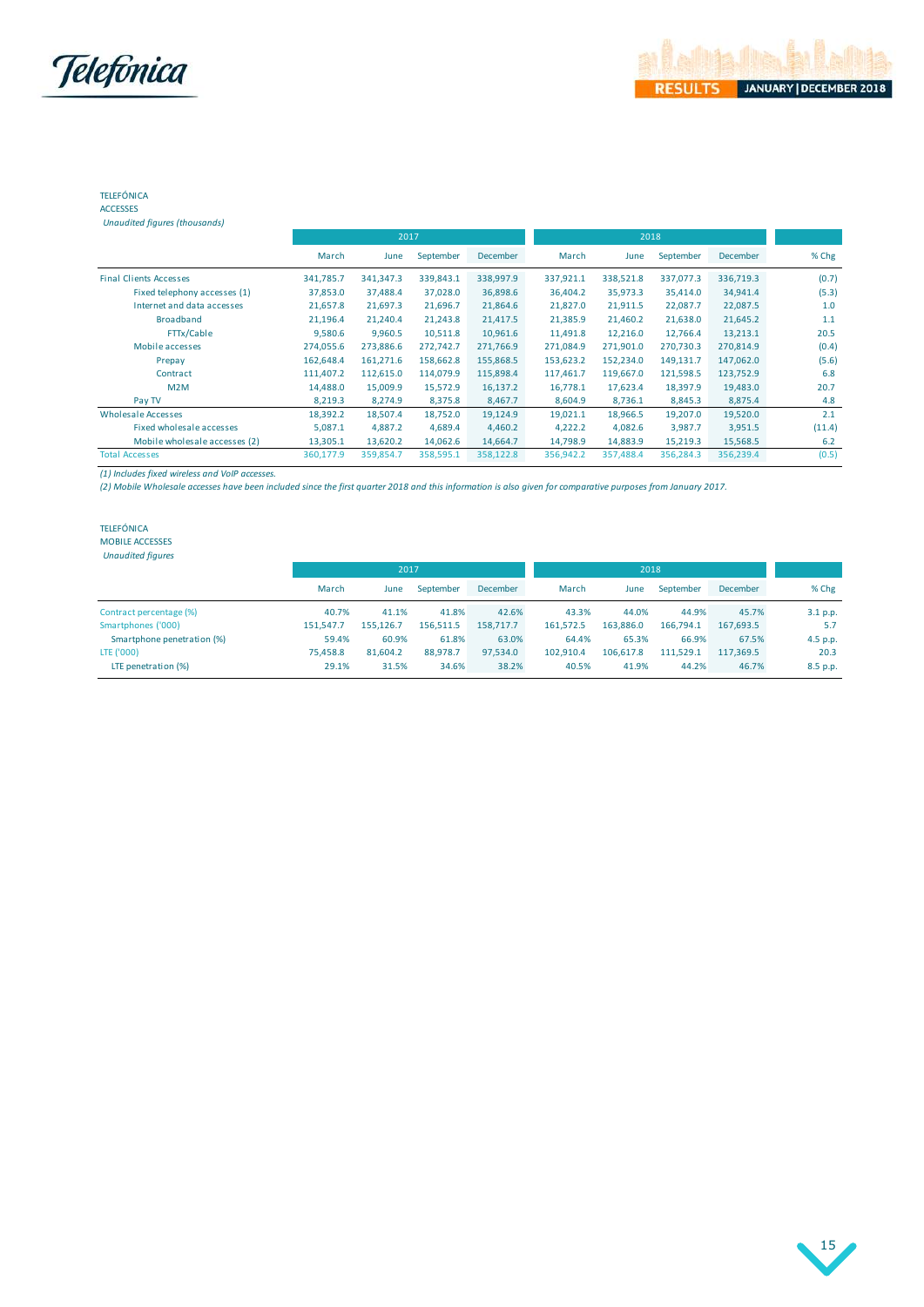TELEFÓNICA
ACCESSES
*Unaudited figures (thousands)*

| | 2017 | | | | 2018 | | | | |
|---|---|---|---|---|---|---|---|---|---|
| | March | June | September | December | March | June | September | December | % Chg |
| Final Clients Accesses | 341,785.7 | 341,347.3 | 339,843.1 | 338,997.9 | 337,921.1 | 338,521.8 | 337,077.3 | 336,719.3 | (0.7) |
| Fixed telephony accesses (1) | 37,853.0 | 37,488.4 | 37,028.0 | 36,898.6 | 36,404.2 | 35,973.3 | 35,414.0 | 34,941.4 | (5.3) |
| Internet and data accesses | 21,657.8 | 21,697.3 | 21,696.7 | 21,864.6 | 21,827.0 | 21,911.5 | 22,087.7 | 22,087.5 | 1.0 |
| Broadband | 21,196.4 | 21,240.4 | 21,243.8 | 21,417.5 | 21,385.9 | 21,460.2 | 21,638.0 | 21,645.2 | 1.1 |
| FTTx/Cable | 9,580.6 | 9,960.5 | 10,511.8 | 10,961.6 | 11,491.8 | 12,216.0 | 12,766.4 | 13,213.1 | 20.5 |
| Mobile accesses | 274,055.6 | 273,886.6 | 272,742.7 | 271,766.9 | 271,084.9 | 271,901.0 | 270,730.3 | 270,814.9 | (0.4) |
| Prepay | 162,648.4 | 161,271.6 | 158,662.8 | 155,868.5 | 153,623.2 | 152,234.0 | 149,131.7 | 147,062.0 | (5.6) |
| Contract | 111,407.2 | 112,615.0 | 114,079.9 | 115,898.4 | 117,461.7 | 119,667.0 | 121,598.5 | 123,752.9 | 6.8 |
| M2M | 14,488.0 | 15,009.9 | 15,572.9 | 16,137.2 | 16,778.1 | 17,623.4 | 18,397.9 | 19,483.0 | 20.7 |
| Pay TV | 8,219.3 | 8,274.9 | 8,375.8 | 8,467.7 | 8,604.9 | 8,736.1 | 8,845.3 | 8,875.4 | 4.8 |
| Wholesale Accesses | 18,392.2 | 18,507.4 | 18,752.0 | 19,124.9 | 19,021.1 | 18,966.5 | 19,207.0 | 19,520.0 | 2.1 |
| Fixed wholesale accesses | 5,087.1 | 4,887.2 | 4,689.4 | 4,460.2 | 4,222.2 | 4,082.6 | 3,987.7 | 3,951.5 | (11.4) |
| Mobile wholesale accesses (2) | 13,305.1 | 13,620.2 | 14,062.6 | 14,664.7 | 14,798.9 | 14,883.9 | 15,219.3 | 15,568.5 | 6.2 |
| Total Accesses | 360,177.9 | 359,854.7 | 358,595.1 | 358,122.8 | 356,942.2 | 357,488.4 | 356,284.3 | 356,239.4 | (0.5) |

*(1) Includes fixed wireless and VoIP accesses.*
*(2) Mobile Wholesale accesses have been included since the first quarter 2018 and this information is also given for comparative purposes from January 2017.*

TELEFÓNICA
MOBILE ACCESSES
*Unaudited figures*

| | 2017 | | | | 2018 | | | | |
|---|---|---|---|---|---|---|---|---|---|
| | March | June | September | December | March | June | September | December | % Chg |
| Contract percentage (%) | 40.7% | 41.1% | 41.8% | 42.6% | 43.3% | 44.0% | 44.9% | 45.7% | 3.1 p.p. |
| Smartphones ('000) | 151,547.7 | 155,126.7 | 156,511.5 | 158,717.7 | 161,572.5 | 163,886.0 | 166,794.1 | 167,693.5 | 5.7 |
| Smartphone penetration (%) | 59.4% | 60.9% | 61.8% | 63.0% | 64.4% | 65.3% | 66.9% | 67.5% | 4.5 p.p. |
| LTE ('000) | 75,458.8 | 81,604.2 | 88,978.7 | 97,534.0 | 102,910.4 | 106,617.8 | 111,529.1 | 117,369.5 | 20.3 |
| LTE penetration (%) | 29.1% | 31.5% | 34.6% | 38.2% | 40.5% | 41.9% | 44.2% | 46.7% | 8.5 p.p. |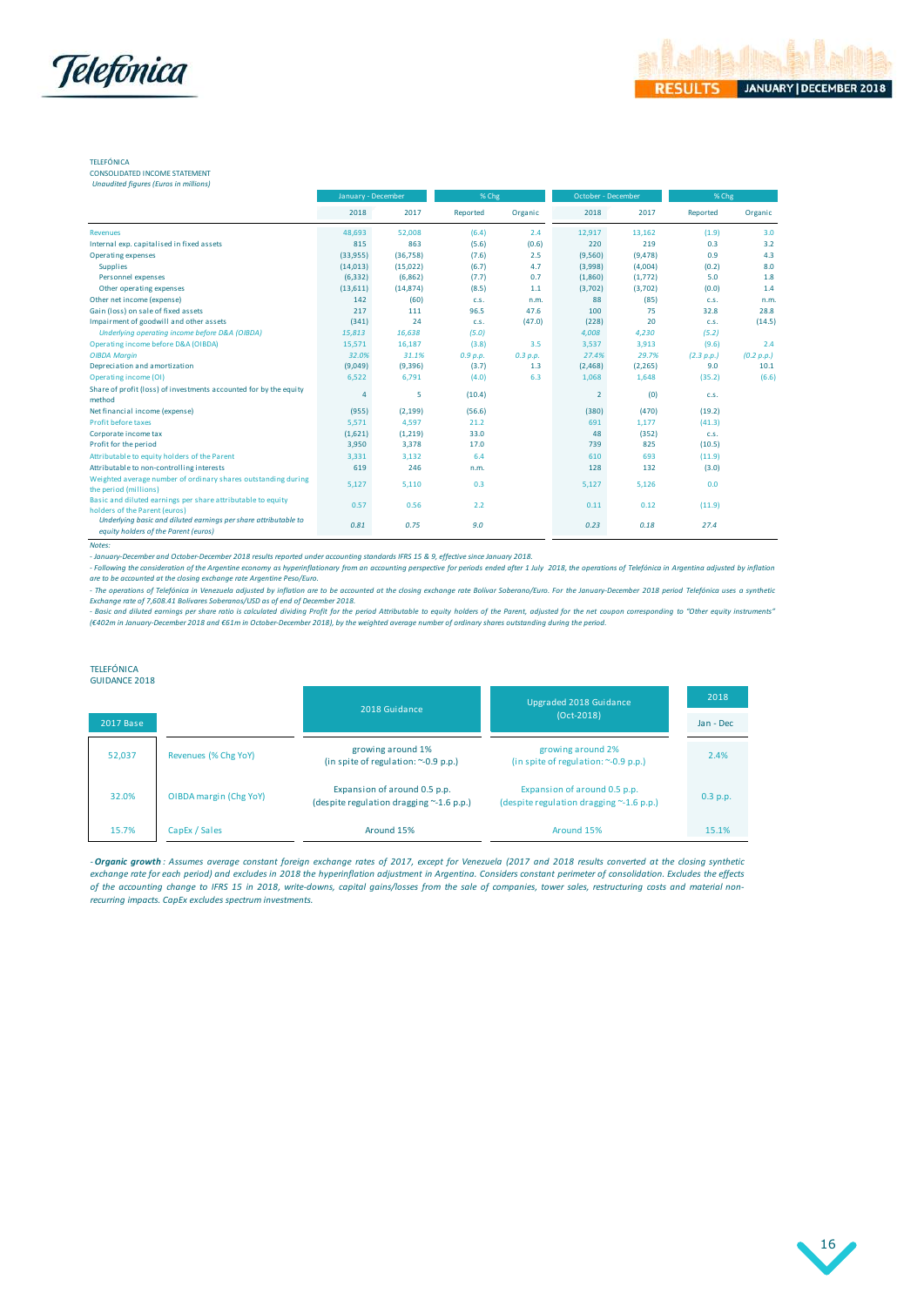TELEFÓNICA
CONSOLIDATED INCOME STATEMENT
*Unaudited figures (Euros in millions)*

| | January - December | | % Chg | | October - December | | % Chg | |
|---|---|---|---|---|---|---|---|---|
| | 2018 | 2017 | Reported | Organic | 2018 | 2017 | Reported | Organic |
| Revenues | 48,693 | 52,008 | (6.4) | 2.4 | 12,917 | 13,162 | (1.9) | 3.0 |
| Internal exp. capitalised in fixed assets | 815 | 863 | (5.6) | (0.6) | 220 | 219 | 0.3 | 3.2 |
| Operating expenses | (33,955) | (36,758) | (7.6) | 2.5 | (9,560) | (9,478) | 0.9 | 4.3 |
| Supplies | (14,013) | (15,022) | (6.7) | 4.7 | (3,998) | (4,004) | (0.2) | 8.0 |
| Personnel expenses | (6,332) | (6,862) | (7.7) | 0.7 | (1,860) | (1,772) | 5.0 | 1.8 |
| Other operating expenses | (13,611) | (14,874) | (8.5) | 1.1 | (3,702) | (3,702) | (0.0) | 1.4 |
| Other net income (expense) | 142 | (60) | c.s. | n.m. | 88 | (85) | c.s. | n.m. |
| Gain (loss) on sale of fixed assets | 217 | 111 | 96.5 | 47.6 | 100 | 75 | 32.8 | 28.8 |
| Impairment of goodwill and other assets | (341) | 24 | c.s. | (47.0) | (228) | 20 | c.s. | (14.5) |
| *Underlying operating income before D&A (OIBDA)* | *15,813* | *16,638* | *(5.0)* | | *4,008* | *4,230* | *(5.2)* | |
| Operating income before D&A (OIBDA) | 15,571 | 16,187 | (3.8) | 3.5 | 3,537 | 3,913 | (9.6) | 2.4 |
| *OIBDA Margin* | *32.0%* | *31.1%* | *0.9 p.p.* | *0.3 p.p.* | *27.4%* | *29.7%* | *(2.3 p.p.)* | *(0.2 p.p.)* |
| Depreciation and amortization | (9,049) | (9,396) | (3.7) | 1.3 | (2,468) | (2,265) | 9.0 | 10.1 |
| Operating income (OI) | 6,522 | 6,791 | (4.0) | 6.3 | 1,068 | 1,648 | (35.2) | (6.6) |
| Share of profit (loss) of investments accounted for by the equity method | 4 | 5 | (10.4) | | 2 | (0) | c.s. | |
| Net financial income (expense) | (955) | (2,199) | (56.6) | | (380) | (470) | (19.2) | |
| Profit before taxes | 5,571 | 4,597 | 21.2 | | 691 | 1,177 | (41.3) | |
| Corporate income tax | (1,621) | (1,219) | 33.0 | | 48 | (352) | c.s. | |
| Profit for the period | 3,950 | 3,378 | 17.0 | | 739 | 825 | (10.5) | |
| Attributable to equity holders of the Parent | 3,331 | 3,132 | 6.4 | | 610 | 693 | (11.9) | |
| Attributable to non-controlling interests | 619 | 246 | n.m. | | 128 | 132 | (3.0) | |
| Weighted average number of ordinary shares outstanding during the period (millions) | 5,127 | 5,110 | 0.3 | | 5,127 | 5,126 | 0.0 | |
| Basic and diluted earnings per share attributable to equity holders of the Parent (euros) | 0.57 | 0.56 | 2.2 | | 0.11 | 0.12 | (11.9) | |
| *Underlying basic and diluted earnings per share attributable to equity holders of the Parent (euros)* | *0.81* | *0.75* | *9.0* | | *0.23* | *0.18* | *27.4* | |

*Notes:*

*- January-December and October-December 2018 results reported under accounting standards IFRS 15 & 9, effective since January 2018.*

*- Following the consideration of the Argentine economy as hyperinflationary from an accounting perspective for periods ended after 1 July 2018, the operations of Telefónica in Argentina adjusted by inflation are to be accounted at the closing exchange rate Argentine Peso/Euro.*

*- The operations of Telefónica in Venezuela adjusted by inflation are to be accounted at the closing exchange rate Bolívar Soberano/Euro. For the January-December 2018 period Telefónica uses a synthetic Exchange rate of 7,608.41 Bolivares Soberanos/USD as of end of December 2018.*

*- Basic and diluted earnings per share ratio is calculated dividing Profit for the period Attributable to equity holders of the Parent, adjusted for the net coupon corresponding to "Other equity instruments" (€402m in January-December 2018 and €61m in October-December 2018), by the weighted average number of ordinary shares outstanding during the period.*

TELEFÓNICA
GUIDANCE 2018

| 2017 Base | | 2018 Guidance | Upgraded 2018 Guidance (Oct-2018) | 2018 Jan - Dec |
|---|---|---|---|---|
| 52,037 | Revenues (% Chg YoY) | growing around 1% (in spite of regulation: ~-0.9 p.p.) | growing around 2% (in spite of regulation: ~-0.9 p.p.) | 2.4% |
| 32.0% | OIBDA margin (Chg YoY) | Expansion of around 0.5 p.p. (despite regulation dragging ~-1.6 p.p.) | Expansion of around 0.5 p.p. (despite regulation dragging ~-1.6 p.p.) | 0.3 p.p. |
| 15.7% | CapEx / Sales | Around 15% | Around 15% | 15.1% |

*- **Organic growth**: Assumes average constant foreign exchange rates of 2017, except for Venezuela (2017 and 2018 results converted at the closing synthetic exchange rate for each period) and excludes in 2018 the hyperinflation adjustment in Argentina. Considers constant perimeter of consolidation. Excludes the effects of the accounting change to IFRS 15 in 2018, write-downs, capital gains/losses from the sale of companies, tower sales, restructuring costs and material non-recurring impacts. CapEx excludes spectrum investments.*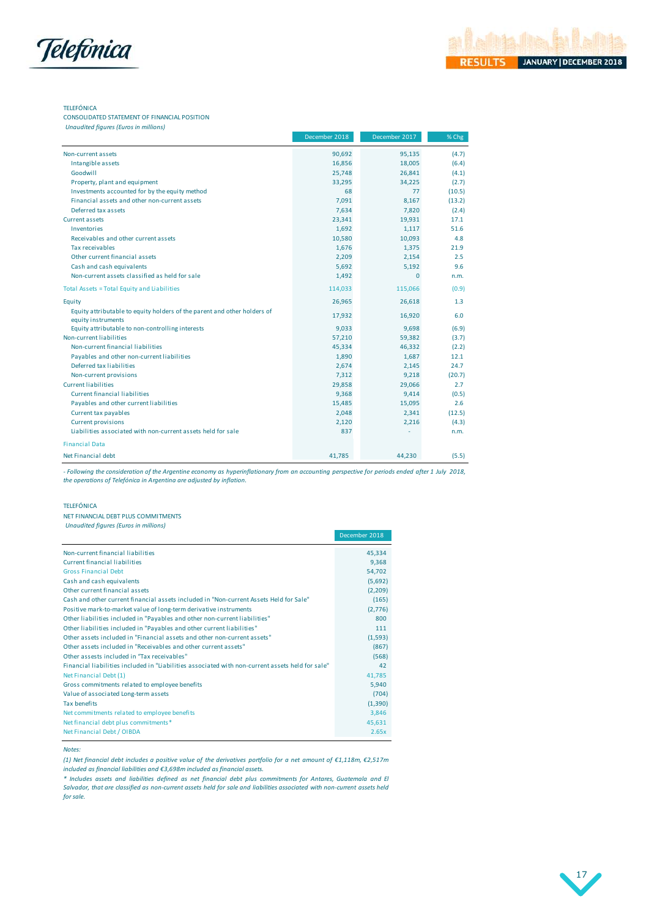TELEFÓNICA

CONSOLIDATED STATEMENT OF FINANCIAL POSITION

*Unaudited figures (Euros in millions)*

| | December 2018 | December 2017 | % Chg |
|---|---|---|---|
| Non-current assets | 90,692 | 95,135 | (4.7) |
| Intangible assets | 16,856 | 18,005 | (6.4) |
| Goodwill | 25,748 | 26,841 | (4.1) |
| Property, plant and equipment | 33,295 | 34,225 | (2.7) |
| Investments accounted for by the equity method | 68 | 77 | (10.5) |
| Financial assets and other non-current assets | 7,091 | 8,167 | (13.2) |
| Deferred tax assets | 7,634 | 7,820 | (2.4) |
| Current assets | 23,341 | 19,931 | 17.1 |
| Inventories | 1,692 | 1,117 | 51.6 |
| Receivables and other current assets | 10,580 | 10,093 | 4.8 |
| Tax receivables | 1,676 | 1,375 | 21.9 |
| Other current financial assets | 2,209 | 2,154 | 2.5 |
| Cash and cash equivalents | 5,692 | 5,192 | 9.6 |
| Non-current assets classified as held for sale | 1,492 | 0 | n.m. |
| Total Assets = Total Equity and Liabilities | 114,033 | 115,066 | (0.9) |
| Equity | 26,965 | 26,618 | 1.3 |
| Equity attributable to equity holders of the parent and other holders of equity instruments | 17,932 | 16,920 | 6.0 |
| Equity attributable to non-controlling interests | 9,033 | 9,698 | (6.9) |
| Non-current liabilities | 57,210 | 59,382 | (3.7) |
| Non-current financial liabilities | 45,334 | 46,332 | (2.2) |
| Payables and other non-current liabilities | 1,890 | 1,687 | 12.1 |
| Deferred tax liabilities | 2,674 | 2,145 | 24.7 |
| Non-current provisions | 7,312 | 9,218 | (20.7) |
| Current liabilities | 29,858 | 29,066 | 2.7 |
| Current financial liabilities | 9,368 | 9,414 | (0.5) |
| Payables and other current liabilities | 15,485 | 15,095 | 2.6 |
| Current tax payables | 2,048 | 2,341 | (12.5) |
| Current provisions | 2,120 | 2,216 | (4.3) |
| Liabilities associated with non-current assets held for sale | 837 | - | n.m. |
| Financial Data | | | |
| Net Financial debt | 41,785 | 44,230 | (5.5) |

*- Following the consideration of the Argentine economy as hyperinflationary from an accounting perspective for periods ended after 1 July 2018, the operations of Telefónica in Argentina are adjusted by inflation.*

TELEFÓNICA

NET FINANCIAL DEBT PLUS COMMITMENTS

*Unaudited figures (Euros in millions)*

| | December 2018 |
|---|---|
| Non-current financial liabilities | 45,334 |
| Current financial liabilities | 9,368 |
| Gross Financial Debt | 54,702 |
| Cash and cash equivalents | (5,692) |
| Other current financial assets | (2,209) |
| Cash and other current financial assets included in "Non-current Assets Held for Sale" | (165) |
| Positive mark-to-market value of long-term derivative instruments | (2,776) |
| Other liabilities included in "Payables and other non-current liabilities" | 800 |
| Other liabilities included in "Payables and other current liabilities" | 111 |
| Other assets included in "Financial assets and other non-current assets" | (1,593) |
| Other assets included in "Receivables and other current assets" | (867) |
| Other assets included in "Tax receivables" | (568) |
| Financial liabilities included in "Liabilities associated with non-current assets held for sale" | 42 |
| Net Financial Debt (1) | 41,785 |
| Gross commitments related to employee benefits | 5,940 |
| Value of associated Long-term assets | (704) |
| Tax benefits | (1,390) |
| Net commitments related to employee benefits | 3,846 |
| Net financial debt plus commitments* | 45,631 |
| Net Financial Debt / OIBDA | 2.65x |

*Notes:*

*(1) Net financial debt includes a positive value of the derivatives portfolio for a net amount of €1,118m, €2,517m included as financial liabilities and €3,698m included as financial assets.*

*\* Includes assets and liabilities defined as net financial debt plus commitments for Antares, Guatemala and El Salvador, that are classified as non-current assets held for sale and liabilities associated with non-current assets held for sale.*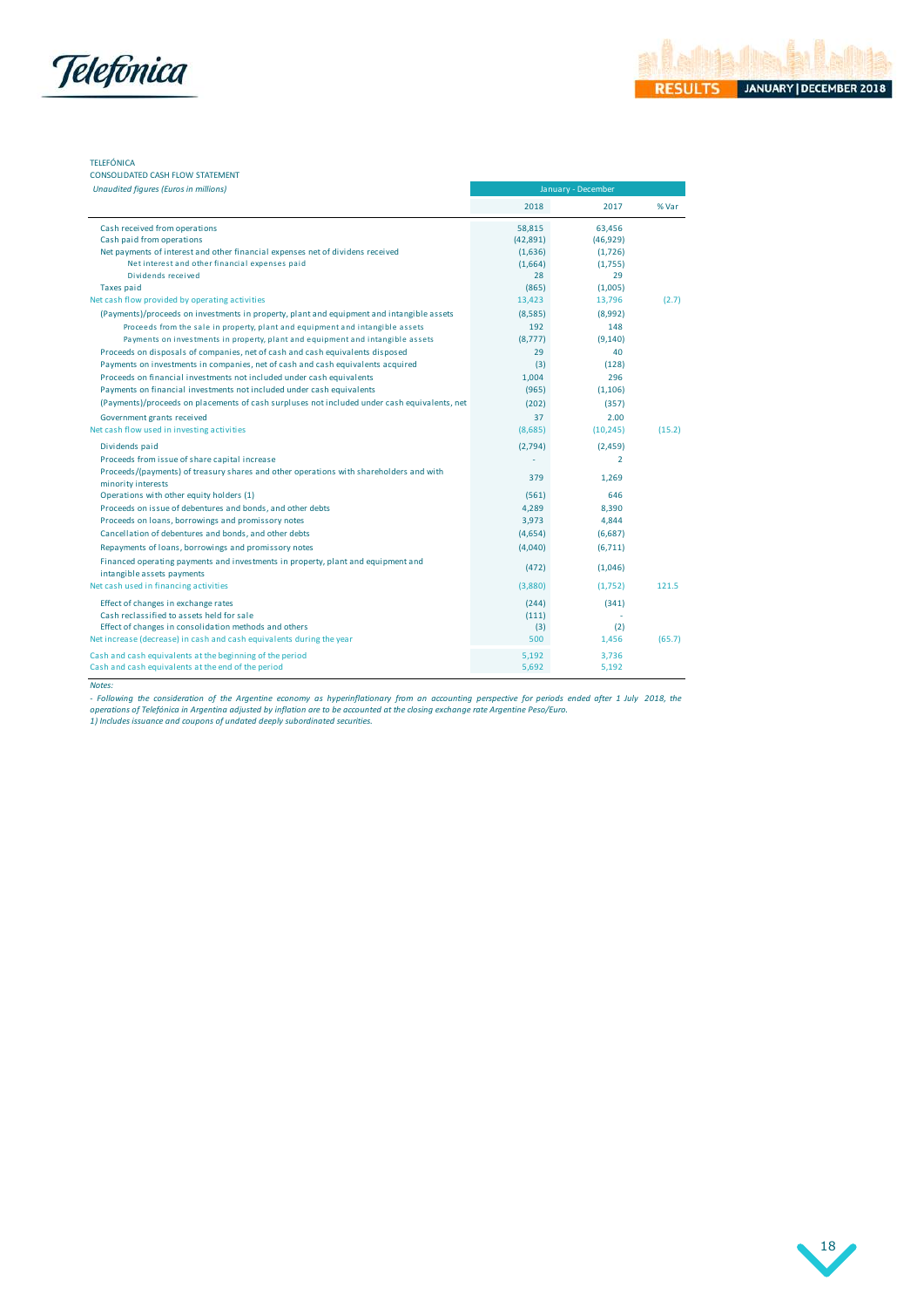TELEFÓNICA
CONSOLIDATED CASH FLOW STATEMENT
*Unaudited figures (Euros in millions)*

| | January - December | | |
|---|---|---|---|
| | 2018 | 2017 | % Var |
| Cash received from operations | 58,815 | 63,456 | |
| Cash paid from operations | (42,891) | (46,929) | |
| Net payments of interest and other financial expenses net of dividends received | (1,636) | (1,726) | |
| Net interest and other financial expenses paid | (1,664) | (1,755) | |
| Dividends received | 28 | 29 | |
| Taxes paid | (865) | (1,005) | |
| Net cash flow provided by operating activities | 13,423 | 13,796 | (2.7) |
| (Payments)/proceeds on investments in property, plant and equipment and intangible assets | (8,585) | (8,992) | |
| Proceeds from the sale in property, plant and equipment and intangible assets | 192 | 148 | |
| Payments on investments in property, plant and equipment and intangible assets | (8,777) | (9,140) | |
| Proceeds on disposals of companies, net of cash and cash equivalents disposed | 29 | 40 | |
| Payments on investments in companies, net of cash and cash equivalents acquired | (3) | (128) | |
| Proceeds on financial investments not included under cash equivalents | 1,004 | 296 | |
| Payments on financial investments not included under cash equivalents | (965) | (1,106) | |
| (Payments)/proceeds on placements of cash surpluses not included under cash equivalents, net | (202) | (357) | |
| Government grants received | 37 | 2.00 | |
| Net cash flow used in investing activities | (8,685) | (10,245) | (15.2) |
| Dividends paid | (2,794) | (2,459) | |
| Proceeds from issue of share capital increase | - | 2 | |
| Proceeds/(payments) of treasury shares and other operations with shareholders and with minority interests | 379 | 1,269 | |
| Operations with other equity holders (1) | (561) | 646 | |
| Proceeds on issue of debentures and bonds, and other debts | 4,289 | 8,390 | |
| Proceeds on loans, borrowings and promissory notes | 3,973 | 4,844 | |
| Cancellation of debentures and bonds, and other debts | (4,654) | (6,687) | |
| Repayments of loans, borrowings and promissory notes | (4,040) | (6,711) | |
| Financed operating payments and investments in property, plant and equipment and intangible assets payments | (472) | (1,046) | |
| Net cash used in financing activities | (3,880) | (1,752) | 121.5 |
| Effect of changes in exchange rates | (244) | (341) | |
| Cash reclassified to assets held for sale | (111) | - | |
| Effect of changes in consolidation methods and others | (3) | (2) | |
| Net increase (decrease) in cash and cash equivalents during the year | 500 | 1,456 | (65.7) |
| Cash and cash equivalents at the beginning of the period | 5,192 | 3,736 | |
| Cash and cash equivalents at the end of the period | 5,692 | 5,192 | |

*Notes:*

*- Following the consideration of the Argentine economy as hyperinflationary from an accounting perspective for periods ended after 1 July 2018, the operations of Telefónica in Argentina adjusted by inflation are to be accounted at the closing exchange rate Argentine Peso/Euro.*

*1) Includes issuance and coupons of undated deeply subordinated securities.*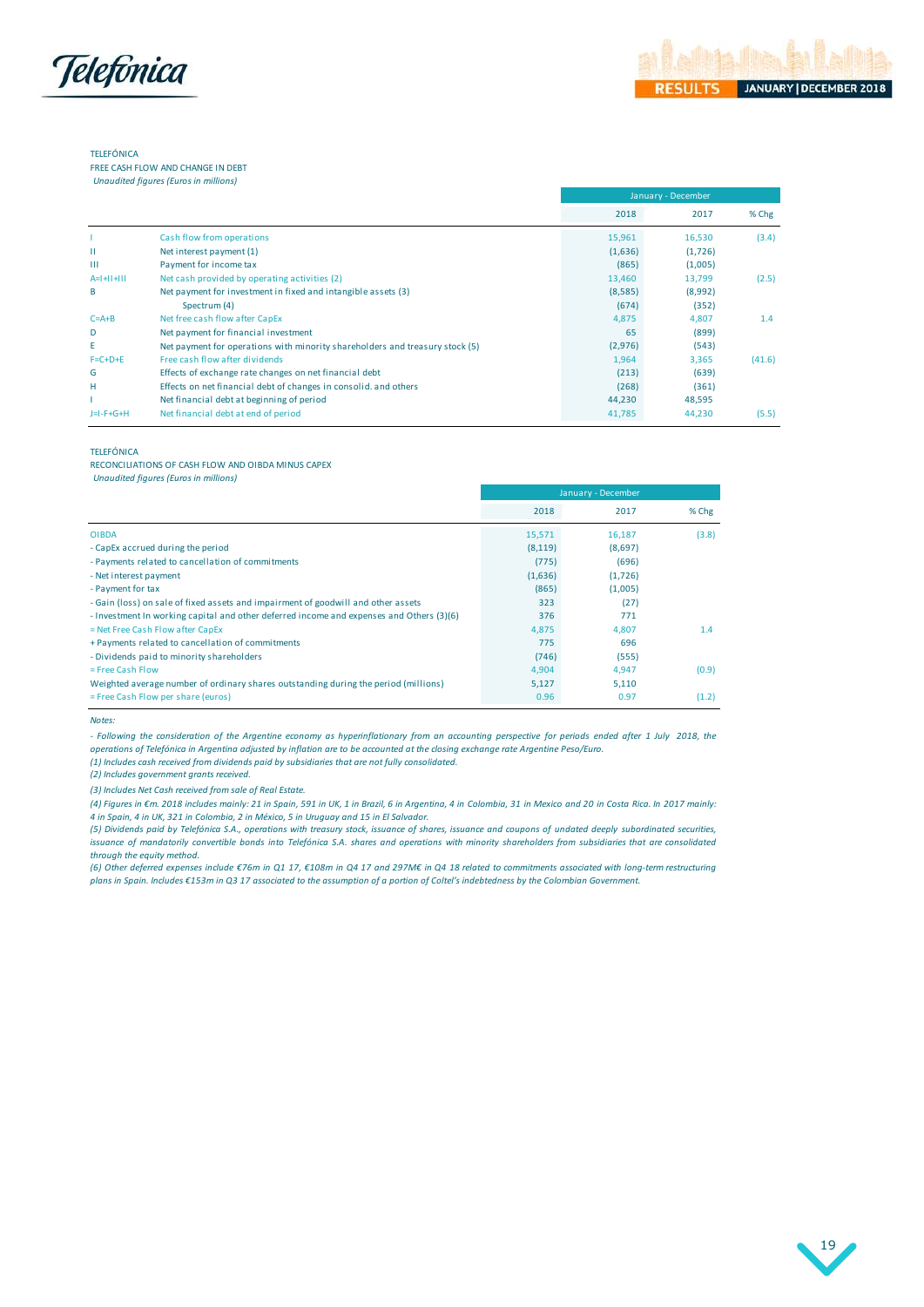TELEFÓNICA

FREE CASH FLOW AND CHANGE IN DEBT

*Unaudited figures (Euros in millions)*

| | | January - December | | |
|---|---|---|---|---|
| | | 2018 | 2017 | % Chg |
| I | Cash flow from operations | 15,961 | 16,530 | (3.4) |
| II | Net interest payment (1) | (1,636) | (1,726) | |
| III | Payment for income tax | (865) | (1,005) | |
| A=I+II+III | Net cash provided by operating activities (2) | 13,460 | 13,799 | (2.5) |
| B | Net payment for investment in fixed and intangible assets (3) | (8,585) | (8,992) | |
| | Spectrum (4) | (674) | (352) | |
| C=A+B | Net free cash flow after CapEx | 4,875 | 4,807 | 1.4 |
| D | Net payment for financial investment | 65 | (899) | |
| E | Net payment for operations with minority shareholders and treasury stock (5) | (2,976) | (543) | |
| F=C+D+E | Free cash flow after dividends | 1,964 | 3,365 | (41.6) |
| G | Effects of exchange rate changes on net financial debt | (213) | (639) | |
| H | Effects on net financial debt of changes in consolid. and others | (268) | (361) | |
| I | Net financial debt at beginning of period | 44,230 | 48,595 | |
| J=I-F+G+H | Net financial debt at end of period | 41,785 | 44,230 | (5.5) |

TELEFÓNICA

RECONCILIATIONS OF CASH FLOW AND OIBDA MINUS CAPEX

*Unaudited figures (Euros in millions)*

| | January - December | | |
|---|---|---|---|
| | 2018 | 2017 | % Chg |
| OIBDA | 15,571 | 16,187 | (3.8) |
| - CapEx accrued during the period | (8,119) | (8,697) | |
| - Payments related to cancellation of commitments | (775) | (696) | |
| - Net interest payment | (1,636) | (1,726) | |
| - Payment for tax | (865) | (1,005) | |
| - Gain (loss) on sale of fixed assets and impairment of goodwill and other assets | 323 | (27) | |
| - Investment In working capital and other deferred income and expenses and Others (3)(6) | 376 | 771 | |
| = Net Free Cash Flow after CapEx | 4,875 | 4,807 | 1.4 |
| + Payments related to cancellation of commitments | 775 | 696 | |
| - Dividends paid to minority shareholders | (746) | (555) | |
| = Free Cash Flow | 4,904 | 4,947 | (0.9) |
| Weighted average number of ordinary shares outstanding during the period (millions) | 5,127 | 5,110 | |
| = Free Cash Flow per share (euros) | 0.96 | 0.97 | (1.2) |

*Notes:*

*- Following the consideration of the Argentine economy as hyperinflationary from an accounting perspective for periods ended after 1 July 2018, the operations of Telefónica in Argentina adjusted by inflation are to be accounted at the closing exchange rate Argentine Peso/Euro.*

*(1) Includes cash received from dividends paid by subsidiaries that are not fully consolidated.*

*(2) Includes government grants received.*

*(3) Includes Net Cash received from sale of Real Estate.*

*(4) Figures in €m. 2018 includes mainly: 21 in Spain, 591 in UK, 1 in Brazil, 6 in Argentina, 4 in Colombia, 31 in Mexico and 20 in Costa Rica. In 2017 mainly: 4 in Spain, 4 in UK, 321 in Colombia, 2 in México, 5 in Uruguay and 15 in El Salvador.*

*(5) Dividends paid by Telefónica S.A., operations with treasury stock, issuance of shares, issuance and coupons of undated deeply subordinated securities, issuance of mandatorily convertible bonds into Telefónica S.A. shares and operations with minority shareholders from subsidiaries that are consolidated through the equity method.*

*(6) Other deferred expenses include €76m in Q1 17, €108m in Q4 17 and 297M€ in Q4 18 related to commitments associated with long-term restructuring plans in Spain. Includes €153m in Q3 17 associated to the assumption of a portion of Coltel's indebtedness by the Colombian Government.*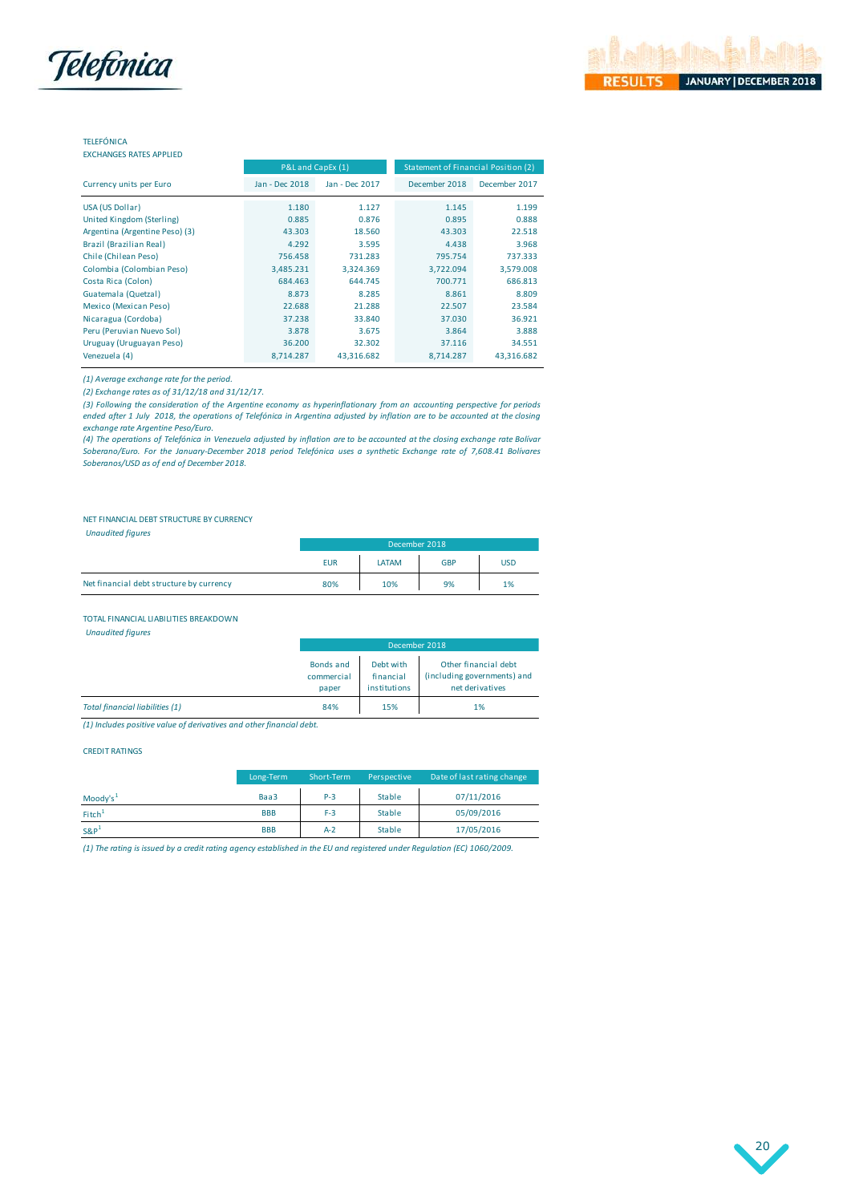TELEFÓNICA

EXCHANGES RATES APPLIED

| | P&L and CapEx (1) | | Statement of Financial Position (2) | |
|---|---|---|---|---|
| Currency units per Euro | Jan - Dec 2018 | Jan - Dec 2017 | December 2018 | December 2017 |
| USA (US Dollar) | 1.180 | 1.127 | 1.145 | 1.199 |
| United Kingdom (Sterling) | 0.885 | 0.876 | 0.895 | 0.888 |
| Argentina (Argentine Peso) (3) | 43.303 | 18.560 | 43.303 | 22.518 |
| Brazil (Brazilian Real) | 4.292 | 3.595 | 4.438 | 3.968 |
| Chile (Chilean Peso) | 756.458 | 731.283 | 795.754 | 737.333 |
| Colombia (Colombian Peso) | 3,485.231 | 3,324.369 | 3,722.094 | 3,579.008 |
| Costa Rica (Colon) | 684.463 | 644.745 | 700.771 | 686.813 |
| Guatemala (Quetzal) | 8.873 | 8.285 | 8.861 | 8.809 |
| Mexico (Mexican Peso) | 22.688 | 21.288 | 22.507 | 23.584 |
| Nicaragua (Cordoba) | 37.238 | 33.840 | 37.030 | 36.921 |
| Peru (Peruvian Nuevo Sol) | 3.878 | 3.675 | 3.864 | 3.888 |
| Uruguay (Uruguayan Peso) | 36.200 | 32.302 | 37.116 | 34.551 |
| Venezuela (4) | 8,714.287 | 43,316.682 | 8,714.287 | 43,316.682 |

*(1) Average exchange rate for the period.*

*(2) Exchange rates as of 31/12/18 and 31/12/17.*

*(3) Following the consideration of the Argentine economy as hyperinflationary from an accounting perspective for periods ended after 1 July 2018, the operations of Telefónica in Argentina adjusted by inflation are to be accounted at the closing exchange rate Argentine Peso/Euro.*

*(4) The operations of Telefónica in Venezuela adjusted by inflation are to be accounted at the closing exchange rate Bolívar Soberano/Euro. For the January-December 2018 period Telefónica uses a synthetic Exchange rate of 7,608.41 Bolivares Soberanos/USD as of end of December 2018.*

NET FINANCIAL DEBT STRUCTURE BY CURRENCY

*Unaudited figures*

| | December 2018 | | | |
|---|---|---|---|---|
| | EUR | LATAM | GBP | USD |
| Net financial debt structure by currency | 80% | 10% | 9% | 1% |

TOTAL FINANCIAL LIABILITIES BREAKDOWN

*Unaudited figures*

| | December 2018 | | |
|---|---|---|---|
| | Bonds and commercial paper | Debt with financial institutions | Other financial debt (including governments) and net derivatives |
| *Total financial liabilities (1)* | 84% | 15% | 1% |

*(1) Includes positive value of derivatives and other financial debt.*

CREDIT RATINGS

| | Long-Term | Short-Term | Perspective | Date of last rating change |
|---|---|---|---|---|
| Moody's[1] | Baa3 | P-3 | Stable | 07/11/2016 |
| Fitch[1] | BBB | F-3 | Stable | 05/09/2016 |
| S&P[1] | BBB | A-2 | Stable | 17/05/2016 |

*(1) The rating is issued by a credit rating agency established in the EU and registered under Regulation (EC) 1060/2009.*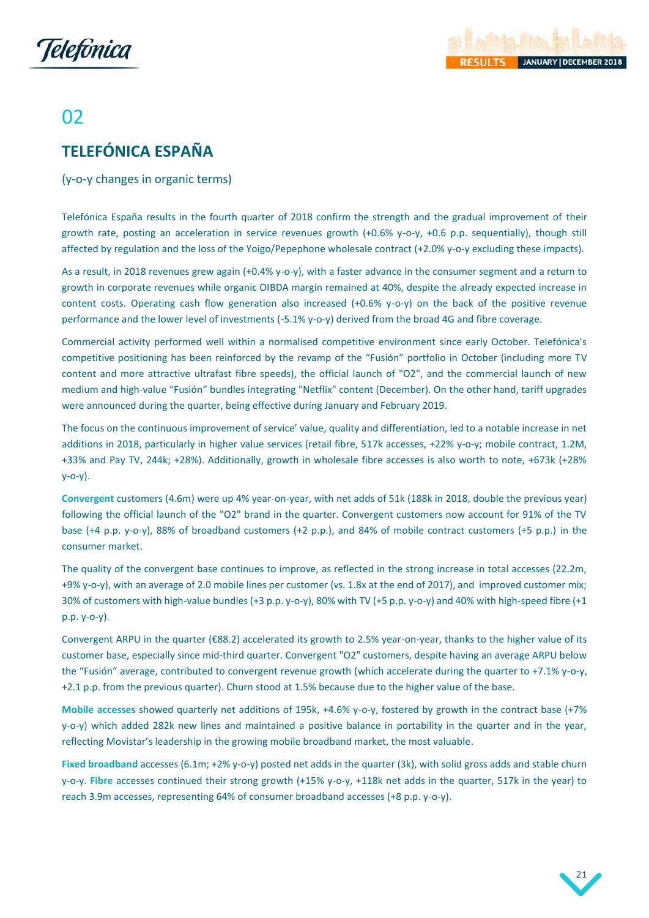# 02

## TELEFÓNICA ESPAÑA

(y-o-y changes in organic terms)

Telefónica España results in the fourth quarter of 2018 confirm the strength and the gradual improvement of their growth rate, posting an acceleration in service revenues growth (+0.6% y-o-y, +0.6 p.p. sequentially), though still affected by regulation and the loss of the Yoigo/Pepephone wholesale contract (+2.0% y-o-y excluding these impacts).

As a result, in 2018 revenues grew again (+0.4% y-o-y), with a faster advance in the consumer segment and a return to growth in corporate revenues while organic OIBDA margin remained at 40%, despite the already expected increase in content costs. Operating cash flow generation also increased (+0.6% y-o-y) on the back of the positive revenue performance and the lower level of investments (-5.1% y-o-y) derived from the broad 4G and fibre coverage.

Commercial activity performed well within a normalised competitive environment since early October. Telefónica's competitive positioning has been reinforced by the revamp of the “Fusión” portfolio in October (including more TV content and more attractive ultrafast fibre speeds), the official launch of "O2", and the commercial launch of new medium and high-value “Fusión” bundles integrating "Netflix" content (December). On the other hand, tariff upgrades were announced during the quarter, being effective during January and February 2019.

The focus on the continuous improvement of service’ value, quality and differentiation, led to a notable increase in net additions in 2018, particularly in higher value services (retail fibre, 517k accesses, +22% y-o-y; mobile contract, 1.2M, +33% and Pay TV, 244k; +28%). Additionally, growth in wholesale fibre accesses is also worth to note, +673k (+28% y-o-y).

**Convergent** customers (4.6m) were up 4% year-on-year, with net adds of 51k (188k in 2018, double the previous year) following the official launch of the "O2" brand in the quarter. Convergent customers now account for 91% of the TV base (+4 p.p. y-o-y), 88% of broadband customers (+2 p.p.), and 84% of mobile contract customers (+5 p.p.) in the consumer market.

The quality of the convergent base continues to improve, as reflected in the strong increase in total accesses (22.2m, +9% y-o-y), with an average of 2.0 mobile lines per customer (vs. 1.8x at the end of 2017), and improved customer mix; 30% of customers with high-value bundles (+3 p.p. y-o-y), 80% with TV (+5 p.p. y-o-y) and 40% with high-speed fibre (+1 p.p. y-o-y).

Convergent ARPU in the quarter (€88.2) accelerated its growth to 2.5% year-on-year, thanks to the higher value of its customer base, especially since mid-third quarter. Convergent "O2" customers, despite having an average ARPU below the “Fusión” average, contributed to convergent revenue growth (which accelerate during the quarter to +7.1% y-o-y, +2.1 p.p. from the previous quarter). Churn stood at 1.5% because due to the higher value of the base.

**Mobile accesses** showed quarterly net additions of 195k, +4.6% y-o-y, fostered by growth in the contract base (+7% y-o-y) which added 282k new lines and maintained a positive balance in portability in the quarter and in the year, reflecting Movistar’s leadership in the growing mobile broadband market, the most valuable.

**Fixed broadband** accesses (6.1m; +2% y-o-y) posted net adds in the quarter (3k), with solid gross adds and stable churn y-o-y. **Fibre** accesses continued their strong growth (+15% y-o-y, +118k net adds in the quarter, 517k in the year) to reach 3.9m accesses, representing 64% of consumer broadband accesses (+8 p.p. y-o-y).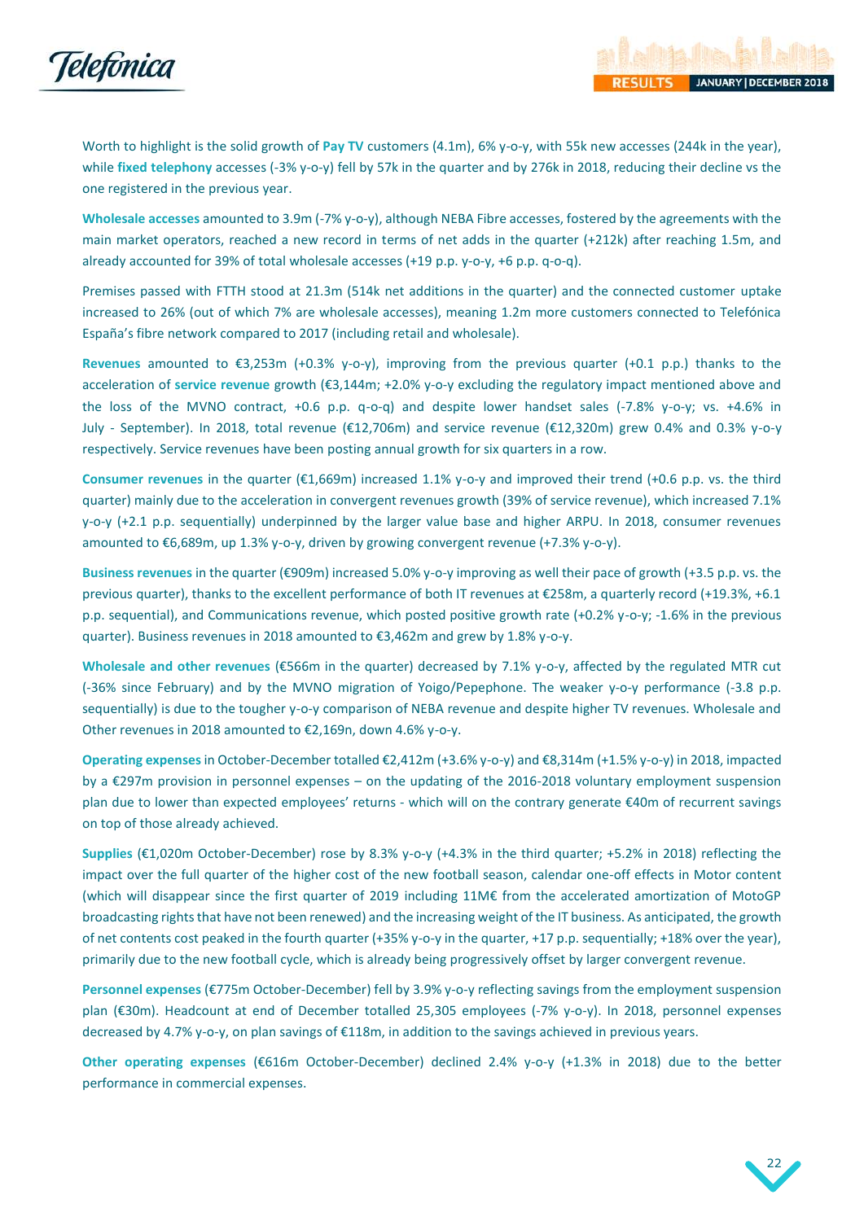Worth to highlight is the solid growth of **Pay TV** customers (4.1m), 6% y-o-y, with 55k new accesses (244k in the year), while **fixed telephony** accesses (-3% y-o-y) fell by 57k in the quarter and by 276k in 2018, reducing their decline vs the one registered in the previous year.

**Wholesale accesses** amounted to 3.9m (-7% y-o-y), although NEBA Fibre accesses, fostered by the agreements with the main market operators, reached a new record in terms of net adds in the quarter (+212k) after reaching 1.5m, and already accounted for 39% of total wholesale accesses (+19 p.p. y-o-y, +6 p.p. q-o-q).

Premises passed with FTTH stood at 21.3m (514k net additions in the quarter) and the connected customer uptake increased to 26% (out of which 7% are wholesale accesses), meaning 1.2m more customers connected to Telefónica España's fibre network compared to 2017 (including retail and wholesale).

**Revenues** amounted to €3,253m (+0.3% y-o-y), improving from the previous quarter (+0.1 p.p.) thanks to the acceleration of **service revenue** growth (€3,144m; +2.0% y-o-y excluding the regulatory impact mentioned above and the loss of the MVNO contract, +0.6 p.p. q-o-q) and despite lower handset sales (-7.8% y-o-y; vs. +4.6% in July - September). In 2018, total revenue (€12,706m) and service revenue (€12,320m) grew 0.4% and 0.3% y-o-y respectively. Service revenues have been posting annual growth for six quarters in a row.

**Consumer revenues** in the quarter (€1,669m) increased 1.1% y-o-y and improved their trend (+0.6 p.p. vs. the third quarter) mainly due to the acceleration in convergent revenues growth (39% of service revenue), which increased 7.1% y-o-y (+2.1 p.p. sequentially) underpinned by the larger value base and higher ARPU. In 2018, consumer revenues amounted to €6,689m, up 1.3% y-o-y, driven by growing convergent revenue (+7.3% y-o-y).

**Business revenues** in the quarter (€909m) increased 5.0% y-o-y improving as well their pace of growth (+3.5 p.p. vs. the previous quarter), thanks to the excellent performance of both IT revenues at €258m, a quarterly record (+19.3%, +6.1 p.p. sequential), and Communications revenue, which posted positive growth rate (+0.2% y-o-y; -1.6% in the previous quarter). Business revenues in 2018 amounted to €3,462m and grew by 1.8% y-o-y.

**Wholesale and other revenues** (€566m in the quarter) decreased by 7.1% y-o-y, affected by the regulated MTR cut (-36% since February) and by the MVNO migration of Yoigo/Pepephone. The weaker y-o-y performance (-3.8 p.p. sequentially) is due to the tougher y-o-y comparison of NEBA revenue and despite higher TV revenues. Wholesale and Other revenues in 2018 amounted to €2,169n, down 4.6% y-o-y.

**Operating expenses** in October-December totalled €2,412m (+3.6% y-o-y) and €8,314m (+1.5% y-o-y) in 2018, impacted by a €297m provision in personnel expenses – on the updating of the 2016-2018 voluntary employment suspension plan due to lower than expected employees' returns - which will on the contrary generate €40m of recurrent savings on top of those already achieved.

**Supplies** (€1,020m October-December) rose by 8.3% y-o-y (+4.3% in the third quarter; +5.2% in 2018) reflecting the impact over the full quarter of the higher cost of the new football season, calendar one-off effects in Motor content (which will disappear since the first quarter of 2019 including 11M€ from the accelerated amortization of MotoGP broadcasting rights that have not been renewed) and the increasing weight of the IT business. As anticipated, the growth of net contents cost peaked in the fourth quarter (+35% y-o-y in the quarter, +17 p.p. sequentially; +18% over the year), primarily due to the new football cycle, which is already being progressively offset by larger convergent revenue.

**Personnel expenses** (€775m October-December) fell by 3.9% y-o-y reflecting savings from the employment suspension plan (€30m). Headcount at end of December totalled 25,305 employees (-7% y-o-y). In 2018, personnel expenses decreased by 4.7% y-o-y, on plan savings of €118m, in addition to the savings achieved in previous years.

**Other operating expenses** (€616m October-December) declined 2.4% y-o-y (+1.3% in 2018) due to the better performance in commercial expenses.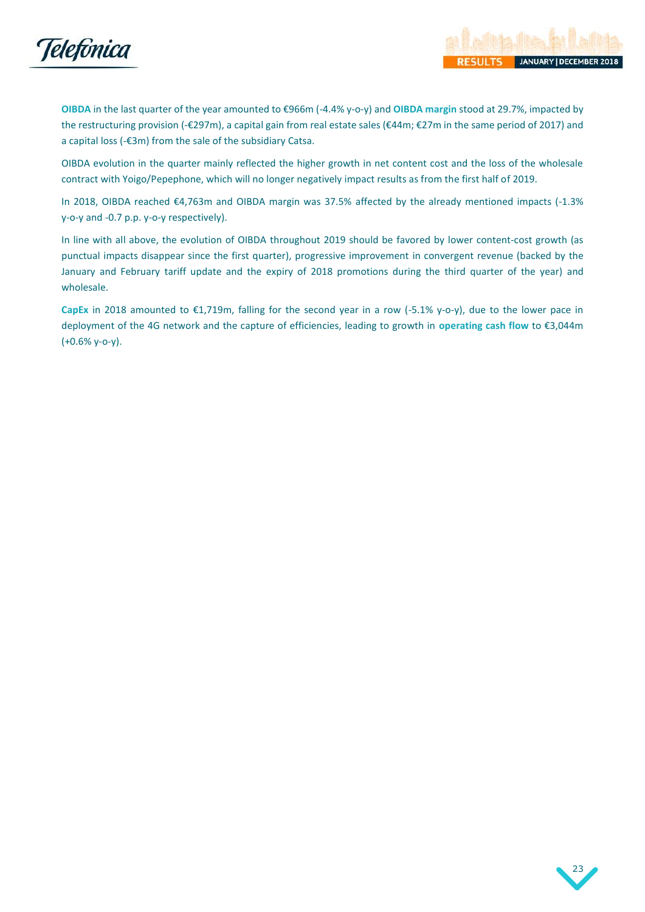**OIBDA** in the last quarter of the year amounted to €966m (-4.4% y-o-y) and **OIBDA margin** stood at 29.7%, impacted by the restructuring provision (-€297m), a capital gain from real estate sales (€44m; €27m in the same period of 2017) and a capital loss (-€3m) from the sale of the subsidiary Catsa.

OIBDA evolution in the quarter mainly reflected the higher growth in net content cost and the loss of the wholesale contract with Yoigo/Pepephone, which will no longer negatively impact results as from the first half of 2019.

In 2018, OIBDA reached €4,763m and OIBDA margin was 37.5% affected by the already mentioned impacts (-1.3% y-o-y and -0.7 p.p. y-o-y respectively).

In line with all above, the evolution of OIBDA throughout 2019 should be favored by lower content-cost growth (as punctual impacts disappear since the first quarter), progressive improvement in convergent revenue (backed by the January and February tariff update and the expiry of 2018 promotions during the third quarter of the year) and wholesale.

**CapEx** in 2018 amounted to €1,719m, falling for the second year in a row (-5.1% y-o-y), due to the lower pace in deployment of the 4G network and the capture of efficiencies, leading to growth in **operating cash flow** to €3,044m (+0.6% y-o-y).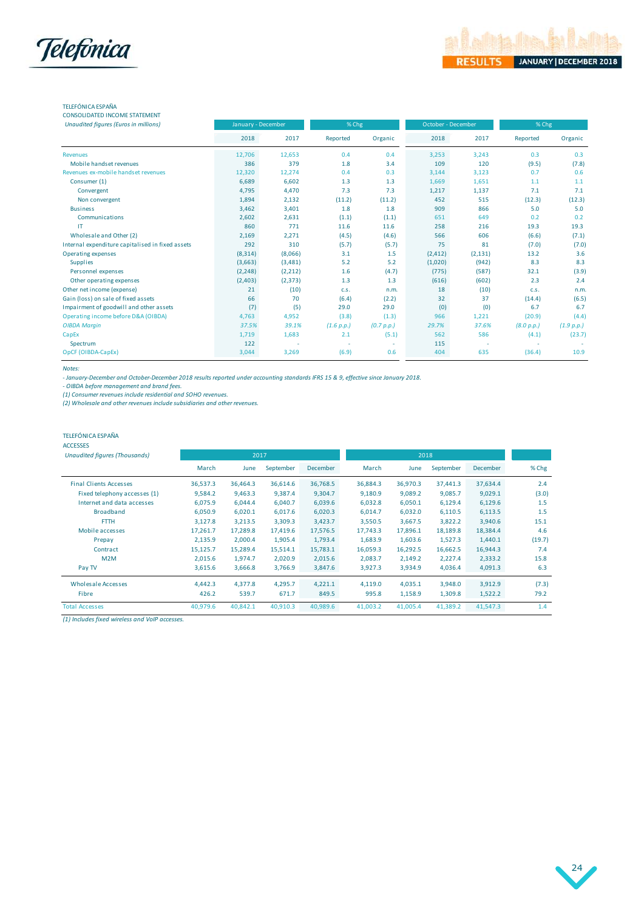TELEFÓNICA ESPAÑA
CONSOLIDATED INCOME STATEMENT

*Unaudited figures (Euros in millions)*

| | January - December | | % Chg | | October - December | | % Chg | |
|---|---|---|---|---|---|---|---|---|
| | 2018 | 2017 | Reported | Organic | 2018 | 2017 | Reported | Organic |
| Revenues | 12,706 | 12,653 | 0.4 | 0.4 | 3,253 | 3,243 | 0.3 | 0.3 |
| Mobile handset revenues | 386 | 379 | 1.8 | 3.4 | 109 | 120 | (9.5) | (7.8) |
| Revenues ex-mobile handset revenues | 12,320 | 12,274 | 0.4 | 0.3 | 3,144 | 3,123 | 0.7 | 0.6 |
| Consumer (1) | 6,689 | 6,602 | 1.3 | 1.3 | 1,669 | 1,651 | 1.1 | 1.1 |
| Convergent | 4,795 | 4,470 | 7.3 | 7.3 | 1,217 | 1,137 | 7.1 | 7.1 |
| Non convergent | 1,894 | 2,132 | (11.2) | (11.2) | 452 | 515 | (12.3) | (12.3) |
| Business | 3,462 | 3,401 | 1.8 | 1.8 | 909 | 866 | 5.0 | 5.0 |
| Communications | 2,602 | 2,631 | (1.1) | (1.1) | 651 | 649 | 0.2 | 0.2 |
| IT | 860 | 771 | 11.6 | 11.6 | 258 | 216 | 19.3 | 19.3 |
| Wholesale and Other (2) | 2,169 | 2,271 | (4.5) | (4.6) | 566 | 606 | (6.6) | (7.1) |
| Internal expenditure capitalised in fixed assets | 292 | 310 | (5.7) | (5.7) | 75 | 81 | (7.0) | (7.0) |
| Operating expenses | (8,314) | (8,066) | 3.1 | 1.5 | (2,412) | (2,131) | 13.2 | 3.6 |
| Supplies | (3,663) | (3,481) | 5.2 | 5.2 | (1,020) | (942) | 8.3 | 8.3 |
| Personnel expenses | (2,248) | (2,212) | 1.6 | (4.7) | (775) | (587) | 32.1 | (3.9) |
| Other operating expenses | (2,403) | (2,373) | 1.3 | 1.3 | (616) | (602) | 2.3 | 2.4 |
| Other net income (expense) | 21 | (10) | c.s. | n.m. | 18 | (10) | c.s. | n.m. |
| Gain (loss) on sale of fixed assets | 66 | 70 | (6.4) | (2.2) | 32 | 37 | (14.4) | (6.5) |
| Impairment of goodwill and other assets | (7) | (5) | 29.0 | 29.0 | (0) | (0) | 6.7 | 6.7 |
| Operating income before D&A (OIBDA) | 4,763 | 4,952 | (3.8) | (1.3) | 966 | 1,221 | (20.9) | (4.4) |
| *OIBDA Margin* | *37.5%* | *39.1%* | *(1.6 p.p.)* | *(0.7 p.p.)* | *29.7%* | *37.6%* | *(8.0 p.p.)* | *(1.9 p.p.)* |
| CapEx | 1,719 | 1,683 | 2.1 | (5.1) | 562 | 586 | (4.1) | (23.7) |
| Spectrum | 122 | - | - | - | 115 | - | - | - |
| OpCF (OIBDA-CapEx) | 3,044 | 3,269 | (6.9) | 0.6 | 404 | 635 | (36.4) | 10.9 |

*Notes:*

*- January-December and October-December 2018 results reported under accounting standards IFRS 15 & 9, effective since January 2018.*

*- OIBDA before management and brand fees.*

*(1) Consumer revenues include residential and SOHO revenues.*

*(2) Wholesale and other revenues include subsidiaries and other revenues.*

TELEFÓNICA ESPAÑA
ACCESSES

*Unaudited figures (Thousands)*

| | 2017 | | | | 2018 | | | | |
|---|---|---|---|---|---|---|---|---|---|
| | March | June | September | December | March | June | September | December | % Chg |
| Final Clients Accesses | 36,537.3 | 36,464.3 | 36,614.6 | 36,768.5 | 36,884.3 | 36,970.3 | 37,441.3 | 37,634.4 | 2.4 |
| Fixed telephony accesses (1) | 9,584.2 | 9,463.3 | 9,387.4 | 9,304.7 | 9,180.9 | 9,089.2 | 9,085.7 | 9,029.1 | (3.0) |
| Internet and data accesses | 6,075.9 | 6,044.4 | 6,040.7 | 6,039.6 | 6,032.8 | 6,050.1 | 6,129.4 | 6,129.6 | 1.5 |
| Broadband | 6,050.9 | 6,020.1 | 6,017.6 | 6,020.3 | 6,014.7 | 6,032.0 | 6,110.5 | 6,113.5 | 1.5 |
| FTTH | 3,127.8 | 3,213.5 | 3,309.3 | 3,423.7 | 3,550.5 | 3,667.5 | 3,822.2 | 3,940.6 | 15.1 |
| Mobile accesses | 17,261.7 | 17,289.8 | 17,419.6 | 17,576.5 | 17,743.3 | 17,896.1 | 18,189.8 | 18,384.4 | 4.6 |
| Prepay | 2,135.9 | 2,000.4 | 1,905.4 | 1,793.4 | 1,683.9 | 1,603.6 | 1,527.3 | 1,440.1 | (19.7) |
| Contract | 15,125.7 | 15,289.4 | 15,514.1 | 15,783.1 | 16,059.3 | 16,292.5 | 16,662.5 | 16,944.3 | 7.4 |
| M2M | 2,015.6 | 1,974.7 | 2,020.9 | 2,015.6 | 2,083.7 | 2,149.2 | 2,227.4 | 2,333.2 | 15.8 |
| Pay TV | 3,615.6 | 3,666.8 | 3,766.9 | 3,847.6 | 3,927.3 | 3,934.9 | 4,036.4 | 4,091.3 | 6.3 |
| Wholesale Accesses | 4,442.3 | 4,377.8 | 4,295.7 | 4,221.1 | 4,119.0 | 4,035.1 | 3,948.0 | 3,912.9 | (7.3) |
| Fibre | 426.2 | 539.7 | 671.7 | 849.5 | 995.8 | 1,158.9 | 1,309.8 | 1,522.2 | 79.2 |
| Total Accesses | 40,979.6 | 40,842.1 | 40,910.3 | 40,989.6 | 41,003.2 | 41,005.4 | 41,389.2 | 41,547.3 | 1.4 |

*(1) Includes fixed wireless and VoIP accesses.*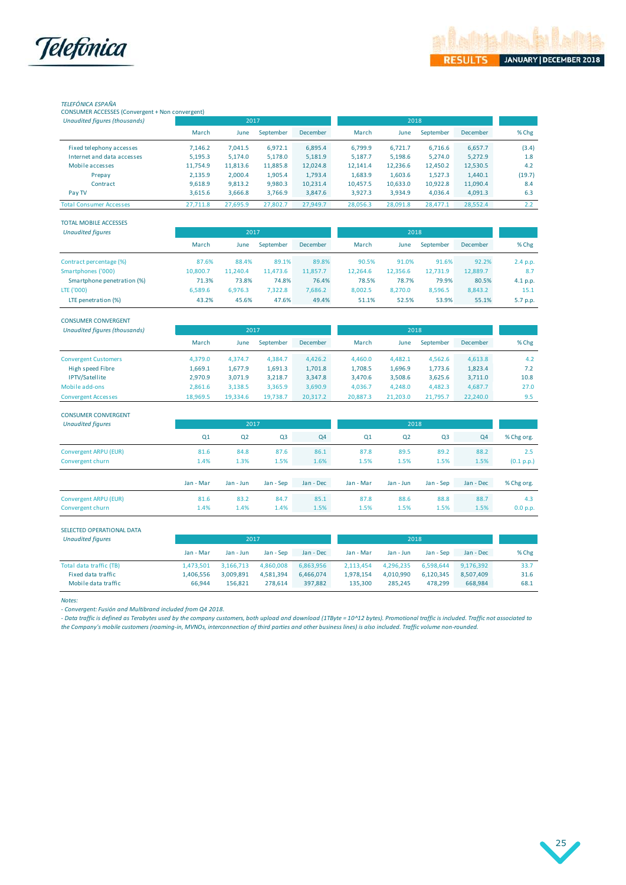TELEFÓNICA ESPAÑA

CONSUMER ACCESSES (Convergent + Non convergent)

| *Unaudited figures (thousands)* | 2017 | | | | 2018 | | | | |
|---|---|---|---|---|---|---|---|---|---|
| | March | June | September | December | March | June | September | December | % Chg |
| Fixed telephony accesses | 7,146.2 | 7,041.5 | 6,972.1 | 6,895.4 | 6,799.9 | 6,721.7 | 6,716.6 | 6,657.7 | (3.4) |
| Internet and data accesses | 5,195.3 | 5,174.0 | 5,178.0 | 5,181.9 | 5,187.7 | 5,198.6 | 5,274.0 | 5,272.9 | 1.8 |
| Mobile accesses | 11,754.9 | 11,813.6 | 11,885.8 | 12,024.8 | 12,141.4 | 12,236.6 | 12,450.2 | 12,530.5 | 4.2 |
| Prepay | 2,135.9 | 2,000.4 | 1,905.4 | 1,793.4 | 1,683.9 | 1,603.6 | 1,527.3 | 1,440.1 | (19.7) |
| Contract | 9,618.9 | 9,813.2 | 9,980.3 | 10,231.4 | 10,457.5 | 10,633.0 | 10,922.8 | 11,090.4 | 8.4 |
| Pay TV | 3,615.6 | 3,666.8 | 3,766.9 | 3,847.6 | 3,927.3 | 3,934.9 | 4,036.4 | 4,091.3 | 6.3 |
| Total Consumer Accesses | 27,711.8 | 27,695.9 | 27,802.7 | 27,949.7 | 28,056.3 | 28,091.8 | 28,477.1 | 28,552.4 | 2.2 |

TOTAL MOBILE ACCESSES

| *Unaudited figures* | 2017 | | | | 2018 | | | | |
|---|---|---|---|---|---|---|---|---|---|
| | March | June | September | December | March | June | September | December | % Chg |
| Contract percentage (%) | 87.6% | 88.4% | 89.1% | 89.8% | 90.5% | 91.0% | 91.6% | 92.2% | 2.4 p.p. |
| Smartphones ('000) | 10,800.7 | 11,240.4 | 11,473.6 | 11,857.7 | 12,264.6 | 12,356.6 | 12,731.9 | 12,889.7 | 8.7 |
| Smartphone penetration (%) | 71.3% | 73.8% | 74.8% | 76.4% | 78.5% | 78.7% | 79.9% | 80.5% | 4.1 p.p. |
| LTE ('000) | 6,589.6 | 6,976.3 | 7,322.8 | 7,686.2 | 8,002.5 | 8,270.0 | 8,596.5 | 8,843.2 | 15.1 |
| LTE penetration (%) | 43.2% | 45.6% | 47.6% | 49.4% | 51.1% | 52.5% | 53.9% | 55.1% | 5.7 p.p. |

CONSUMER CONVERGENT

| *Unaudited figures (thousands)* | 2017 | | | | 2018 | | | | |
|---|---|---|---|---|---|---|---|---|---|
| | March | June | September | December | March | June | September | December | % Chg |
| Convergent Customers | 4,379.0 | 4,374.7 | 4,384.7 | 4,426.2 | 4,460.0 | 4,482.1 | 4,562.6 | 4,613.8 | 4.2 |
| High speed Fibre | 1,669.1 | 1,677.9 | 1,691.3 | 1,701.8 | 1,708.5 | 1,696.9 | 1,773.6 | 1,823.4 | 7.2 |
| IPTV/Satellite | 2,970.9 | 3,071.9 | 3,218.7 | 3,347.8 | 3,470.6 | 3,508.6 | 3,625.6 | 3,711.0 | 10.8 |
| Mobile add-ons | 2,861.6 | 3,138.5 | 3,365.9 | 3,690.9 | 4,036.7 | 4,248.0 | 4,482.3 | 4,687.7 | 27.0 |
| Convergent Accesses | 18,969.5 | 19,334.6 | 19,738.7 | 20,317.2 | 20,887.3 | 21,203.0 | 21,795.7 | 22,240.0 | 9.5 |

CONSUMER CONVERGENT

| *Unaudited figures* | 2017 | | | | 2018 | | | | |
|---|---|---|---|---|---|---|---|---|---|
| | Q1 | Q2 | Q3 | Q4 | Q1 | Q2 | Q3 | Q4 | % Chg org. |
| Convergent ARPU (EUR) | 81.6 | 84.8 | 87.6 | 86.1 | 87.8 | 89.5 | 89.2 | 88.2 | 2.5 |
| Convergent churn | 1.4% | 1.3% | 1.5% | 1.6% | 1.5% | 1.5% | 1.5% | 1.5% | (0.1 p.p.) |
| | Jan - Mar | Jan - Jun | Jan - Sep | Jan - Dec | Jan - Mar | Jan - Jun | Jan - Sep | Jan - Dec | % Chg org. |
| Convergent ARPU (EUR) | 81.6 | 83.2 | 84.7 | 85.1 | 87.8 | 88.6 | 88.8 | 88.7 | 4.3 |
| Convergent churn | 1.4% | 1.4% | 1.4% | 1.5% | 1.5% | 1.5% | 1.5% | 1.5% | 0.0 p.p. |

SELECTED OPERATIONAL DATA

| *Unaudited figures* | 2017 | | | | 2018 | | | | |
|---|---|---|---|---|---|---|---|---|---|
| | Jan - Mar | Jan - Jun | Jan - Sep | Jan - Dec | Jan - Mar | Jan - Jun | Jan - Sep | Jan - Dec | % Chg |
| Total data traffic (TB) | 1,473,501 | 3,166,713 | 4,860,008 | 6,863,956 | 2,113,454 | 4,296,235 | 6,598,644 | 9,176,392 | 33.7 |
| Fixed data traffic | 1,406,556 | 3,009,891 | 4,581,394 | 6,466,074 | 1,978,154 | 4,010,990 | 6,120,345 | 8,507,409 | 31.6 |
| Mobile data traffic | 66,944 | 156,821 | 278,614 | 397,882 | 135,300 | 285,245 | 478,299 | 668,984 | 68.1 |

*Notes:*

*- Convergent: Fusión and Multibrand included from Q4 2018.*

*- Data traffic is defined as Terabytes used by the company customers, both upload and download (1TByte = 10^12 bytes). Promotional traffic is included. Traffic not associated to the Company's mobile customers (roaming-in, MVNOs, interconnection of third parties and other business lines) is also included. Traffic volume non-rounded.*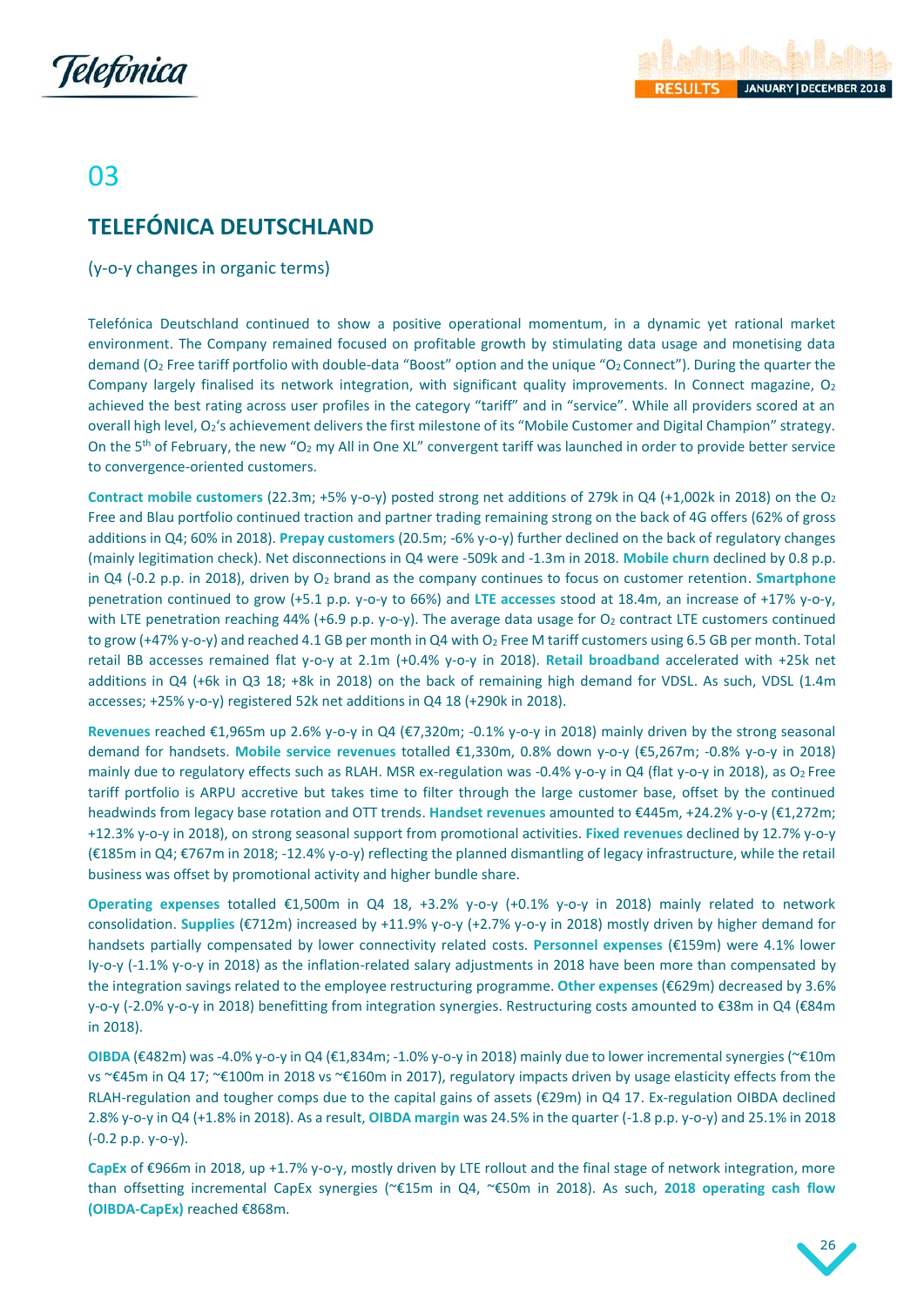# 03

## TELEFÓNICA DEUTSCHLAND

(y-o-y changes in organic terms)

Telefónica Deutschland continued to show a positive operational momentum, in a dynamic yet rational market environment. The Company remained focused on profitable growth by stimulating data usage and monetising data demand ($O_2$ Free tariff portfolio with double-data "Boost" option and the unique "$O_2$ Connect"). During the quarter the Company largely finalised its network integration, with significant quality improvements. In Connect magazine, $O_2$ achieved the best rating across user profiles in the category "tariff" and in "service". While all providers scored at an overall high level, $O_2$'s achievement delivers the first milestone of its "Mobile Customer and Digital Champion" strategy. On the 5th of February, the new "$O_2$ my All in One XL" convergent tariff was launched in order to provide better service to convergence-oriented customers.

**Contract mobile customers** (22.3m; +5% y-o-y) posted strong net additions of 279k in Q4 (+1,002k in 2018) on the $O_2$ Free and Blau portfolio continued traction and partner trading remaining strong on the back of 4G offers (62% of gross additions in Q4; 60% in 2018). **Prepay customers** (20.5m; -6% y-o-y) further declined on the back of regulatory changes (mainly legitimation check). Net disconnections in Q4 were -509k and -1.3m in 2018. **Mobile churn** declined by 0.8 p.p. in Q4 (-0.2 p.p. in 2018), driven by $O_2$ brand as the company continues to focus on customer retention. **Smartphone** penetration continued to grow (+5.1 p.p. y-o-y to 66%) and **LTE accesses** stood at 18.4m, an increase of +17% y-o-y, with LTE penetration reaching 44% (+6.9 p.p. y-o-y). The average data usage for $O_2$ contract LTE customers continued to grow (+47% y-o-y) and reached 4.1 GB per month in Q4 with $O_2$ Free M tariff customers using 6.5 GB per month. Total retail BB accesses remained flat y-o-y at 2.1m (+0.4% y-o-y in 2018). **Retail broadband** accelerated with +25k net additions in Q4 (+6k in Q3 18; +8k in 2018) on the back of remaining high demand for VDSL. As such, VDSL (1.4m accesses; +25% y-o-y) registered 52k net additions in Q4 18 (+290k in 2018).

**Revenues** reached €1,965m up 2.6% y-o-y in Q4 (€7,320m; -0.1% y-o-y in 2018) mainly driven by the strong seasonal demand for handsets. **Mobile service revenues** totalled €1,330m, 0.8% down y-o-y (€5,267m; -0.8% y-o-y in 2018) mainly due to regulatory effects such as RLAH. MSR ex-regulation was -0.4% y-o-y in Q4 (flat y-o-y in 2018), as $O_2$ Free tariff portfolio is ARPU accretive but takes time to filter through the large customer base, offset by the continued headwinds from legacy base rotation and OTT trends. **Handset revenues** amounted to €445m, +24.2% y-o-y (€1,272m; +12.3% y-o-y in 2018), on strong seasonal support from promotional activities. **Fixed revenues** declined by 12.7% y-o-y (€185m in Q4; €767m in 2018; -12.4% y-o-y) reflecting the planned dismantling of legacy infrastructure, while the retail business was offset by promotional activity and higher bundle share.

**Operating expenses** totalled €1,500m in Q4 18, +3.2% y-o-y (+0.1% y-o-y in 2018) mainly related to network consolidation. **Supplies** (€712m) increased by +11.9% y-o-y (+2.7% y-o-y in 2018) mostly driven by higher demand for handsets partially compensated by lower connectivity related costs. **Personnel expenses** (€159m) were 4.1% lower Iy-o-y (-1.1% y-o-y in 2018) as the inflation-related salary adjustments in 2018 have been more than compensated by the integration savings related to the employee restructuring programme. **Other expenses** (€629m) decreased by 3.6% y-o-y (-2.0% y-o-y in 2018) benefitting from integration synergies. Restructuring costs amounted to €38m in Q4 (€84m in 2018).

**OIBDA** (€482m) was -4.0% y-o-y in Q4 (€1,834m; -1.0% y-o-y in 2018) mainly due to lower incremental synergies (~€10m vs ~€45m in Q4 17; ~€100m in 2018 vs ~€160m in 2017), regulatory impacts driven by usage elasticity effects from the RLAH-regulation and tougher comps due to the capital gains of assets (€29m) in Q4 17. Ex-regulation OIBDA declined 2.8% y-o-y in Q4 (+1.8% in 2018). As a result, **OIBDA margin** was 24.5% in the quarter (-1.8 p.p. y-o-y) and 25.1% in 2018 (-0.2 p.p. y-o-y).

**CapEx** of €966m in 2018, up +1.7% y-o-y, mostly driven by LTE rollout and the final stage of network integration, more than offsetting incremental CapEx synergies (~€15m in Q4, ~€50m in 2018). As such, **2018 operating cash flow (OIBDA-CapEx)** reached €868m.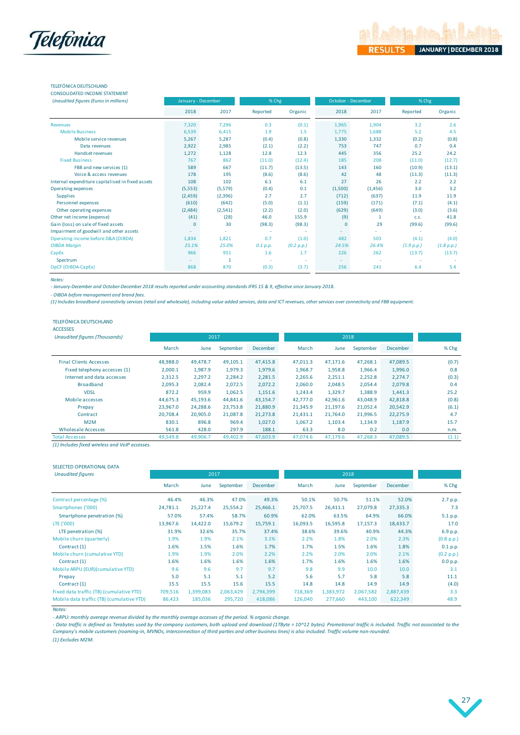TELEFÓNICA DEUTSCHLAND
CONSOLIDATED INCOME STATEMENT

| *Unaudited figures (Euros in millions)* | January - December | | % Chg | | October - December | | % Chg | |
|---|---|---|---|---|---|---|---|---|
| | 2018 | 2017 | Reported | Organic | 2018 | 2017 | Reported | Organic |
| Revenues | 7,320 | 7,296 | 0.3 | (0.1) | 1,965 | 1,904 | 3.2 | 2.6 |
| Mobile Business | 6,539 | 6,415 | 1.9 | 1.5 | 1,775 | 1,688 | 5.2 | 4.5 |
| Mobile service revenues | 5,267 | 5,287 | (0.4) | (0.8) | 1,330 | 1,332 | (0.2) | (0.8) |
| Data revenues | 2,922 | 2,985 | (2.1) | (2.2) | 753 | 747 | 0.7 | 0.4 |
| Handset revenues | 1,272 | 1,128 | 12.8 | 12.3 | 445 | 356 | 25.2 | 24.2 |
| Fixed Business | 767 | 862 | (11.0) | (12.4) | 185 | 208 | (11.0) | (12.7) |
| FBB and new services (1) | 589 | 667 | (11.7) | (13.5) | 143 | 160 | (10.9) | (13.1) |
| Voice & access revenues | 178 | 195 | (8.6) | (8.6) | 42 | 48 | (11.3) | (11.3) |
| Internal expenditure capitalised in fixed assets | 108 | 102 | 6.1 | 6.1 | 27 | 26 | 2.2 | 2.2 |
| Operating expenses | (5,553) | (5,579) | (0.4) | 0.1 | (1,500) | (1,456) | 3.0 | 3.2 |
| Supplies | (2,459) | (2,396) | 2.7 | 2.7 | (712) | (637) | 11.9 | 11.9 |
| Personnel expenses | (610) | (642) | (5.0) | (1.1) | (159) | (171) | (7.1) | (4.1) |
| Other operating expenses | (2,484) | (2,541) | (2.2) | (2.0) | (629) | (649) | (3.0) | (3.6) |
| Other net income (expense) | (41) | (28) | 46.0 | 155.9 | (9) | 1 | c.s. | 41.8 |
| Gain (loss) on sale of fixed assets | 0 | 30 | (98.3) | (98.3) | 0 | 29 | (99.6) | (99.6) |
| Impairment of goodwill and other assets | - | - | - | - | - | - | - | - |
| Operating income before D&A (OIBDA) | 1,834 | 1,821 | 0.7 | (1.0) | 482 | 503 | (4.1) | (4.0) |
| *OIBDA Margin* | *25.1%* | *25.0%* | *0.1 p.p.* | *(0.2 p.p.)* | *24.5%* | *26.4%* | *(1.9 p.p.)* | *(1.8 p.p.)* |
| CapEx | 966 | 951 | 1.6 | 1.7 | 226 | 262 | (13.7) | (13.7) |
| Spectrum | - | 1 | - | - | - | - | - | - |
| OpCF (OIBDA-CapEx) | 868 | 870 | (0.3) | (3.7) | 256 | 241 | 6.4 | 5.4 |

*Notes:*
*- January-December and October-December 2018 results reported under accounting standards IFRS 15 & 9, effective since January 2018.*
*- OIBDA before management and brand fees.*
*(1) Includes broadband connectivity services (retail and wholesale), including value added services, data and ICT revenues, other services over connectivity and FBB equipment.*

TELEFÓNICA DEUTSCHLAND
ACCESSES

| *Unaudited figures (Thousands)* | 2017 | | | | 2018 | | | | |
|---|---|---|---|---|---|---|---|---|---|
| | March | June | September | December | March | June | September | December | % Chg |
| Final Clients Accesses | 48,988.0 | 49,478.7 | 49,105.1 | 47,415.8 | 47,011.3 | 47,171.6 | 47,268.1 | 47,089.5 | (0.7) |
| Fixed telephony accesses (1) | 2,000.1 | 1,987.9 | 1,979.3 | 1,979.6 | 1,968.7 | 1,958.8 | 1,966.4 | 1,996.0 | 0.8 |
| Internet and data accesses | 2,312.5 | 2,297.2 | 2,284.2 | 2,281.5 | 2,265.6 | 2,251.1 | 2,252.8 | 2,274.7 | (0.3) |
| Broadband | 2,095.3 | 2,082.4 | 2,072.5 | 2,072.2 | 2,060.0 | 2,048.5 | 2,054.4 | 2,079.8 | 0.4 |
| VDSL | 872.2 | 959.9 | 1,062.5 | 1,151.6 | 1,243.4 | 1,329.7 | 1,388.9 | 1,441.3 | 25.2 |
| Mobile accesses | 44,675.3 | 45,193.6 | 44,841.6 | 43,154.7 | 42,777.0 | 42,961.6 | 43,048.9 | 42,818.8 | (0.8) |
| Prepay | 23,967.0 | 24,288.6 | 23,753.8 | 21,880.9 | 21,345.9 | 21,197.6 | 21,052.4 | 20,542.9 | (6.1) |
| Contract | 20,708.4 | 20,905.0 | 21,087.8 | 21,273.8 | 21,431.1 | 21,764.0 | 21,996.5 | 22,275.9 | 4.7 |
| M2M | 830.1 | 896.8 | 969.4 | 1,027.0 | 1,067.2 | 1,103.4 | 1,134.9 | 1,187.9 | 15.7 |
| Wholesale Accesses | 561.8 | 428.0 | 297.9 | 188.1 | 63.3 | 8.0 | 0.2 | 0.0 | n.m. |
| Total Accesses | 49,549.8 | 49,906.7 | 49,402.9 | 47,603.9 | 47,074.6 | 47,179.6 | 47,268.3 | 47,089.5 | (1.1) |

*(1) Includes fixed wireless and VoIP accesses.*

SELECTED OPERATIONAL DATA

| *Unaudited figures* | 2017 | | | | 2018 | | | | |
|---|---|---|---|---|---|---|---|---|---|
| | March | June | September | December | March | June | September | December | % Chg |
| Contract percentage (%) | 46.4% | 46.3% | 47.0% | 49.3% | 50.1% | 50.7% | 51.1% | 52.0% | 2.7 p.p. |
| Smartphones ('000) | 24,781.1 | 25,227.4 | 25,554.2 | 25,466.1 | 25,707.5 | 26,411.1 | 27,079.8 | 27,335.3 | 7.3 |
| Smartphone penetration (%) | 57.0% | 57.4% | 58.7% | 60.9% | 62.0% | 63.5% | 64.9% | 66.0% | 5.1 p.p. |
| LTE ('000) | 13,967.6 | 14,422.0 | 15,679.2 | 15,759.1 | 16,093.5 | 16,595.8 | 17,157.3 | 18,433.7 | 17.0 |
| LTE penetration (%) | 31.9% | 32.6% | 35.7% | 37.4% | 38.6% | 39.6% | 40.9% | 44.3% | 6.9 p.p. |
| Mobile churn (quarterly) | 1.9% | 1.9% | 2.1% | 3.1% | 2.2% | 1.8% | 2.0% | 2.3% | (0.8 p.p.) |
| Contract (1) | 1.6% | 1.5% | 1.6% | 1.7% | 1.7% | 1.5% | 1.6% | 1.8% | 0.1 p.p. |
| Mobile churn (cumulative YTD) | 1.9% | 1.9% | 2.0% | 2.2% | 2.2% | 2.0% | 2.0% | 2.1% | (0.2 p.p.) |
| Contract (1) | 1.6% | 1.6% | 1.6% | 1.6% | 1.7% | 1.6% | 1.6% | 1.6% | 0.0 p.p. |
| Mobile ARPU (EUR)(cumulative YTD) | 9.6 | 9.6 | 9.7 | 9.7 | 9.8 | 9.9 | 10.0 | 10.0 | 3.1 |
| Prepay | 5.0 | 5.1 | 5.1 | 5.2 | 5.6 | 5.7 | 5.8 | 5.8 | 11.1 |
| Contract (1) | 15.5 | 15.5 | 15.6 | 15.5 | 14.8 | 14.8 | 14.9 | 14.9 | (4.0) |
| Fixed data traffic (TB) (cumulative YTD) | 709,516 | 1,399,083 | 2,063,429 | 2,794,399 | 718,369 | 1,383,972 | 2,067,582 | 2,887,439 | 3.3 |
| Mobile data traffic (TB) (cumulative YTD) | 86,423 | 185,036 | 295,720 | 418,086 | 126,040 | 277,660 | 443,100 | 622,349 | 48.9 |

*Notes:*
*- ARPU: monthly average revenue divided by the monthly average accesses of the period. % organic change.*
*- Data traffic is defined as Terabytes used by the company customers, both upload and download (1TByte = 10^12 bytes). Promotional traffic is included. Traffic not associated to the Company's mobile customers (roaming-in, MVNOs, interconnection of third parties and other business lines) is also included. Traffic volume non-rounded.*
*(1) Excludes M2M.*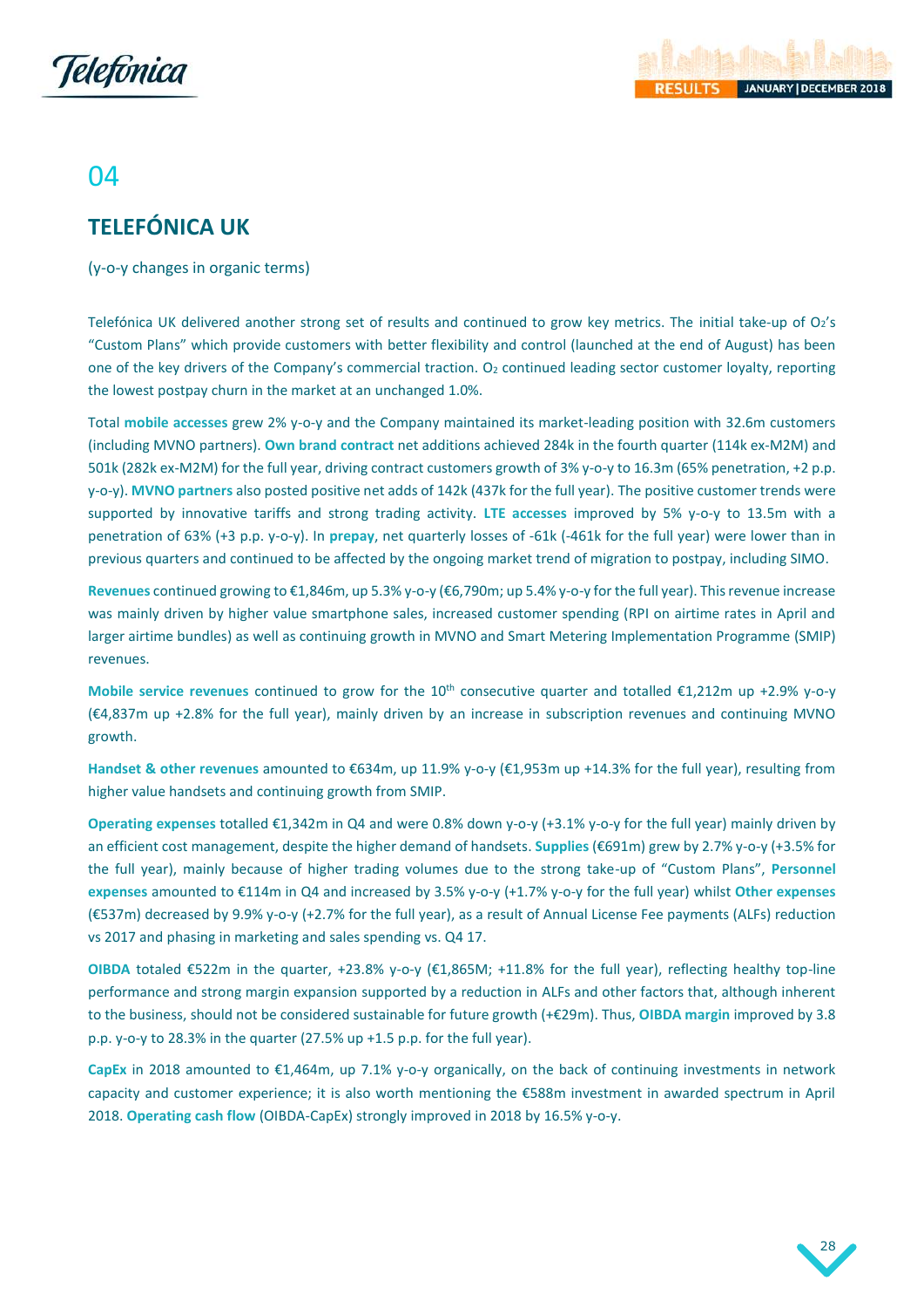# 04

## TELEFÓNICA UK

(y-o-y changes in organic terms)

Telefónica UK delivered another strong set of results and continued to grow key metrics. The initial take-up of $O_2$'s "Custom Plans" which provide customers with better flexibility and control (launched at the end of August) has been one of the key drivers of the Company's commercial traction. $O_2$ continued leading sector customer loyalty, reporting the lowest postpay churn in the market at an unchanged 1.0%.

Total **mobile accesses** grew 2% y-o-y and the Company maintained its market-leading position with 32.6m customers (including MVNO partners). **Own brand contract** net additions achieved 284k in the fourth quarter (114k ex-M2M) and 501k (282k ex-M2M) for the full year, driving contract customers growth of 3% y-o-y to 16.3m (65% penetration, +2 p.p. y-o-y). **MVNO partners** also posted positive net adds of 142k (437k for the full year). The positive customer trends were supported by innovative tariffs and strong trading activity. **LTE accesses** improved by 5% y-o-y to 13.5m with a penetration of 63% (+3 p.p. y-o-y). In **prepay**, net quarterly losses of -61k (-461k for the full year) were lower than in previous quarters and continued to be affected by the ongoing market trend of migration to postpay, including SIMO.

**Revenues** continued growing to €1,846m, up 5.3% y-o-y (€6,790m; up 5.4% y-o-y for the full year). This revenue increase was mainly driven by higher value smartphone sales, increased customer spending (RPI on airtime rates in April and larger airtime bundles) as well as continuing growth in MVNO and Smart Metering Implementation Programme (SMIP) revenues.

**Mobile service revenues** continued to grow for the 10th consecutive quarter and totalled €1,212m up +2.9% y-o-y (€4,837m up +2.8% for the full year), mainly driven by an increase in subscription revenues and continuing MVNO growth.

**Handset & other revenues** amounted to €634m, up 11.9% y-o-y (€1,953m up +14.3% for the full year), resulting from higher value handsets and continuing growth from SMIP.

**Operating expenses** totalled €1,342m in Q4 and were 0.8% down y-o-y (+3.1% y-o-y for the full year) mainly driven by an efficient cost management, despite the higher demand of handsets. **Supplies** (€691m) grew by 2.7% y-o-y (+3.5% for the full year), mainly because of higher trading volumes due to the strong take-up of "Custom Plans", **Personnel expenses** amounted to €114m in Q4 and increased by 3.5% y-o-y (+1.7% y-o-y for the full year) whilst **Other expenses** (€537m) decreased by 9.9% y-o-y (+2.7% for the full year), as a result of Annual License Fee payments (ALFs) reduction vs 2017 and phasing in marketing and sales spending vs. Q4 17.

**OIBDA** totaled €522m in the quarter, +23.8% y-o-y (€1,865M; +11.8% for the full year), reflecting healthy top-line performance and strong margin expansion supported by a reduction in ALFs and other factors that, although inherent to the business, should not be considered sustainable for future growth (+€29m). Thus, **OIBDA margin** improved by 3.8 p.p. y-o-y to 28.3% in the quarter (27.5% up +1.5 p.p. for the full year).

**CapEx** in 2018 amounted to €1,464m, up 7.1% y-o-y organically, on the back of continuing investments in network capacity and customer experience; it is also worth mentioning the €588m investment in awarded spectrum in April 2018. **Operating cash flow** (OIBDA-CapEx) strongly improved in 2018 by 16.5% y-o-y.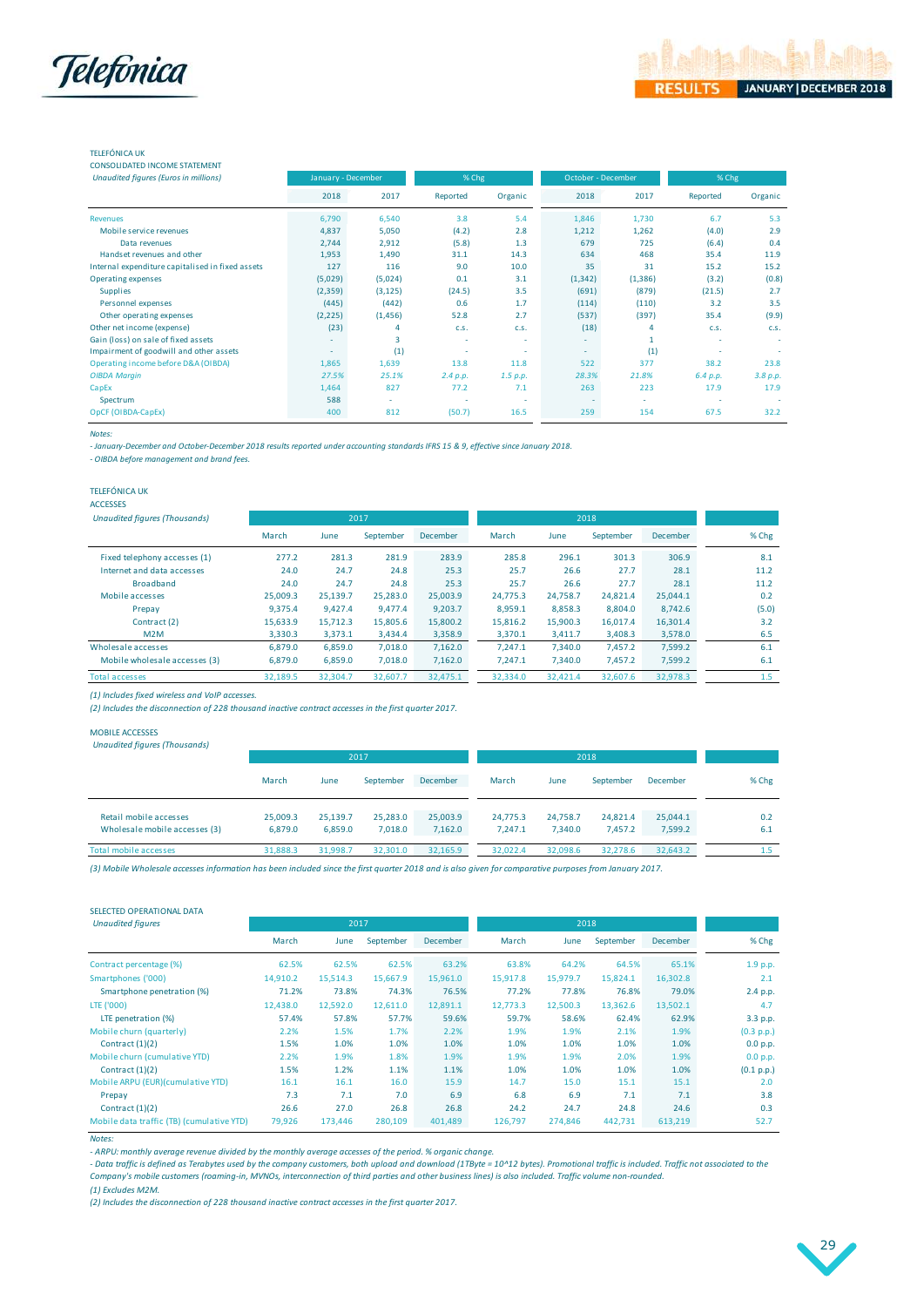TELEFÓNICA UK
CONSOLIDATED INCOME STATEMENT

| *Unaudited figures (Euros in millions)* | January - December | | % Chg | | October - December | | % Chg | |
|---|---|---|---|---|---|---|---|---|
| | 2018 | 2017 | Reported | Organic | 2018 | 2017 | Reported | Organic |
| Revenues | 6,790 | 6,540 | 3.8 | 5.4 | 1,846 | 1,730 | 6.7 | 5.3 |
| Mobile service revenues | 4,837 | 5,050 | (4.2) | 2.8 | 1,212 | 1,262 | (4.0) | 2.9 |
| Data revenues | 2,744 | 2,912 | (5.8) | 1.3 | 679 | 725 | (6.4) | 0.4 |
| Handset revenues and other | 1,953 | 1,490 | 31.1 | 14.3 | 634 | 468 | 35.4 | 11.9 |
| Internal expenditure capitalised in fixed assets | 127 | 116 | 9.0 | 10.0 | 35 | 31 | 15.2 | 15.2 |
| Operating expenses | (5,029) | (5,024) | 0.1 | 3.1 | (1,342) | (1,386) | (3.2) | (0.8) |
| Supplies | (2,359) | (3,125) | (24.5) | 3.5 | (691) | (879) | (21.5) | 2.7 |
| Personnel expenses | (445) | (442) | 0.6 | 1.7 | (114) | (110) | 3.2 | 3.5 |
| Other operating expenses | (2,225) | (1,456) | 52.8 | 2.7 | (537) | (397) | 35.4 | (9.9) |
| Other net income (expense) | (23) | 4 | c.s. | c.s. | (18) | 4 | c.s. | c.s. |
| Gain (loss) on sale of fixed assets | - | 3 | - | - | - | 1 | - | - |
| Impairment of goodwill and other assets | - | (1) | - | - | - | (1) | - | - |
| Operating income before D&A (OIBDA) | 1,865 | 1,639 | 13.8 | 11.8 | 522 | 377 | 38.2 | 23.8 |
| *OIBDA Margin* | *27.5%* | *25.1%* | *2.4 p.p.* | *1.5 p.p.* | *28.3%* | *21.8%* | *6.4 p.p.* | *3.8 p.p.* |
| CapEx | 1,464 | 827 | 77.2 | 7.1 | 263 | 223 | 17.9 | 17.9 |
| Spectrum | 588 | - | - | - | - | - | - | - |
| OpCF (OIBDA-CapEx) | 400 | 812 | (50.7) | 16.5 | 259 | 154 | 67.5 | 32.2 |

*Notes:*
*- January-December and October-December 2018 results reported under accounting standards IFRS 15 & 9, effective since January 2018.*
*- OIBDA before management and brand fees.*

TELEFÓNICA UK
ACCESSES

| *Unaudited figures (Thousands)* | 2017 | | | | 2018 | | | | |
|---|---|---|---|---|---|---|---|---|---|
| | March | June | September | December | March | June | September | December | % Chg |
| Fixed telephony accesses (1) | 277.2 | 281.3 | 281.9 | 283.9 | 285.8 | 296.1 | 301.3 | 306.9 | 8.1 |
| Internet and data accesses | 24.0 | 24.7 | 24.8 | 25.3 | 25.7 | 26.6 | 27.7 | 28.1 | 11.2 |
| Broadband | 24.0 | 24.7 | 24.8 | 25.3 | 25.7 | 26.6 | 27.7 | 28.1 | 11.2 |
| Mobile accesses | 25,009.3 | 25,139.7 | 25,283.0 | 25,003.9 | 24,775.3 | 24,758.7 | 24,821.4 | 25,044.1 | 0.2 |
| Prepay | 9,375.4 | 9,427.4 | 9,477.4 | 9,203.7 | 8,959.1 | 8,858.3 | 8,804.0 | 8,742.6 | (5.0) |
| Contract (2) | 15,633.9 | 15,712.3 | 15,805.6 | 15,800.2 | 15,816.2 | 15,900.3 | 16,017.4 | 16,301.4 | 3.2 |
| M2M | 3,330.3 | 3,373.1 | 3,434.4 | 3,358.9 | 3,370.1 | 3,411.7 | 3,408.3 | 3,578.0 | 6.5 |
| Wholesale accesses | 6,879.0 | 6,859.0 | 7,018.0 | 7,162.0 | 7,247.1 | 7,340.0 | 7,457.2 | 7,599.2 | 6.1 |
| Mobile wholesale accesses (3) | 6,879.0 | 6,859.0 | 7,018.0 | 7,162.0 | 7,247.1 | 7,340.0 | 7,457.2 | 7,599.2 | 6.1 |
| Total accesses | 32,189.5 | 32,304.7 | 32,607.7 | 32,475.1 | 32,334.0 | 32,421.4 | 32,607.6 | 32,978.3 | 1.5 |

*(1) Includes fixed wireless and VoIP accesses.*
*(2) Includes the disconnection of 228 thousand inactive contract accesses in the first quarter 2017.*

MOBILE ACCESSES

| *Unaudited figures (Thousands)* | 2017 | | | | 2018 | | | | |
|---|---|---|---|---|---|---|---|---|---|
| | March | June | September | December | March | June | September | December | % Chg |
| Retail mobile accesses | 25,009.3 | 25,139.7 | 25,283.0 | 25,003.9 | 24,775.3 | 24,758.7 | 24,821.4 | 25,044.1 | 0.2 |
| Wholesale mobile accesses (3) | 6,879.0 | 6,859.0 | 7,018.0 | 7,162.0 | 7,247.1 | 7,340.0 | 7,457.2 | 7,599.2 | 6.1 |
| Total mobile accesses | 31,888.3 | 31,998.7 | 32,301.0 | 32,165.9 | 32,022.4 | 32,098.6 | 32,278.6 | 32,643.2 | 1.5 |

*(3) Mobile Wholesale accesses information has been included since the first quarter 2018 and is also given for comparative purposes from January 2017.*

SELECTED OPERATIONAL DATA

| *Unaudited figures* | 2017 | | | | 2018 | | | | |
|---|---|---|---|---|---|---|---|---|---|
| | March | June | September | December | March | June | September | December | % Chg |
| Contract percentage (%) | 62.5% | 62.5% | 62.5% | 63.2% | 63.8% | 64.2% | 64.5% | 65.1% | 1.9 p.p. |
| Smartphones ('000) | 14,910.2 | 15,514.3 | 15,667.9 | 15,961.0 | 15,917.8 | 15,979.7 | 15,824.1 | 16,302.8 | 2.1 |
| Smartphone penetration (%) | 71.2% | 73.8% | 74.3% | 76.5% | 77.2% | 77.8% | 76.8% | 79.0% | 2.4 p.p. |
| LTE ('000) | 12,438.0 | 12,592.0 | 12,611.0 | 12,891.1 | 12,773.3 | 12,500.3 | 13,362.6 | 13,502.1 | 4.7 |
| LTE penetration (%) | 57.4% | 57.8% | 57.7% | 59.6% | 59.7% | 58.6% | 62.4% | 62.9% | 3.3 p.p. |
| Mobile churn (quarterly) | 2.2% | 1.5% | 1.7% | 2.2% | 1.9% | 1.9% | 2.1% | 1.9% | (0.3 p.p.) |
| Contract (1)(2) | 1.5% | 1.0% | 1.0% | 1.0% | 1.0% | 1.0% | 1.0% | 1.0% | 0.0 p.p. |
| Mobile churn (cumulative YTD) | 2.2% | 1.9% | 1.8% | 1.9% | 1.9% | 1.9% | 2.0% | 1.9% | 0.0 p.p. |
| Contract (1)(2) | 1.5% | 1.2% | 1.1% | 1.1% | 1.0% | 1.0% | 1.0% | 1.0% | (0.1 p.p.) |
| Mobile ARPU (EUR)(cumulative YTD) | 16.1 | 16.1 | 16.0 | 15.9 | 14.7 | 15.0 | 15.1 | 15.1 | 2.0 |
| Prepay | 7.3 | 7.1 | 7.0 | 6.9 | 6.8 | 6.9 | 7.1 | 7.1 | 3.8 |
| Contract (1)(2) | 26.6 | 27.0 | 26.8 | 26.8 | 24.2 | 24.7 | 24.8 | 24.6 | 0.3 |
| Mobile data traffic (TB) (cumulative YTD) | 79,926 | 173,446 | 280,109 | 401,489 | 126,797 | 274,846 | 442,731 | 613,219 | 52.7 |

*Notes:*
*- ARPU: monthly average revenue divided by the monthly average accesses of the period. % organic change.*
*- Data traffic is defined as Terabytes used by the company customers, both upload and download (1TByte = 10^12 bytes). Promotional traffic is included. Traffic not associated to the Company's mobile customers (roaming-in, MVNOs, interconnection of third parties and other business lines) is also included. Traffic volume non-rounded.*
*(1) Excludes M2M.*
*(2) Includes the disconnection of 228 thousand inactive contract accesses in the first quarter 2017.*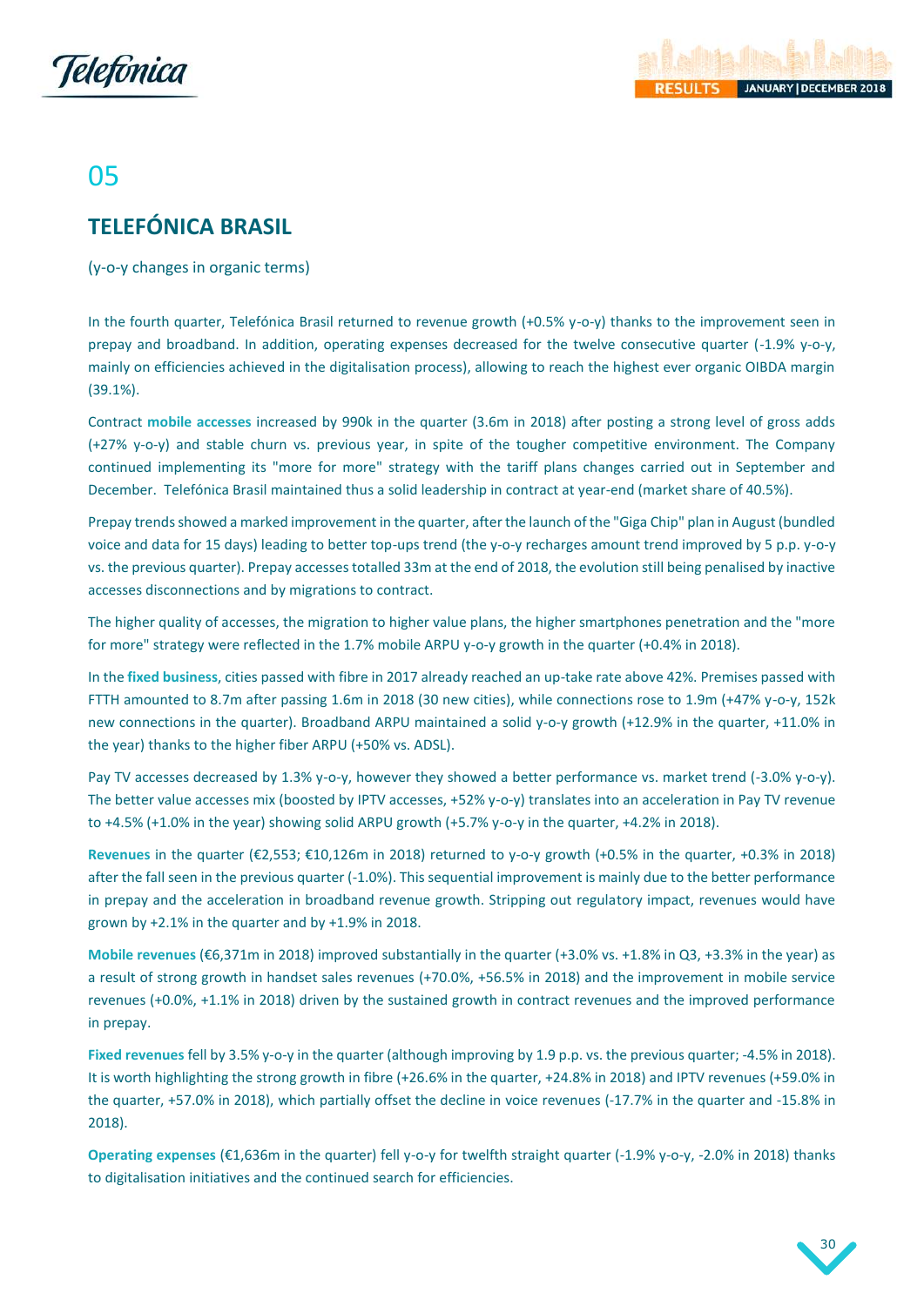# 05

## TELEFÓNICA BRASIL

(y-o-y changes in organic terms)

In the fourth quarter, Telefónica Brasil returned to revenue growth (+0.5% y-o-y) thanks to the improvement seen in prepay and broadband. In addition, operating expenses decreased for the twelve consecutive quarter (-1.9% y-o-y, mainly on efficiencies achieved in the digitalisation process), allowing to reach the highest ever organic OIBDA margin (39.1%).

Contract **mobile accesses** increased by 990k in the quarter (3.6m in 2018) after posting a strong level of gross adds (+27% y-o-y) and stable churn vs. previous year, in spite of the tougher competitive environment. The Company continued implementing its "more for more" strategy with the tariff plans changes carried out in September and December. Telefónica Brasil maintained thus a solid leadership in contract at year-end (market share of 40.5%).

Prepay trends showed a marked improvement in the quarter, after the launch of the "Giga Chip" plan in August (bundled voice and data for 15 days) leading to better top-ups trend (the y-o-y recharges amount trend improved by 5 p.p. y-o-y vs. the previous quarter). Prepay accesses totalled 33m at the end of 2018, the evolution still being penalised by inactive accesses disconnections and by migrations to contract.

The higher quality of accesses, the migration to higher value plans, the higher smartphones penetration and the "more for more" strategy were reflected in the 1.7% mobile ARPU y-o-y growth in the quarter (+0.4% in 2018).

In the **fixed business**, cities passed with fibre in 2017 already reached an up-take rate above 42%. Premises passed with FTTH amounted to 8.7m after passing 1.6m in 2018 (30 new cities), while connections rose to 1.9m (+47% y-o-y, 152k new connections in the quarter). Broadband ARPU maintained a solid y-o-y growth (+12.9% in the quarter, +11.0% in the year) thanks to the higher fiber ARPU (+50% vs. ADSL).

Pay TV accesses decreased by 1.3% y-o-y, however they showed a better performance vs. market trend (-3.0% y-o-y). The better value accesses mix (boosted by IPTV accesses, +52% y-o-y) translates into an acceleration in Pay TV revenue to +4.5% (+1.0% in the year) showing solid ARPU growth (+5.7% y-o-y in the quarter, +4.2% in 2018).

**Revenues** in the quarter (€2,553; €10,126m in 2018) returned to y-o-y growth (+0.5% in the quarter, +0.3% in 2018) after the fall seen in the previous quarter (-1.0%). This sequential improvement is mainly due to the better performance in prepay and the acceleration in broadband revenue growth. Stripping out regulatory impact, revenues would have grown by +2.1% in the quarter and by +1.9% in 2018.

**Mobile revenues** (€6,371m in 2018) improved substantially in the quarter (+3.0% vs. +1.8% in Q3, +3.3% in the year) as a result of strong growth in handset sales revenues (+70.0%, +56.5% in 2018) and the improvement in mobile service revenues (+0.0%, +1.1% in 2018) driven by the sustained growth in contract revenues and the improved performance in prepay.

**Fixed revenues** fell by 3.5% y-o-y in the quarter (although improving by 1.9 p.p. vs. the previous quarter; -4.5% in 2018). It is worth highlighting the strong growth in fibre (+26.6% in the quarter, +24.8% in 2018) and IPTV revenues (+59.0% in the quarter, +57.0% in 2018), which partially offset the decline in voice revenues (-17.7% in the quarter and -15.8% in 2018).

**Operating expenses** (€1,636m in the quarter) fell y-o-y for twelfth straight quarter (-1.9% y-o-y, -2.0% in 2018) thanks to digitalisation initiatives and the continued search for efficiencies.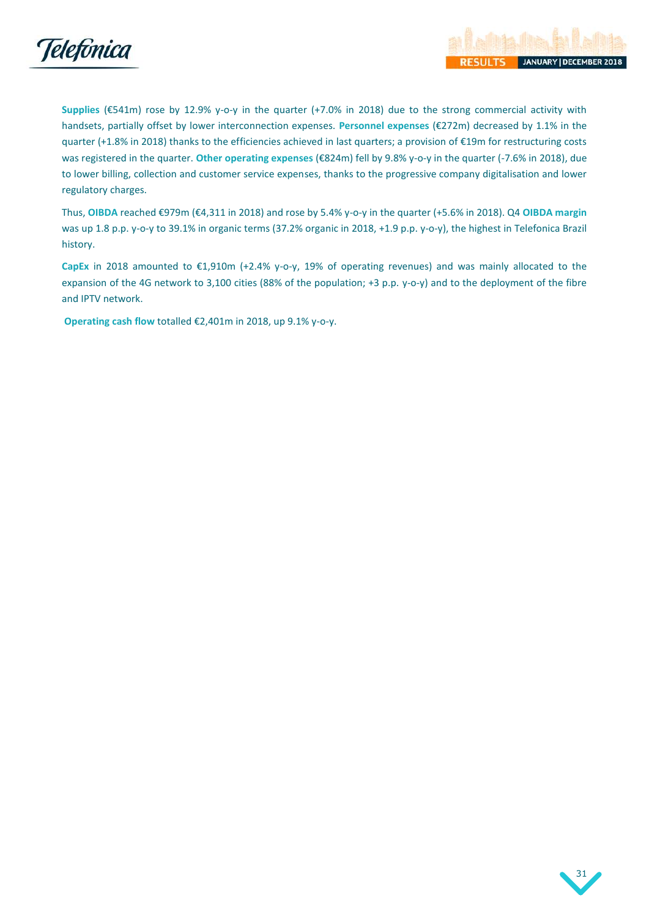**Supplies** (€541m) rose by 12.9% y-o-y in the quarter (+7.0% in 2018) due to the strong commercial activity with handsets, partially offset by lower interconnection expenses. **Personnel expenses** (€272m) decreased by 1.1% in the quarter (+1.8% in 2018) thanks to the efficiencies achieved in last quarters; a provision of €19m for restructuring costs was registered in the quarter. **Other operating expenses** (€824m) fell by 9.8% y-o-y in the quarter (-7.6% in 2018), due to lower billing, collection and customer service expenses, thanks to the progressive company digitalisation and lower regulatory charges.

Thus, **OIBDA** reached €979m (€4,311 in 2018) and rose by 5.4% y-o-y in the quarter (+5.6% in 2018). Q4 **OIBDA margin** was up 1.8 p.p. y-o-y to 39.1% in organic terms (37.2% organic in 2018, +1.9 p.p. y-o-y), the highest in Telefonica Brazil history.

**CapEx** in 2018 amounted to €1,910m (+2.4% y-o-y, 19% of operating revenues) and was mainly allocated to the expansion of the 4G network to 3,100 cities (88% of the population; +3 p.p. y-o-y) and to the deployment of the fibre and IPTV network.

**Operating cash flow** totalled €2,401m in 2018, up 9.1% y-o-y.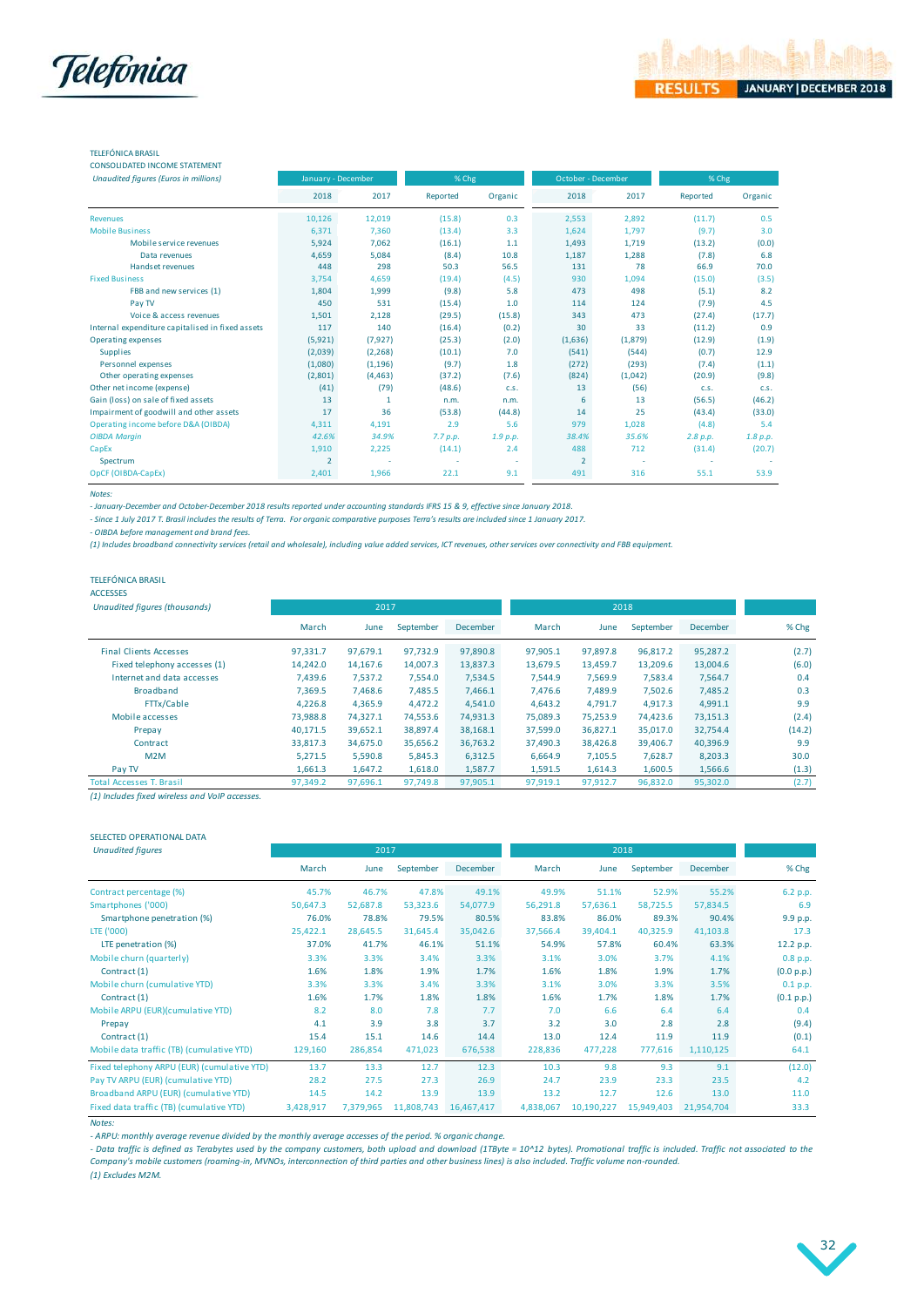TELEFÓNICA BRASIL

CONSOLIDATED INCOME STATEMENT

| *Unaudited figures (Euros in millions)* | January - December | | % Chg | | October - December | | % Chg | |
|---|---|---|---|---|---|---|---|---|
| | 2018 | 2017 | Reported | Organic | 2018 | 2017 | Reported | Organic |
| Revenues | 10,126 | 12,019 | (15.8) | 0.3 | 2,553 | 2,892 | (11.7) | 0.5 |
| Mobile Business | 6,371 | 7,360 | (13.4) | 3.3 | 1,624 | 1,797 | (9.7) | 3.0 |
| Mobile service revenues | 5,924 | 7,062 | (16.1) | 1.1 | 1,493 | 1,719 | (13.2) | (0.0) |
| Data revenues | 4,659 | 5,084 | (8.4) | 10.8 | 1,187 | 1,288 | (7.8) | 6.8 |
| Handset revenues | 448 | 298 | 50.3 | 56.5 | 131 | 78 | 66.9 | 70.0 |
| Fixed Business | 3,754 | 4,659 | (19.4) | (4.5) | 930 | 1,094 | (15.0) | (3.5) |
| FBB and new services (1) | 1,804 | 1,999 | (9.8) | 5.8 | 473 | 498 | (5.1) | 8.2 |
| Pay TV | 450 | 531 | (15.4) | 1.0 | 114 | 124 | (7.9) | 4.5 |
| Voice & access revenues | 1,501 | 2,128 | (29.5) | (15.8) | 343 | 473 | (27.4) | (17.7) |
| Internal expenditure capitalised in fixed assets | 117 | 140 | (16.4) | (0.2) | 30 | 33 | (11.2) | 0.9 |
| Operating expenses | (5,921) | (7,927) | (25.3) | (2.0) | (1,636) | (1,879) | (12.9) | (1.9) |
| Supplies | (2,039) | (2,268) | (10.1) | 7.0 | (541) | (544) | (0.7) | 12.9 |
| Personnel expenses | (1,080) | (1,196) | (9.7) | 1.8 | (272) | (293) | (7.4) | (1.1) |
| Other operating expenses | (2,801) | (4,463) | (37.2) | (7.6) | (824) | (1,042) | (20.9) | (9.8) |
| Other net income (expense) | (41) | (79) | (48.6) | c.s. | 13 | (56) | c.s. | c.s. |
| Gain (loss) on sale of fixed assets | 13 | 1 | n.m. | n.m. | 6 | 13 | (56.5) | (46.2) |
| Impairment of goodwill and other assets | 17 | 36 | (53.8) | (44.8) | 14 | 25 | (43.4) | (33.0) |
| Operating income before D&A (OIBDA) | 4,311 | 4,191 | 2.9 | 5.6 | 979 | 1,028 | (4.8) | 5.4 |
| *OIBDA Margin* | *42.6%* | *34.9%* | *7.7 p.p.* | *1.9 p.p.* | *38.4%* | *35.6%* | *2.8 p.p.* | *1.8 p.p.* |
| CapEx | 1,910 | 2,225 | (14.1) | 2.4 | 488 | 712 | (31.4) | (20.7) |
| Spectrum | 2 | - | - | - | 2 | - | - | - |
| OpCF (OIBDA-CapEx) | 2,401 | 1,966 | 22.1 | 9.1 | 491 | 316 | 55.1 | 53.9 |

*Notes:*

*- January-December and October-December 2018 results reported under accounting standards IFRS 15 & 9, effective since January 2018.*

*- Since 1 July 2017 T. Brasil includes the results of Terra. For organic comparative purposes Terra's results are included since 1 January 2017.*

*- OIBDA before management and brand fees.*

*(1) Includes broadband connectivity services (retail and wholesale), including value added services, ICT revenues, other services over connectivity and FBB equipment.*

TELEFÓNICA BRASIL

ACCESSES

| *Unaudited figures (thousands)* | 2017 | | | | 2018 | | | | |
|---|---|---|---|---|---|---|---|---|---|
| | March | June | September | December | March | June | September | December | % Chg |
| Final Clients Accesses | 97,331.7 | 97,679.1 | 97,732.9 | 97,890.8 | 97,905.1 | 97,897.8 | 96,817.2 | 95,287.2 | (2.7) |
| Fixed telephony accesses (1) | 14,242.0 | 14,167.6 | 14,007.3 | 13,837.3 | 13,679.5 | 13,459.7 | 13,209.6 | 13,004.6 | (6.0) |
| Internet and data accesses | 7,439.6 | 7,537.2 | 7,554.0 | 7,534.5 | 7,544.9 | 7,569.9 | 7,583.4 | 7,564.7 | 0.4 |
| Broadband | 7,369.5 | 7,468.6 | 7,485.5 | 7,466.1 | 7,476.6 | 7,489.9 | 7,502.6 | 7,485.2 | 0.3 |
| FTTx/Cable | 4,226.8 | 4,365.9 | 4,472.2 | 4,541.0 | 4,643.2 | 4,791.7 | 4,917.3 | 4,991.1 | 9.9 |
| Mobile accesses | 73,988.8 | 74,327.1 | 74,553.6 | 74,931.3 | 75,089.3 | 75,253.9 | 74,423.6 | 73,151.3 | (2.4) |
| Prepay | 40,171.5 | 39,652.1 | 38,897.4 | 38,168.1 | 37,599.0 | 36,827.1 | 35,017.0 | 32,754.4 | (14.2) |
| Contract | 33,817.3 | 34,675.0 | 35,656.2 | 36,763.2 | 37,490.3 | 38,426.8 | 39,406.7 | 40,396.9 | 9.9 |
| M2M | 5,271.5 | 5,590.8 | 5,845.3 | 6,312.5 | 6,664.9 | 7,105.5 | 7,628.7 | 8,203.3 | 30.0 |
| Pay TV | 1,661.3 | 1,647.2 | 1,618.0 | 1,587.7 | 1,591.5 | 1,614.3 | 1,600.5 | 1,566.6 | (1.3) |
| Total Accesses T. Brasil | 97,349.2 | 97,696.1 | 97,749.8 | 97,905.1 | 97,919.1 | 97,912.7 | 96,832.0 | 95,302.0 | (2.7) |

*(1) Includes fixed wireless and VoIP accesses.*

SELECTED OPERATIONAL DATA

| *Unaudited figures* | 2017 | | | | 2018 | | | | |
|---|---|---|---|---|---|---|---|---|---|
| | March | June | September | December | March | June | September | December | % Chg |
| Contract percentage (%) | 45.7% | 46.7% | 47.8% | 49.1% | 49.9% | 51.1% | 52.9% | 55.2% | 6.2 p.p. |
| Smartphones ('000) | 50,647.3 | 52,687.8 | 53,323.6 | 54,077.9 | 56,291.8 | 57,636.1 | 58,725.5 | 57,834.5 | 6.9 |
| Smartphone penetration (%) | 76.0% | 78.8% | 79.5% | 80.5% | 83.8% | 86.0% | 89.3% | 90.4% | 9.9 p.p. |
| LTE ('000) | 25,422.1 | 28,645.5 | 31,645.4 | 35,042.6 | 37,566.4 | 39,404.1 | 40,325.9 | 41,103.8 | 17.3 |
| LTE penetration (%) | 37.0% | 41.7% | 46.1% | 51.1% | 54.9% | 57.8% | 60.4% | 63.3% | 12.2 p.p. |
| Mobile churn (quarterly) | 3.3% | 3.3% | 3.4% | 3.3% | 3.1% | 3.0% | 3.7% | 4.1% | 0.8 p.p. |
| Contract (1) | 1.6% | 1.8% | 1.9% | 1.7% | 1.6% | 1.8% | 1.9% | 1.7% | (0.0 p.p.) |
| Mobile churn (cumulative YTD) | 3.3% | 3.3% | 3.4% | 3.3% | 3.1% | 3.0% | 3.3% | 3.5% | 0.1 p.p. |
| Contract (1) | 1.6% | 1.7% | 1.8% | 1.8% | 1.6% | 1.7% | 1.8% | 1.7% | (0.1 p.p.) |
| Mobile ARPU (EUR)(cumulative YTD) | 8.2 | 8.0 | 7.8 | 7.7 | 7.0 | 6.6 | 6.4 | 6.4 | 0.4 |
| Prepay | 4.1 | 3.9 | 3.8 | 3.7 | 3.2 | 3.0 | 2.8 | 2.8 | (9.4) |
| Contract (1) | 15.4 | 15.1 | 14.6 | 14.4 | 13.0 | 12.4 | 11.9 | 11.9 | (0.1) |
| Mobile data traffic (TB) (cumulative YTD) | 129,160 | 286,854 | 471,023 | 676,538 | 228,836 | 477,228 | 777,616 | 1,110,125 | 64.1 |
| Fixed telephony ARPU (EUR) (cumulative YTD) | 13.7 | 13.3 | 12.7 | 12.3 | 10.3 | 9.8 | 9.3 | 9.1 | (12.0) |
| Pay TV ARPU (EUR) (cumulative YTD) | 28.2 | 27.5 | 27.3 | 26.9 | 24.7 | 23.9 | 23.3 | 23.5 | 4.2 |
| Broadband ARPU (EUR) (cumulative YTD) | 14.5 | 14.2 | 13.9 | 13.9 | 13.2 | 12.7 | 12.6 | 13.0 | 11.0 |
| Fixed data traffic (TB) (cumulative YTD) | 3,428,917 | 7,379,965 | 11,808,743 | 16,467,417 | 4,838,067 | 10,190,227 | 15,949,403 | 21,954,704 | 33.3 |

*Notes:*

*- ARPU: monthly average revenue divided by the monthly average accesses of the period. % organic change.*

*- Data traffic is defined as Terabytes used by the company customers, both upload and download (1TByte = 10^12 bytes). Promotional traffic is included. Traffic not associated to the Company's mobile customers (roaming-in, MVNOs, interconnection of third parties and other business lines) is also included. Traffic volume non-rounded.*

*(1) Excludes M2M.*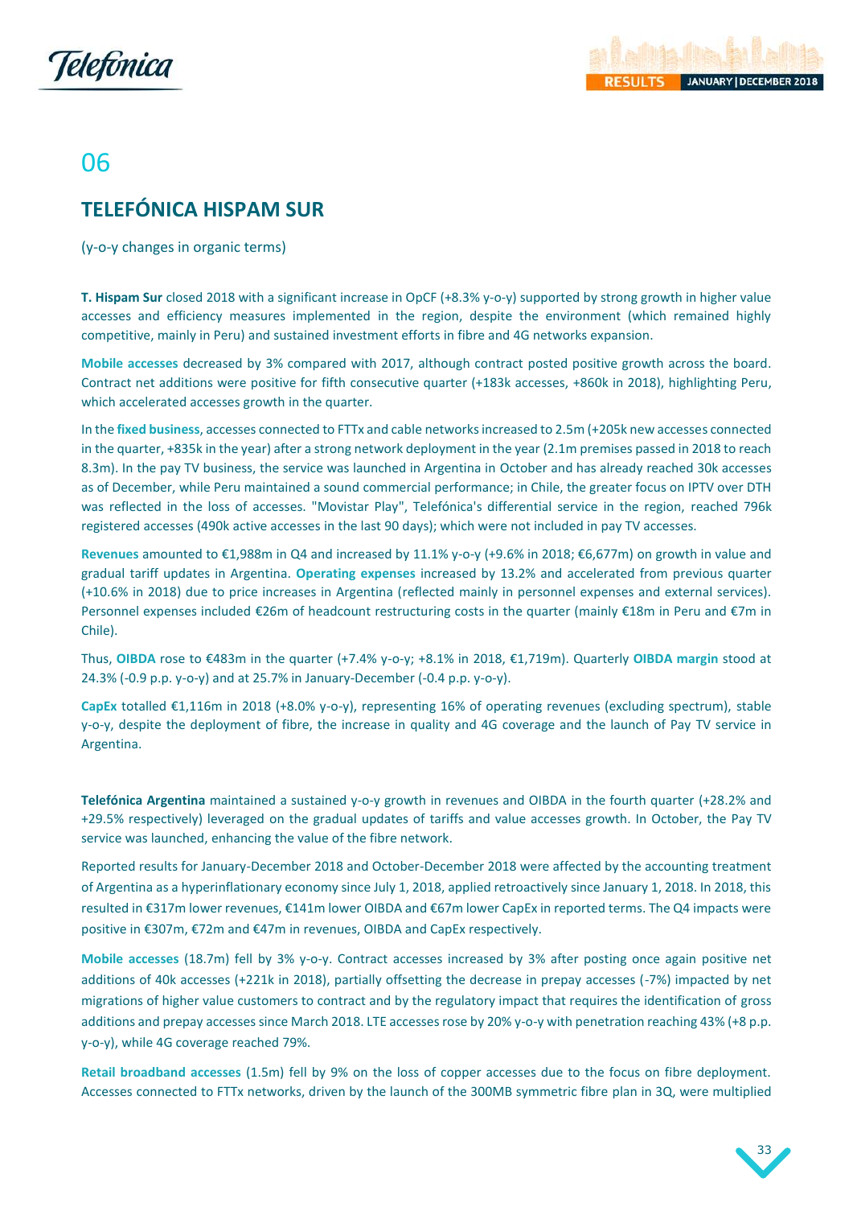# 06

## TELEFÓNICA HISPAM SUR

(y-o-y changes in organic terms)

**T. Hispam Sur** closed 2018 with a significant increase in OpCF (+8.3% y-o-y) supported by strong growth in higher value accesses and efficiency measures implemented in the region, despite the environment (which remained highly competitive, mainly in Peru) and sustained investment efforts in fibre and 4G networks expansion.

**Mobile accesses** decreased by 3% compared with 2017, although contract posted positive growth across the board. Contract net additions were positive for fifth consecutive quarter (+183k accesses, +860k in 2018), highlighting Peru, which accelerated accesses growth in the quarter.

In the **fixed business**, accesses connected to FTTx and cable networks increased to 2.5m (+205k new accesses connected in the quarter, +835k in the year) after a strong network deployment in the year (2.1m premises passed in 2018 to reach 8.3m). In the pay TV business, the service was launched in Argentina in October and has already reached 30k accesses as of December, while Peru maintained a sound commercial performance; in Chile, the greater focus on IPTV over DTH was reflected in the loss of accesses. "Movistar Play", Telefónica's differential service in the region, reached 796k registered accesses (490k active accesses in the last 90 days); which were not included in pay TV accesses.

**Revenues** amounted to €1,988m in Q4 and increased by 11.1% y-o-y (+9.6% in 2018; €6,677m) on growth in value and gradual tariff updates in Argentina. **Operating expenses** increased by 13.2% and accelerated from previous quarter (+10.6% in 2018) due to price increases in Argentina (reflected mainly in personnel expenses and external services). Personnel expenses included €26m of headcount restructuring costs in the quarter (mainly €18m in Peru and €7m in Chile).

Thus, **OIBDA** rose to €483m in the quarter (+7.4% y-o-y; +8.1% in 2018, €1,719m). Quarterly **OIBDA margin** stood at 24.3% (-0.9 p.p. y-o-y) and at 25.7% in January-December (-0.4 p.p. y-o-y).

**CapEx** totalled €1,116m in 2018 (+8.0% y-o-y), representing 16% of operating revenues (excluding spectrum), stable y-o-y, despite the deployment of fibre, the increase in quality and 4G coverage and the launch of Pay TV service in Argentina.

**Telefónica Argentina** maintained a sustained y-o-y growth in revenues and OIBDA in the fourth quarter (+28.2% and +29.5% respectively) leveraged on the gradual updates of tariffs and value accesses growth. In October, the Pay TV service was launched, enhancing the value of the fibre network.

Reported results for January-December 2018 and October-December 2018 were affected by the accounting treatment of Argentina as a hyperinflationary economy since July 1, 2018, applied retroactively since January 1, 2018. In 2018, this resulted in €317m lower revenues, €141m lower OIBDA and €67m lower CapEx in reported terms. The Q4 impacts were positive in €307m, €72m and €47m in revenues, OIBDA and CapEx respectively.

**Mobile accesses** (18.7m) fell by 3% y-o-y. Contract accesses increased by 3% after posting once again positive net additions of 40k accesses (+221k in 2018), partially offsetting the decrease in prepay accesses (-7%) impacted by net migrations of higher value customers to contract and by the regulatory impact that requires the identification of gross additions and prepay accesses since March 2018. LTE accesses rose by 20% y-o-y with penetration reaching 43% (+8 p.p. y-o-y), while 4G coverage reached 79%.

**Retail broadband accesses** (1.5m) fell by 9% on the loss of copper accesses due to the focus on fibre deployment. Accesses connected to FTTx networks, driven by the launch of the 300MB symmetric fibre plan in 3Q, were multiplied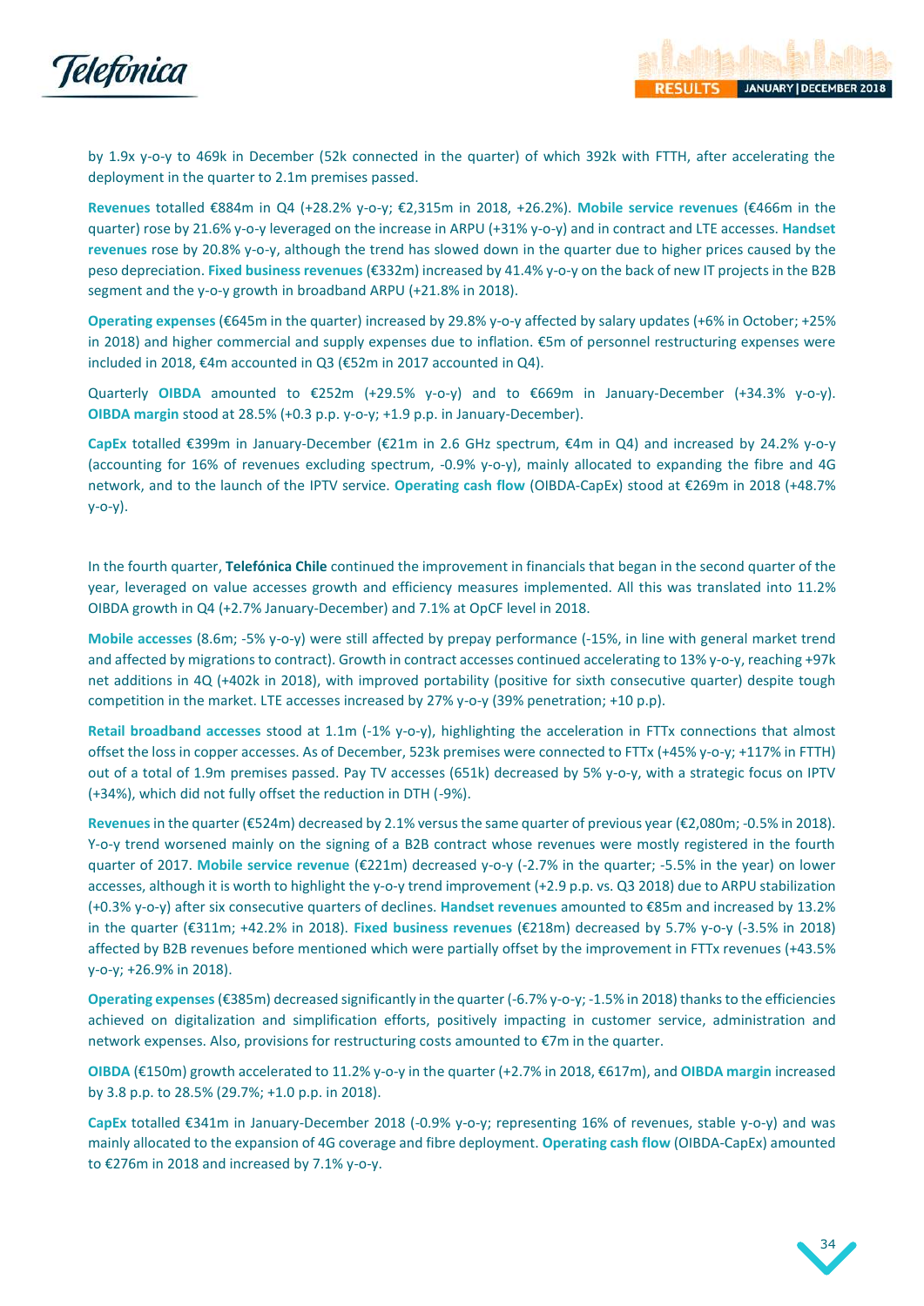by 1.9x y-o-y to 469k in December (52k connected in the quarter) of which 392k with FTTH, after accelerating the deployment in the quarter to 2.1m premises passed.

**Revenues** totalled €884m in Q4 (+28.2% y-o-y; €2,315m in 2018, +26.2%). **Mobile service revenues** (€466m in the quarter) rose by 21.6% y-o-y leveraged on the increase in ARPU (+31% y-o-y) and in contract and LTE accesses. **Handset revenues** rose by 20.8% y-o-y, although the trend has slowed down in the quarter due to higher prices caused by the peso depreciation. **Fixed business revenues** (€332m) increased by 41.4% y-o-y on the back of new IT projects in the B2B segment and the y-o-y growth in broadband ARPU (+21.8% in 2018).

**Operating expenses** (€645m in the quarter) increased by 29.8% y-o-y affected by salary updates (+6% in October; +25% in 2018) and higher commercial and supply expenses due to inflation. €5m of personnel restructuring expenses were included in 2018, €4m accounted in Q3 (€52m in 2017 accounted in Q4).

Quarterly **OIBDA** amounted to €252m (+29.5% y-o-y) and to €669m in January-December (+34.3% y-o-y). **OIBDA margin** stood at 28.5% (+0.3 p.p. y-o-y; +1.9 p.p. in January-December).

**CapEx** totalled €399m in January-December (€21m in 2.6 GHz spectrum, €4m in Q4) and increased by 24.2% y-o-y (accounting for 16% of revenues excluding spectrum, -0.9% y-o-y), mainly allocated to expanding the fibre and 4G network, and to the launch of the IPTV service. **Operating cash flow** (OIBDA-CapEx) stood at €269m in 2018 (+48.7% y-o-y).

In the fourth quarter, **Telefónica Chile** continued the improvement in financials that began in the second quarter of the year, leveraged on value accesses growth and efficiency measures implemented. All this was translated into 11.2% OIBDA growth in Q4 (+2.7% January-December) and 7.1% at OpCF level in 2018.

**Mobile accesses** (8.6m; -5% y-o-y) were still affected by prepay performance (-15%, in line with general market trend and affected by migrations to contract). Growth in contract accesses continued accelerating to 13% y-o-y, reaching +97k net additions in 4Q (+402k in 2018), with improved portability (positive for sixth consecutive quarter) despite tough competition in the market. LTE accesses increased by 27% y-o-y (39% penetration; +10 p.p).

**Retail broadband accesses** stood at 1.1m (-1% y-o-y), highlighting the acceleration in FTTx connections that almost offset the loss in copper accesses. As of December, 523k premises were connected to FTTx (+45% y-o-y; +117% in FTTH) out of a total of 1.9m premises passed. Pay TV accesses (651k) decreased by 5% y-o-y, with a strategic focus on IPTV (+34%), which did not fully offset the reduction in DTH (-9%).

**Revenues** in the quarter (€524m) decreased by 2.1% versus the same quarter of previous year (€2,080m; -0.5% in 2018). Y-o-y trend worsened mainly on the signing of a B2B contract whose revenues were mostly registered in the fourth quarter of 2017. **Mobile service revenue** (€221m) decreased y-o-y (-2.7% in the quarter; -5.5% in the year) on lower accesses, although it is worth to highlight the y-o-y trend improvement (+2.9 p.p. vs. Q3 2018) due to ARPU stabilization (+0.3% y-o-y) after six consecutive quarters of declines. **Handset revenues** amounted to €85m and increased by 13.2% in the quarter (€311m; +42.2% in 2018). **Fixed business revenues** (€218m) decreased by 5.7% y-o-y (-3.5% in 2018) affected by B2B revenues before mentioned which were partially offset by the improvement in FTTx revenues (+43.5% y-o-y; +26.9% in 2018).

**Operating expenses** (€385m) decreased significantly in the quarter (-6.7% y-o-y; -1.5% in 2018) thanks to the efficiencies achieved on digitalization and simplification efforts, positively impacting in customer service, administration and network expenses. Also, provisions for restructuring costs amounted to €7m in the quarter.

**OIBDA** (€150m) growth accelerated to 11.2% y-o-y in the quarter (+2.7% in 2018, €617m), and **OIBDA margin** increased by 3.8 p.p. to 28.5% (29.7%; +1.0 p.p. in 2018).

**CapEx** totalled €341m in January-December 2018 (-0.9% y-o-y; representing 16% of revenues, stable y-o-y) and was mainly allocated to the expansion of 4G coverage and fibre deployment. **Operating cash flow** (OIBDA-CapEx) amounted to €276m in 2018 and increased by 7.1% y-o-y.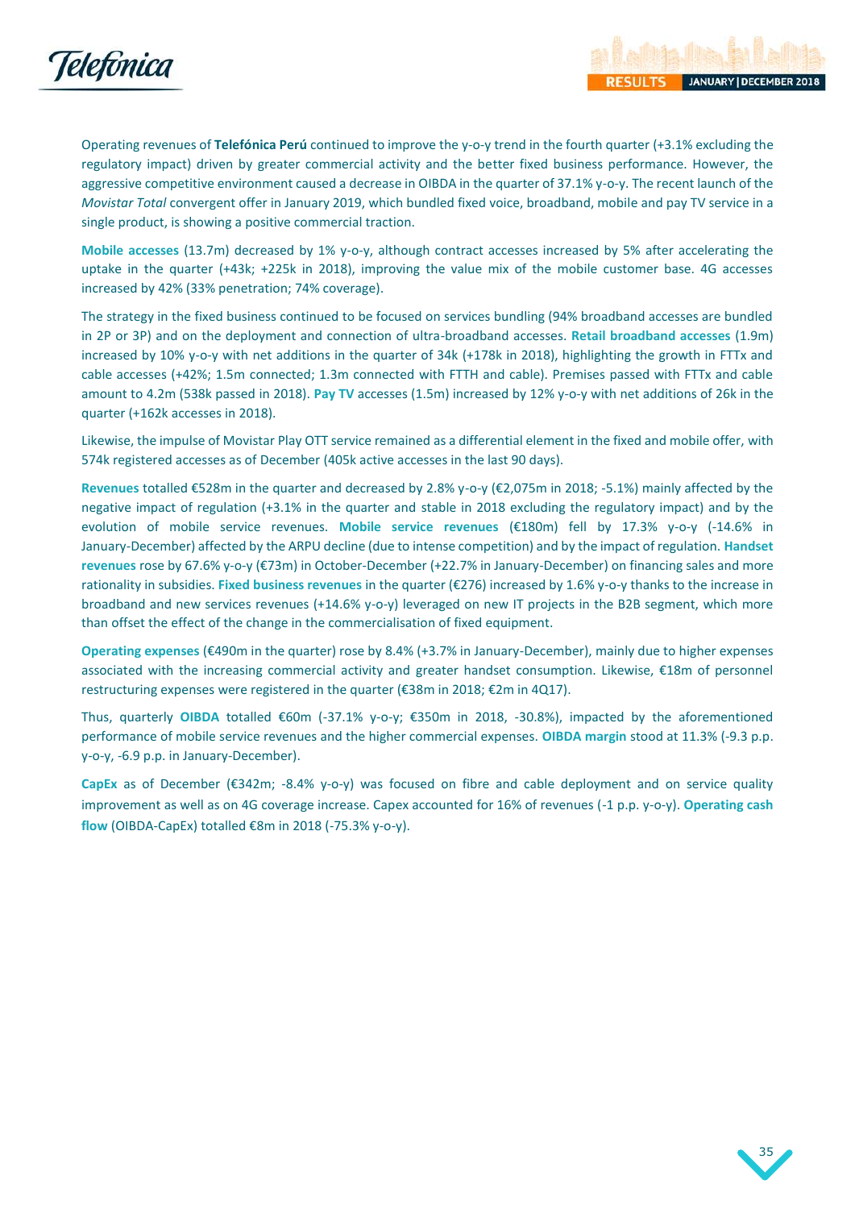Operating revenues of **Telefónica Perú** continued to improve the y-o-y trend in the fourth quarter (+3.1% excluding the regulatory impact) driven by greater commercial activity and the better fixed business performance. However, the aggressive competitive environment caused a decrease in OIBDA in the quarter of 37.1% y-o-y. The recent launch of the *Movistar Total* convergent offer in January 2019, which bundled fixed voice, broadband, mobile and pay TV service in a single product, is showing a positive commercial traction.

**Mobile accesses** (13.7m) decreased by 1% y-o-y, although contract accesses increased by 5% after accelerating the uptake in the quarter (+43k; +225k in 2018), improving the value mix of the mobile customer base. 4G accesses increased by 42% (33% penetration; 74% coverage).

The strategy in the fixed business continued to be focused on services bundling (94% broadband accesses are bundled in 2P or 3P) and on the deployment and connection of ultra-broadband accesses. **Retail broadband accesses** (1.9m) increased by 10% y-o-y with net additions in the quarter of 34k (+178k in 2018), highlighting the growth in FTTx and cable accesses (+42%; 1.5m connected; 1.3m connected with FTTH and cable). Premises passed with FTTx and cable amount to 4.2m (538k passed in 2018). **Pay TV** accesses (1.5m) increased by 12% y-o-y with net additions of 26k in the quarter (+162k accesses in 2018).

Likewise, the impulse of Movistar Play OTT service remained as a differential element in the fixed and mobile offer, with 574k registered accesses as of December (405k active accesses in the last 90 days).

**Revenues** totalled €528m in the quarter and decreased by 2.8% y-o-y (€2,075m in 2018; -5.1%) mainly affected by the negative impact of regulation (+3.1% in the quarter and stable in 2018 excluding the regulatory impact) and by the evolution of mobile service revenues. **Mobile service revenues** (€180m) fell by 17.3% y-o-y (-14.6% in January-December) affected by the ARPU decline (due to intense competition) and by the impact of regulation. **Handset revenues** rose by 67.6% y-o-y (€73m) in October-December (+22.7% in January-December) on financing sales and more rationality in subsidies. **Fixed business revenues** in the quarter (€276) increased by 1.6% y-o-y thanks to the increase in broadband and new services revenues (+14.6% y-o-y) leveraged on new IT projects in the B2B segment, which more than offset the effect of the change in the commercialisation of fixed equipment.

**Operating expenses** (€490m in the quarter) rose by 8.4% (+3.7% in January-December), mainly due to higher expenses associated with the increasing commercial activity and greater handset consumption. Likewise, €18m of personnel restructuring expenses were registered in the quarter (€38m in 2018; €2m in 4Q17).

Thus, quarterly **OIBDA** totalled €60m (-37.1% y-o-y; €350m in 2018, -30.8%), impacted by the aforementioned performance of mobile service revenues and the higher commercial expenses. **OIBDA margin** stood at 11.3% (-9.3 p.p. y-o-y, -6.9 p.p. in January-December).

**CapEx** as of December (€342m; -8.4% y-o-y) was focused on fibre and cable deployment and on service quality improvement as well as on 4G coverage increase. Capex accounted for 16% of revenues (-1 p.p. y-o-y). **Operating cash flow** (OIBDA-CapEx) totalled €8m in 2018 (-75.3% y-o-y).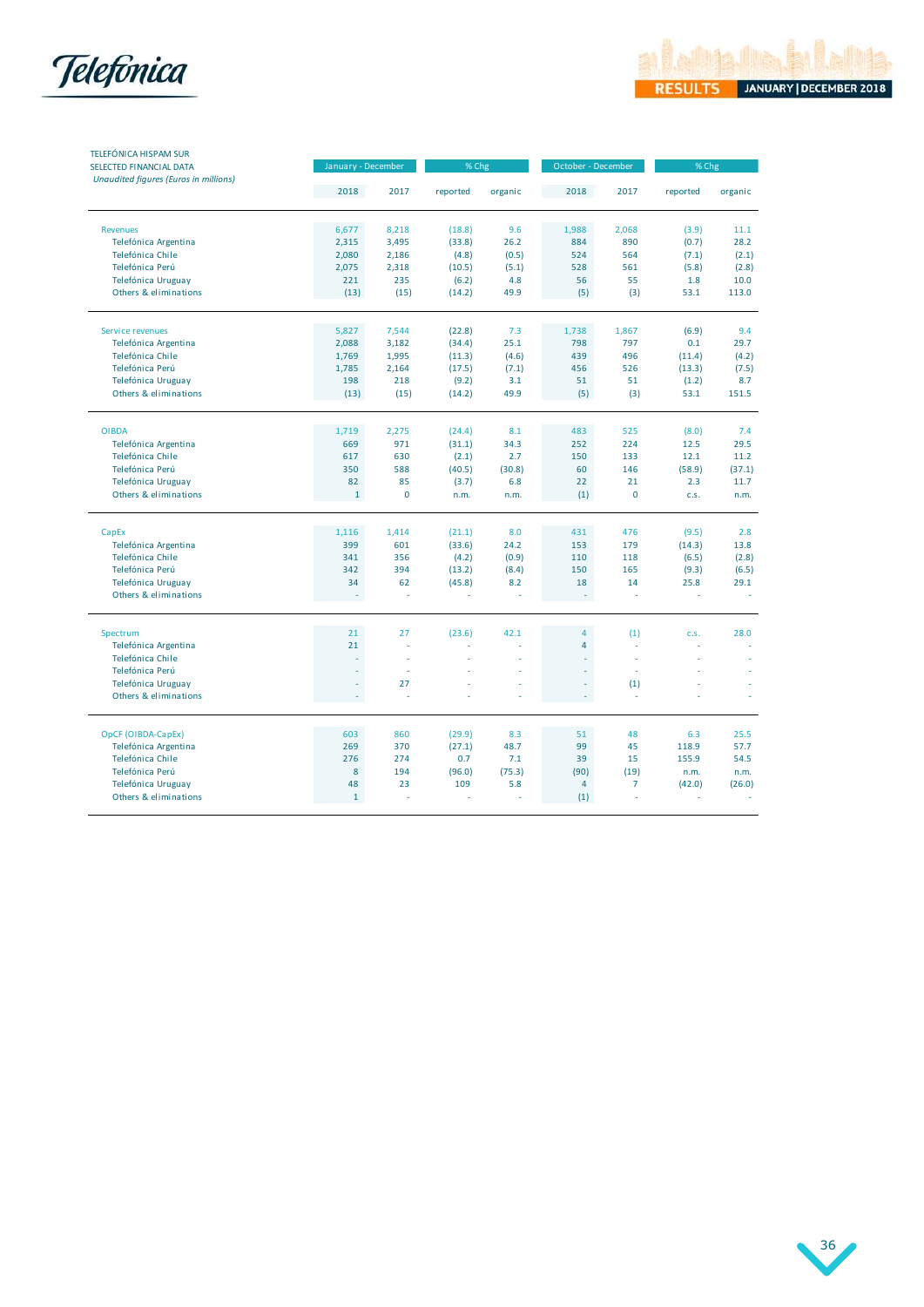TELEFÓNICA HISPAM SUR
SELECTED FINANCIAL DATA
*Unaudited figures (Euros in millions)*

| | January - December | | % Chg | | October - December | | % Chg | |
|---|---|---|---|---|---|---|---|---|
| | 2018 | 2017 | reported | organic | 2018 | 2017 | reported | organic |
| Revenues | 6,677 | 8,218 | (18.8) | 9.6 | 1,988 | 2,068 | (3.9) | 11.1 |
| Telefónica Argentina | 2,315 | 3,495 | (33.8) | 26.2 | 884 | 890 | (0.7) | 28.2 |
| Telefónica Chile | 2,080 | 2,186 | (4.8) | (0.5) | 524 | 564 | (7.1) | (2.1) |
| Telefónica Perú | 2,075 | 2,318 | (10.5) | (5.1) | 528 | 561 | (5.8) | (2.8) |
| Telefónica Uruguay | 221 | 235 | (6.2) | 4.8 | 56 | 55 | 1.8 | 10.0 |
| Others & eliminations | (13) | (15) | (14.2) | 49.9 | (5) | (3) | 53.1 | 113.0 |
| Service revenues | 5,827 | 7,544 | (22.8) | 7.3 | 1,738 | 1,867 | (6.9) | 9.4 |
| Telefónica Argentina | 2,088 | 3,182 | (34.4) | 25.1 | 798 | 797 | 0.1 | 29.7 |
| Telefónica Chile | 1,769 | 1,995 | (11.3) | (4.6) | 439 | 496 | (11.4) | (4.2) |
| Telefónica Perú | 1,785 | 2,164 | (17.5) | (7.1) | 456 | 526 | (13.3) | (7.5) |
| Telefónica Uruguay | 198 | 218 | (9.2) | 3.1 | 51 | 51 | (1.2) | 8.7 |
| Others & eliminations | (13) | (15) | (14.2) | 49.9 | (5) | (3) | 53.1 | 151.5 |
| OIBDA | 1,719 | 2,275 | (24.4) | 8.1 | 483 | 525 | (8.0) | 7.4 |
| Telefónica Argentina | 669 | 971 | (31.1) | 34.3 | 252 | 224 | 12.5 | 29.5 |
| Telefónica Chile | 617 | 630 | (2.1) | 2.7 | 150 | 133 | 12.1 | 11.2 |
| Telefónica Perú | 350 | 588 | (40.5) | (30.8) | 60 | 146 | (58.9) | (37.1) |
| Telefónica Uruguay | 82 | 85 | (3.7) | 6.8 | 22 | 21 | 2.3 | 11.7 |
| Others & eliminations | 1 | 0 | n.m. | n.m. | (1) | 0 | c.s. | n.m. |
| CapEx | 1,116 | 1,414 | (21.1) | 8.0 | 431 | 476 | (9.5) | 2.8 |
| Telefónica Argentina | 399 | 601 | (33.6) | 24.2 | 153 | 179 | (14.3) | 13.8 |
| Telefónica Chile | 341 | 356 | (4.2) | (0.9) | 110 | 118 | (6.5) | (2.8) |
| Telefónica Perú | 342 | 394 | (13.2) | (8.4) | 150 | 165 | (9.3) | (6.5) |
| Telefónica Uruguay | 34 | 62 | (45.8) | 8.2 | 18 | 14 | 25.8 | 29.1 |
| Others & eliminations | - | - | - | - | - | - | - | - |
| Spectrum | 21 | 27 | (23.6) | 42.1 | 4 | (1) | c.s. | 28.0 |
| Telefónica Argentina | 21 | - | - | - | 4 | - | - | - |
| Telefónica Chile | - | - | - | - | - | - | - | - |
| Telefónica Perú | - | - | - | - | - | - | - | - |
| Telefónica Uruguay | - | 27 | - | - | - | (1) | - | - |
| Others & eliminations | - | - | - | - | - | - | - | - |
| OpCF (OIBDA-CapEx) | 603 | 860 | (29.9) | 8.3 | 51 | 48 | 6.3 | 25.5 |
| Telefónica Argentina | 269 | 370 | (27.1) | 48.7 | 99 | 45 | 118.9 | 57.7 |
| Telefónica Chile | 276 | 274 | 0.7 | 7.1 | 39 | 15 | 155.9 | 54.5 |
| Telefónica Perú | 8 | 194 | (96.0) | (75.3) | (90) | (19) | n.m. | n.m. |
| Telefónica Uruguay | 48 | 23 | 109 | 5.8 | 4 | 7 | (42.0) | (26.0) |
| Others & eliminations | 1 | - | - | - | (1) | - | - | - |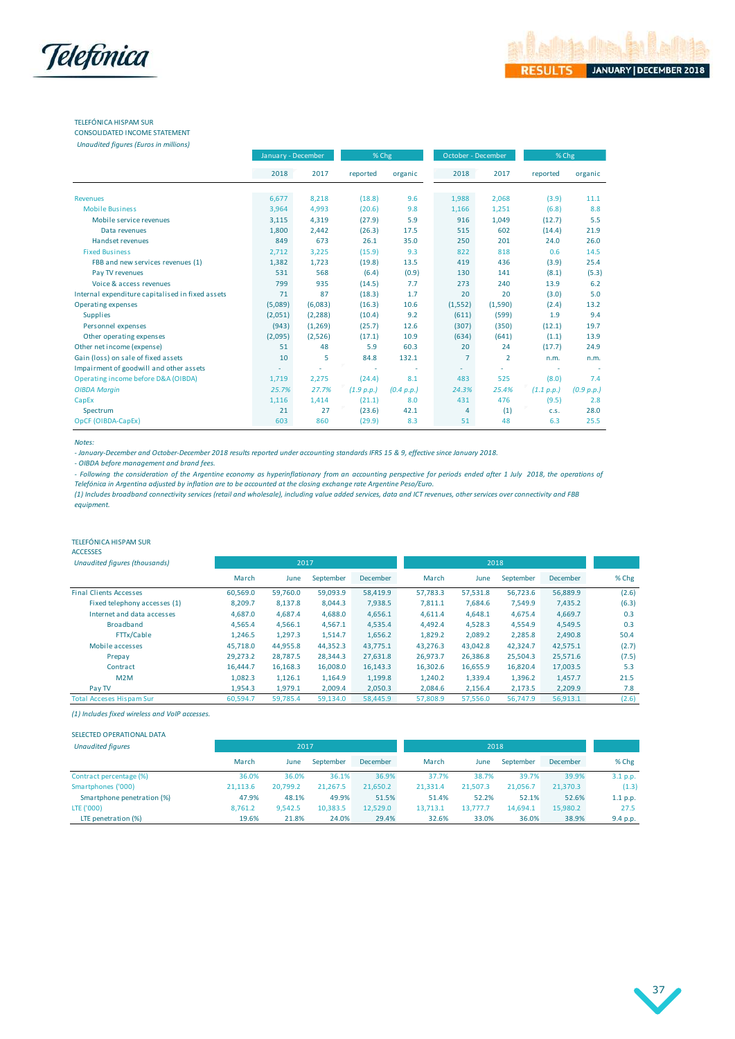TELEFÓNICA HISPAM SUR
CONSOLIDATED INCOME STATEMENT
*Unaudited figures (Euros in millions)*

| | January - December | | % Chg | | October - December | | % Chg | |
|---|---|---|---|---|---|---|---|---|
| | 2018 | 2017 | reported | organic | 2018 | 2017 | reported | organic |
| Revenues | 6,677 | 8,218 | (18.8) | 9.6 | 1,988 | 2,068 | (3.9) | 11.1 |
| Mobile Business | 3,964 | 4,993 | (20.6) | 9.8 | 1,166 | 1,251 | (6.8) | 8.8 |
| Mobile service revenues | 3,115 | 4,319 | (27.9) | 5.9 | 916 | 1,049 | (12.7) | 5.5 |
| Data revenues | 1,800 | 2,442 | (26.3) | 17.5 | 515 | 602 | (14.4) | 21.9 |
| Handset revenues | 849 | 673 | 26.1 | 35.0 | 250 | 201 | 24.0 | 26.0 |
| Fixed Business | 2,712 | 3,225 | (15.9) | 9.3 | 822 | 818 | 0.6 | 14.5 |
| FBB and new services revenues (1) | 1,382 | 1,723 | (19.8) | 13.5 | 419 | 436 | (3.9) | 25.4 |
| Pay TV revenues | 531 | 568 | (6.4) | (0.9) | 130 | 141 | (8.1) | (5.3) |
| Voice & access revenues | 799 | 935 | (14.5) | 7.7 | 273 | 240 | 13.9 | 6.2 |
| Internal expenditure capitalised in fixed assets | 71 | 87 | (18.3) | 1.7 | 20 | 20 | (3.0) | 5.0 |
| Operating expenses | (5,089) | (6,083) | (16.3) | 10.6 | (1,552) | (1,590) | (2.4) | 13.2 |
| Supplies | (2,051) | (2,288) | (10.4) | 9.2 | (611) | (599) | 1.9 | 9.4 |
| Personnel expenses | (943) | (1,269) | (25.7) | 12.6 | (307) | (350) | (12.1) | 19.7 |
| Other operating expenses | (2,095) | (2,526) | (17.1) | 10.9 | (634) | (641) | (1.1) | 13.9 |
| Other net income (expense) | 51 | 48 | 5.9 | 60.3 | 20 | 24 | (17.7) | 24.9 |
| Gain (loss) on sale of fixed assets | 10 | 5 | 84.8 | 132.1 | 7 | 2 | n.m. | n.m. |
| Impairment of goodwill and other assets | - | - | - | - | - | - | - | - |
| Operating income before D&A (OIBDA) | 1,719 | 2,275 | (24.4) | 8.1 | 483 | 525 | (8.0) | 7.4 |
| *OIBDA Margin* | *25.7%* | *27.7%* | *(1.9 p.p.)* | *(0.4 p.p.)* | *24.3%* | *25.4%* | *(1.1 p.p.)* | *(0.9 p.p.)* |
| CapEx | 1,116 | 1,414 | (21.1) | 8.0 | 431 | 476 | (9.5) | 2.8 |
| Spectrum | 21 | 27 | (23.6) | 42.1 | 4 | (1) | c.s. | 28.0 |
| OpCF (OIBDA-CapEx) | 603 | 860 | (29.9) | 8.3 | 51 | 48 | 6.3 | 25.5 |

*Notes:*
*- January-December and October-December 2018 results reported under accounting standards IFRS 15 & 9, effective since January 2018.*
*- OIBDA before management and brand fees.*
*- Following the consideration of the Argentine economy as hyperinflationary from an accounting perspective for periods ended after 1 July 2018, the operations of Telefónica in Argentina adjusted by inflation are to be accounted at the closing exchange rate Argentine Peso/Euro.*
*(1) Includes broadband connectivity services (retail and wholesale), including value added services, data and ICT revenues, other services over connectivity and FBB equipment.*

TELEFÓNICA HISPAM SUR
ACCESSES

| *Unaudited figures (thousands)* | 2017 | | | | 2018 | | | | |
|---|---|---|---|---|---|---|---|---|---|
| | March | June | September | December | March | June | September | December | % Chg |
| Final Clients Accesses | 60,569.0 | 59,760.0 | 59,093.9 | 58,419.9 | 57,783.3 | 57,531.8 | 56,723.6 | 56,889.9 | (2.6) |
| Fixed telephony accesses (1) | 8,209.7 | 8,137.8 | 8,044.3 | 7,938.5 | 7,811.1 | 7,684.6 | 7,549.9 | 7,435.2 | (6.3) |
| Internet and data accesses | 4,687.0 | 4,687.4 | 4,688.0 | 4,656.1 | 4,611.4 | 4,648.1 | 4,675.4 | 4,669.7 | 0.3 |
| Broadband | 4,565.4 | 4,566.1 | 4,567.1 | 4,535.4 | 4,492.4 | 4,528.3 | 4,554.9 | 4,549.5 | 0.3 |
| FTTx/Cable | 1,246.5 | 1,297.3 | 1,514.7 | 1,656.2 | 1,829.2 | 2,089.2 | 2,285.8 | 2,490.8 | 50.4 |
| Mobile accesses | 45,718.0 | 44,955.8 | 44,352.3 | 43,775.1 | 43,276.3 | 43,042.8 | 42,324.7 | 42,575.1 | (2.7) |
| Prepay | 29,273.2 | 28,787.5 | 28,344.3 | 27,631.8 | 26,973.7 | 26,386.8 | 25,504.3 | 25,571.6 | (7.5) |
| Contract | 16,444.7 | 16,168.3 | 16,008.0 | 16,143.3 | 16,302.6 | 16,655.9 | 16,820.4 | 17,003.5 | 5.3 |
| M2M | 1,082.3 | 1,126.1 | 1,164.9 | 1,199.8 | 1,240.2 | 1,339.4 | 1,396.2 | 1,457.7 | 21.5 |
| Pay TV | 1,954.3 | 1,979.1 | 2,009.4 | 2,050.3 | 2,084.6 | 2,156.4 | 2,173.5 | 2,209.9 | 7.8 |
| Total Accesses Hispam Sur | 60,594.7 | 59,785.4 | 59,134.0 | 58,445.9 | 57,808.9 | 57,556.0 | 56,747.9 | 56,913.1 | (2.6) |

*(1) Includes fixed wireless and VoIP accesses.*

SELECTED OPERATIONAL DATA

| *Unaudited figures* | 2017 | | | | 2018 | | | | |
|---|---|---|---|---|---|---|---|---|---|
| | March | June | September | December | March | June | September | December | % Chg |
| Contract percentage (%) | 36.0% | 36.0% | 36.1% | 36.9% | 37.7% | 38.7% | 39.7% | 39.9% | 3.1 p.p. |
| Smartphones ('000) | 21,113.6 | 20,799.2 | 21,267.5 | 21,650.2 | 21,331.4 | 21,507.3 | 21,056.7 | 21,370.3 | (1.3) |
| Smartphone penetration (%) | 47.9% | 48.1% | 49.9% | 51.5% | 51.4% | 52.2% | 52.1% | 52.6% | 1.1 p.p. |
| LTE ('000) | 8,761.2 | 9,542.5 | 10,383.5 | 12,529.0 | 13,713.1 | 13,777.7 | 14,694.1 | 15,980.2 | 27.5 |
| LTE penetration (%) | 19.6% | 21.8% | 24.0% | 29.4% | 32.6% | 33.0% | 36.0% | 38.9% | 9.4 p.p. |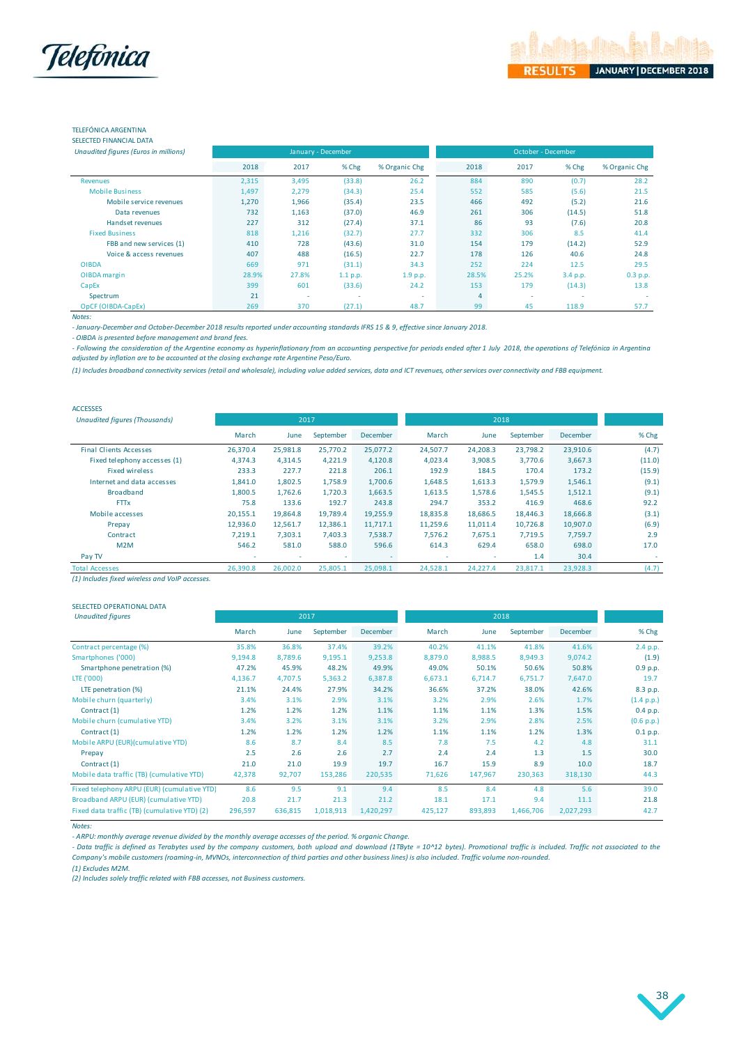TELEFÓNICA ARGENTINA

SELECTED FINANCIAL DATA

| *Unaudited figures (Euros in millions)* | January - December | | | | October - December | | | |
|---|---|---|---|---|---|---|---|---|
| | 2018 | 2017 | % Chg | % Organic Chg | 2018 | 2017 | % Chg | % Organic Chg |
| Revenues | 2,315 | 3,495 | (33.8) | 26.2 | 884 | 890 | (0.7) | 28.2 |
| Mobile Business | 1,497 | 2,279 | (34.3) | 25.4 | 552 | 585 | (5.6) | 21.5 |
| Mobile service revenues | 1,270 | 1,966 | (35.4) | 23.5 | 466 | 492 | (5.2) | 21.6 |
| Data revenues | 732 | 1,163 | (37.0) | 46.9 | 261 | 306 | (14.5) | 51.8 |
| Handset revenues | 227 | 312 | (27.4) | 37.1 | 86 | 93 | (7.6) | 20.8 |
| Fixed Business | 818 | 1,216 | (32.7) | 27.7 | 332 | 306 | 8.5 | 41.4 |
| FBB and new services (1) | 410 | 728 | (43.6) | 31.0 | 154 | 179 | (14.2) | 52.9 |
| Voice & access revenues | 407 | 488 | (16.5) | 22.7 | 178 | 126 | 40.6 | 24.8 |
| OIBDA | 669 | 971 | (31.1) | 34.3 | 252 | 224 | 12.5 | 29.5 |
| OIBDA margin | 28.9% | 27.8% | 1.1 p.p. | 1.9 p.p. | 28.5% | 25.2% | 3.4 p.p. | 0.3 p.p. |
| CapEx | 399 | 601 | (33.6) | 24.2 | 153 | 179 | (14.3) | 13.8 |
| Spectrum | 21 | - | - | - | 4 | - | - | - |
| OpCF (OIBDA-CapEx) | 269 | 370 | (27.1) | 48.7 | 99 | 45 | 118.9 | 57.7 |

Notes:

*- January-December and October-December 2018 results reported under accounting standards IFRS 15 & 9, effective since January 2018.*

*- OIBDA is presented before management and brand fees.*

*- Following the consideration of the Argentine economy as hyperinflationary from an accounting perspective for periods ended after 1 July 2018, the operations of Telefónica in Argentina adjusted by inflation are to be accounted at the closing exchange rate Argentine Peso/Euro.*

*(1) Includes broadband connectivity services (retail and wholesale), including value added services, data and ICT revenues, other services over connectivity and FBB equipment.*

ACCESSES

| *Unaudited figures (Thousands)* | 2017 | | | | 2018 | | | | |
|---|---|---|---|---|---|---|---|---|---|
| | March | June | September | December | March | June | September | December | % Chg |
| Final Clients Accesses | 26,370.4 | 25,981.8 | 25,770.2 | 25,077.2 | 24,507.7 | 24,208.3 | 23,798.2 | 23,910.6 | (4.7) |
| Fixed telephony accesses (1) | 4,374.3 | 4,314.5 | 4,221.9 | 4,120.8 | 4,023.4 | 3,908.5 | 3,770.6 | 3,667.3 | (11.0) |
| Fixed wireless | 233.3 | 227.7 | 221.8 | 206.1 | 192.9 | 184.5 | 170.4 | 173.2 | (15.9) |
| Internet and data accesses | 1,841.0 | 1,802.5 | 1,758.9 | 1,700.6 | 1,648.5 | 1,613.3 | 1,579.9 | 1,546.1 | (9.1) |
| Broadband | 1,800.5 | 1,762.6 | 1,720.3 | 1,663.5 | 1,613.5 | 1,578.6 | 1,545.5 | 1,512.1 | (9.1) |
| FTTx | 75.8 | 133.6 | 192.7 | 243.8 | 294.7 | 353.2 | 416.9 | 468.6 | 92.2 |
| Mobile accesses | 20,155.1 | 19,864.8 | 19,789.4 | 19,255.9 | 18,835.8 | 18,686.5 | 18,446.3 | 18,666.8 | (3.1) |
| Prepay | 12,936.0 | 12,561.7 | 12,386.1 | 11,717.1 | 11,259.6 | 11,011.4 | 10,726.8 | 10,907.0 | (6.9) |
| Contract | 7,219.1 | 7,303.1 | 7,403.3 | 7,538.7 | 7,576.2 | 7,675.1 | 7,719.5 | 7,759.7 | 2.9 |
| M2M | 546.2 | 581.0 | 588.0 | 596.6 | 614.3 | 629.4 | 658.0 | 698.0 | 17.0 |
| Pay TV | - | - | - | - | - | - | 1.4 | 30.4 | - |
| Total Accesses | 26,390.8 | 26,002.0 | 25,805.1 | 25,098.1 | 24,528.1 | 24,227.4 | 23,817.1 | 23,928.3 | (4.7) |

*(1) Includes fixed wireless and VoIP accesses.*

SELECTED OPERATIONAL DATA

| *Unaudited figures* | 2017 | | | | 2018 | | | | |
|---|---|---|---|---|---|---|---|---|---|
| | March | June | September | December | March | June | September | December | % Chg |
| Contract percentage (%) | 35.8% | 36.8% | 37.4% | 39.2% | 40.2% | 41.1% | 41.8% | 41.6% | 2.4 p.p. |
| Smartphones ('000) | 9,194.8 | 8,789.6 | 9,195.1 | 9,253.8 | 8,879.0 | 8,988.5 | 8,949.3 | 9,074.2 | (1.9) |
| Smartphone penetration (%) | 47.2% | 45.9% | 48.2% | 49.9% | 49.0% | 50.1% | 50.6% | 50.8% | 0.9 p.p. |
| LTE ('000) | 4,136.7 | 4,707.5 | 5,363.2 | 6,387.8 | 6,673.1 | 6,714.7 | 6,751.7 | 7,647.0 | 19.7 |
| LTE penetration (%) | 21.1% | 24.4% | 27.9% | 34.2% | 36.6% | 37.2% | 38.0% | 42.6% | 8.3 p.p. |
| Mobile churn (quarterly) | 3.4% | 3.1% | 2.9% | 3.1% | 3.2% | 2.9% | 2.6% | 1.7% | (1.4 p.p.) |
| Contract (1) | 1.2% | 1.2% | 1.2% | 1.1% | 1.1% | 1.1% | 1.3% | 1.5% | 0.4 p.p. |
| Mobile churn (cumulative YTD) | 3.4% | 3.2% | 3.1% | 3.1% | 3.2% | 2.9% | 2.8% | 2.5% | (0.6 p.p.) |
| Contract (1) | 1.2% | 1.2% | 1.2% | 1.2% | 1.1% | 1.1% | 1.2% | 1.3% | 0.1 p.p. |
| Mobile ARPU (EUR)(cumulative YTD) | 8.6 | 8.7 | 8.4 | 8.5 | 7.8 | 7.5 | 4.2 | 4.8 | 31.1 |
| Prepay | 2.5 | 2.6 | 2.6 | 2.7 | 2.4 | 2.4 | 1.3 | 1.5 | 30.0 |
| Contract (1) | 21.0 | 21.0 | 19.9 | 19.7 | 16.7 | 15.9 | 8.9 | 10.0 | 18.7 |
| Mobile data traffic (TB) (cumulative YTD) | 42,378 | 92,707 | 153,286 | 220,535 | 71,626 | 147,967 | 230,363 | 318,130 | 44.3 |
| Fixed telephony ARPU (EUR) (cumulative YTD) | 8.6 | 9.5 | 9.1 | 9.4 | 8.5 | 8.4 | 4.8 | 5.6 | 39.0 |
| Broadband ARPU (EUR) (cumulative YTD) | 20.8 | 21.7 | 21.3 | 21.2 | 18.1 | 17.1 | 9.4 | 11.1 | 21.8 |
| Fixed data traffic (TB) (cumulative YTD) (2) | 296,597 | 636,815 | 1,018,913 | 1,420,297 | 425,127 | 893,893 | 1,466,706 | 2,027,293 | 42.7 |

Notes:

*- ARPU: monthly average revenue divided by the monthly average accesses of the period. % organic Change.*

*- Data traffic is defined as Terabytes used by the company customers, both upload and download (1TByte = 10^12 bytes). Promotional traffic is included. Traffic not associated to the Company's mobile customers (roaming-in, MVNOs, interconnection of third parties and other business lines) is also included. Traffic volume non-rounded.*

*(1) Excludes M2M.*

*(2) Includes solely traffic related with FBB accesses, not Business customers.*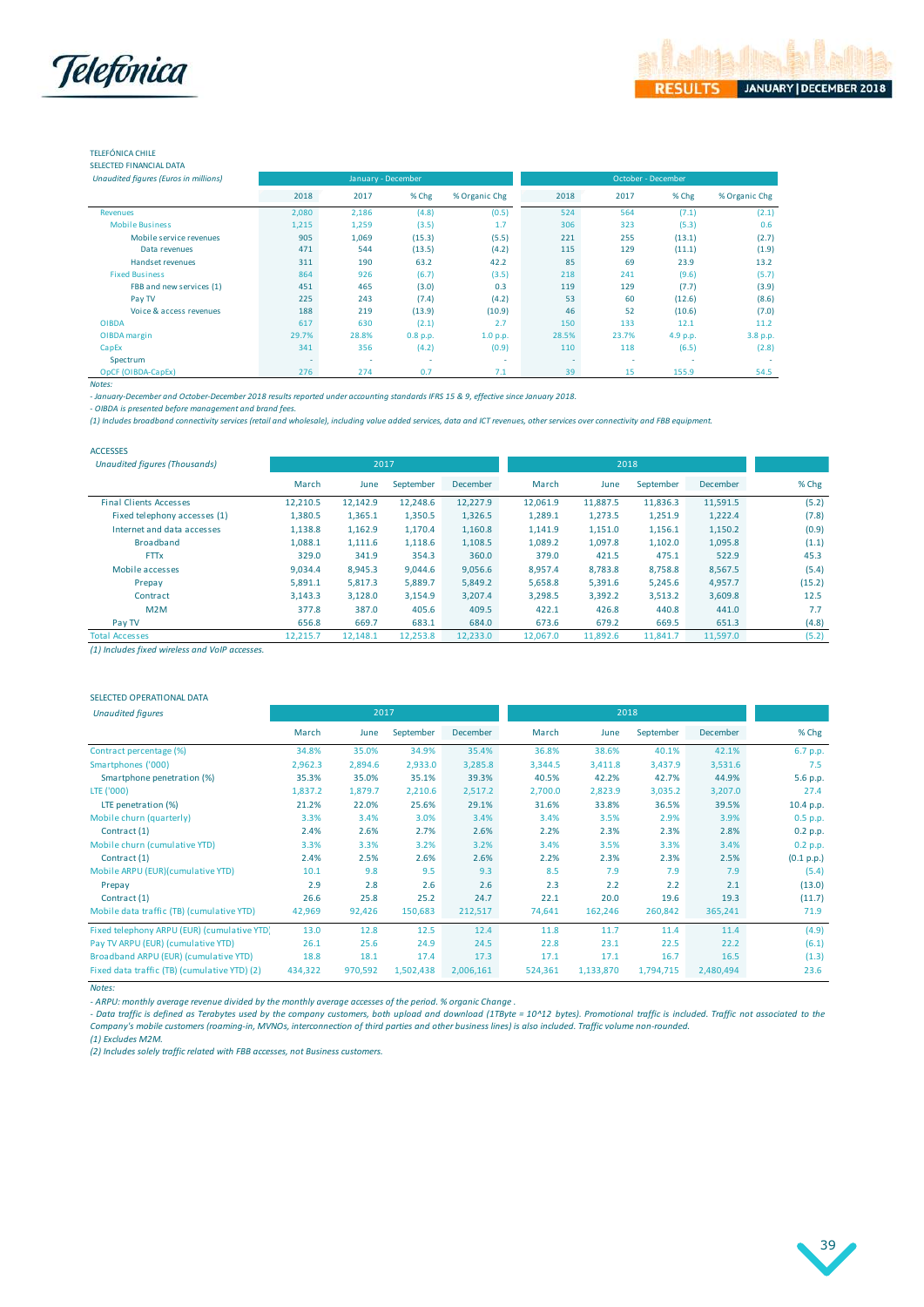TELEFÓNICA CHILE
SELECTED FINANCIAL DATA

| *Unaudited figures (Euros in millions)* | January - December | | | | October - December | | | |
|---|---|---|---|---|---|---|---|---|
| | 2018 | 2017 | % Chg | % Organic Chg | 2018 | 2017 | % Chg | % Organic Chg |
| Revenues | 2,080 | 2,186 | (4.8) | (0.5) | 524 | 564 | (7.1) | (2.1) |
| Mobile Business | 1,215 | 1,259 | (3.5) | 1.7 | 306 | 323 | (5.3) | 0.6 |
| Mobile service revenues | 905 | 1,069 | (15.3) | (5.5) | 221 | 255 | (13.1) | (2.7) |
| Data revenues | 471 | 544 | (13.5) | (4.2) | 115 | 129 | (11.1) | (1.9) |
| Handset revenues | 311 | 190 | 63.2 | 42.2 | 85 | 69 | 23.9 | 13.2 |
| Fixed Business | 864 | 926 | (6.7) | (3.5) | 218 | 241 | (9.6) | (5.7) |
| FBB and new services (1) | 451 | 465 | (3.0) | 0.3 | 119 | 129 | (7.7) | (3.9) |
| Pay TV | 225 | 243 | (7.4) | (4.2) | 53 | 60 | (12.6) | (8.6) |
| Voice & access revenues | 188 | 219 | (13.9) | (10.9) | 46 | 52 | (10.6) | (7.0) |
| OIBDA | 617 | 630 | (2.1) | 2.7 | 150 | 133 | 12.1 | 11.2 |
| OIBDA margin | 29.7% | 28.8% | 0.8 p.p. | 1.0 p.p. | 28.5% | 23.7% | 4.9 p.p. | 3.8 p.p. |
| CapEx | 341 | 356 | (4.2) | (0.9) | 110 | 118 | (6.5) | (2.8) |
| Spectrum | - | - | - | - | - | - | - | - |
| OpCF (OIBDA-CapEx) | 276 | 274 | 0.7 | 7.1 | 39 | 15 | 155.9 | 54.5 |

*Notes:*

*- January-December and October-December 2018 results reported under accounting standards IFRS 15 & 9, effective since January 2018.*

*- OIBDA is presented before management and brand fees.*

*(1) Includes broadband connectivity services (retail and wholesale), including value added services, data and ICT revenues, other services over connectivity and FBB equipment.*

ACCESSES

| *Unaudited figures (Thousands)* | 2017 | | | | 2018 | | | | |
|---|---|---|---|---|---|---|---|---|---|
| | March | June | September | December | March | June | September | December | % Chg |
| Final Clients Accesses | 12,210.5 | 12,142.9 | 12,248.6 | 12,227.9 | 12,061.9 | 11,887.5 | 11,836.3 | 11,591.5 | (5.2) |
| Fixed telephony accesses (1) | 1,380.5 | 1,365.1 | 1,350.5 | 1,326.5 | 1,289.1 | 1,273.5 | 1,251.9 | 1,222.4 | (7.8) |
| Internet and data accesses | 1,138.8 | 1,162.9 | 1,170.4 | 1,160.8 | 1,141.9 | 1,151.0 | 1,156.1 | 1,150.2 | (0.9) |
| Broadband | 1,088.1 | 1,111.6 | 1,118.6 | 1,108.5 | 1,089.2 | 1,097.8 | 1,102.0 | 1,095.8 | (1.1) |
| FTTx | 329.0 | 341.9 | 354.3 | 360.0 | 379.0 | 421.5 | 475.1 | 522.9 | 45.3 |
| Mobile accesses | 9,034.4 | 8,945.3 | 9,044.6 | 9,056.6 | 8,957.4 | 8,783.8 | 8,758.8 | 8,567.5 | (5.4) |
| Prepay | 5,891.1 | 5,817.3 | 5,889.7 | 5,849.2 | 5,658.8 | 5,391.6 | 5,245.6 | 4,957.7 | (15.2) |
| Contract | 3,143.3 | 3,128.0 | 3,154.9 | 3,207.4 | 3,298.5 | 3,392.2 | 3,513.2 | 3,609.8 | 12.5 |
| M2M | 377.8 | 387.0 | 405.6 | 409.5 | 422.1 | 426.8 | 440.8 | 441.0 | 7.7 |
| Pay TV | 656.8 | 669.7 | 683.1 | 684.0 | 673.6 | 679.2 | 669.5 | 651.3 | (4.8) |
| Total Accesses | 12,215.7 | 12,148.1 | 12,253.8 | 12,233.0 | 12,067.0 | 11,892.6 | 11,841.7 | 11,597.0 | (5.2) |

*(1) Includes fixed wireless and VoIP accesses.*

SELECTED OPERATIONAL DATA

| *Unaudited figures* | 2017 | | | | 2018 | | | | |
|---|---|---|---|---|---|---|---|---|---|
| | March | June | September | December | March | June | September | December | % Chg |
| Contract percentage (%) | 34.8% | 35.0% | 34.9% | 35.4% | 36.8% | 38.6% | 40.1% | 42.1% | 6.7 p.p. |
| Smartphones ('000) | 2,962.3 | 2,894.6 | 2,933.0 | 3,285.8 | 3,344.5 | 3,411.8 | 3,437.9 | 3,531.6 | 7.5 |
| Smartphone penetration (%) | 35.3% | 35.0% | 35.1% | 39.3% | 40.5% | 42.2% | 42.7% | 44.9% | 5.6 p.p. |
| LTE ('000) | 1,837.2 | 1,879.7 | 2,210.6 | 2,517.2 | 2,700.0 | 2,823.9 | 3,035.2 | 3,207.0 | 27.4 |
| LTE penetration (%) | 21.2% | 22.0% | 25.6% | 29.1% | 31.6% | 33.8% | 36.5% | 39.5% | 10.4 p.p. |
| Mobile churn (quarterly) | 3.3% | 3.4% | 3.0% | 3.4% | 3.4% | 3.5% | 2.9% | 3.9% | 0.5 p.p. |
| Contract (1) | 2.4% | 2.6% | 2.7% | 2.6% | 2.2% | 2.3% | 2.3% | 2.8% | 0.2 p.p. |
| Mobile churn (cumulative YTD) | 3.3% | 3.3% | 3.2% | 3.2% | 3.4% | 3.5% | 3.3% | 3.4% | 0.2 p.p. |
| Contract (1) | 2.4% | 2.5% | 2.6% | 2.6% | 2.2% | 2.3% | 2.3% | 2.5% | (0.1 p.p.) |
| Mobile ARPU (EUR)(cumulative YTD) | 10.1 | 9.8 | 9.5 | 9.3 | 8.5 | 7.9 | 7.9 | 7.9 | (5.4) |
| Prepay | 2.9 | 2.8 | 2.6 | 2.6 | 2.3 | 2.2 | 2.2 | 2.1 | (13.0) |
| Contract (1) | 26.6 | 25.8 | 25.2 | 24.7 | 22.1 | 20.0 | 19.6 | 19.3 | (11.7) |
| Mobile data traffic (TB) (cumulative YTD) | 42,969 | 92,426 | 150,683 | 212,517 | 74,641 | 162,246 | 260,842 | 365,241 | 71.9 |
| Fixed telephony ARPU (EUR) (cumulative YTD) | 13.0 | 12.8 | 12.5 | 12.4 | 11.8 | 11.7 | 11.4 | 11.4 | (4.9) |
| Pay TV ARPU (EUR) (cumulative YTD) | 26.1 | 25.6 | 24.9 | 24.5 | 22.8 | 23.1 | 22.5 | 22.2 | (6.1) |
| Broadband ARPU (EUR) (cumulative YTD) | 18.8 | 18.1 | 17.4 | 17.3 | 17.1 | 17.1 | 16.7 | 16.5 | (1.3) |
| Fixed data traffic (TB) (cumulative YTD) (2) | 434,322 | 970,592 | 1,502,438 | 2,006,161 | 524,361 | 1,133,870 | 1,794,715 | 2,480,494 | 23.6 |

*Notes:*

*- ARPU: monthly average revenue divided by the monthly average accesses of the period. % organic Change .*

*- Data traffic is defined as Terabytes used by the company customers, both upload and download (1TByte = 10^12 bytes). Promotional traffic is included. Traffic not associated to the Company's mobile customers (roaming-in, MVNOs, interconnection of third parties and other business lines) is also included. Traffic volume non-rounded.*

*(1) Excludes M2M.*

*(2) Includes solely traffic related with FBB accesses, not Business customers.*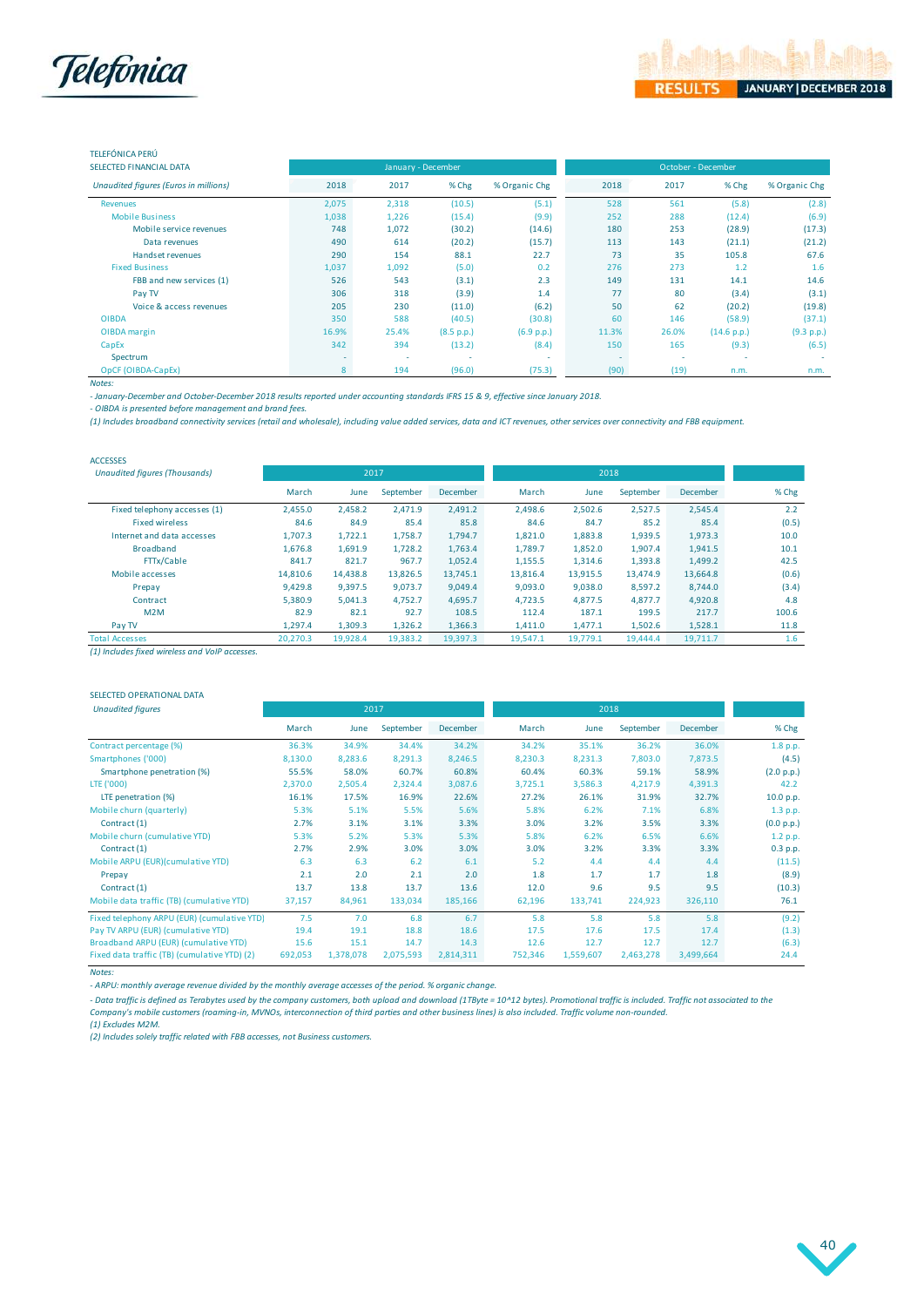TELEFÓNICA PERÚ

SELECTED FINANCIAL DATA

| *Unaudited figures (Euros in millions)* | January - December | | | | October - December | | | |
|---|---|---|---|---|---|---|---|---|
| | 2018 | 2017 | % Chg | % Organic Chg | 2018 | 2017 | % Chg | % Organic Chg |
| Revenues | 2,075 | 2,318 | (10.5) | (5.1) | 528 | 561 | (5.8) | (2.8) |
| Mobile Business | 1,038 | 1,226 | (15.4) | (9.9) | 252 | 288 | (12.4) | (6.9) |
| Mobile service revenues | 748 | 1,072 | (30.2) | (14.6) | 180 | 253 | (28.9) | (17.3) |
| Data revenues | 490 | 614 | (20.2) | (15.7) | 113 | 143 | (21.1) | (21.2) |
| Handset revenues | 290 | 154 | 88.1 | 22.7 | 73 | 35 | 105.8 | 67.6 |
| Fixed Business | 1,037 | 1,092 | (5.0) | 0.2 | 276 | 273 | 1.2 | 1.6 |
| FBB and new services (1) | 526 | 543 | (3.1) | 2.3 | 149 | 131 | 14.1 | 14.6 |
| Pay TV | 306 | 318 | (3.9) | 1.4 | 77 | 80 | (3.4) | (3.1) |
| Voice & access revenues | 205 | 230 | (11.0) | (6.2) | 50 | 62 | (20.2) | (19.8) |
| OIBDA | 350 | 588 | (40.5) | (30.8) | 60 | 146 | (58.9) | (37.1) |
| OIBDA margin | 16.9% | 25.4% | (8.5 p.p.) | (6.9 p.p.) | 11.3% | 26.0% | (14.6 p.p.) | (9.3 p.p.) |
| CapEx | 342 | 394 | (13.2) | (8.4) | 150 | 165 | (9.3) | (6.5) |
| Spectrum | - | - | - | - | - | - | - | - |
| OpCF (OIBDA-CapEx) | 8 | 194 | (96.0) | (75.3) | (90) | (19) | n.m. | n.m. |

*Notes:*

*- January-December and October-December 2018 results reported under accounting standards IFRS 15 & 9, effective since January 2018.*

*- OIBDA is presented before management and brand fees.*

*(1) Includes broadband connectivity services (retail and wholesale), including value added services, data and ICT revenues, other services over connectivity and FBB equipment.*

ACCESSES

| *Unaudited figures (Thousands)* | 2017 | | | | 2018 | | | | |
|---|---|---|---|---|---|---|---|---|---|
| | March | June | September | December | March | June | September | December | % Chg |
| Fixed telephony accesses (1) | 2,455.0 | 2,458.2 | 2,471.9 | 2,491.2 | 2,498.6 | 2,502.6 | 2,527.5 | 2,545.4 | 2.2 |
| Fixed wireless | 84.6 | 84.9 | 85.4 | 85.8 | 84.6 | 84.7 | 85.2 | 85.4 | (0.5) |
| Internet and data accesses | 1,707.3 | 1,722.1 | 1,758.7 | 1,794.7 | 1,821.0 | 1,883.8 | 1,939.5 | 1,973.3 | 10.0 |
| Broadband | 1,676.8 | 1,691.9 | 1,728.2 | 1,763.4 | 1,789.7 | 1,852.0 | 1,907.4 | 1,941.5 | 10.1 |
| FTTx/Cable | 841.7 | 821.7 | 967.7 | 1,052.4 | 1,155.5 | 1,314.6 | 1,393.8 | 1,499.2 | 42.5 |
| Mobile accesses | 14,810.6 | 14,438.8 | 13,826.5 | 13,745.1 | 13,816.4 | 13,915.5 | 13,474.9 | 13,664.8 | (0.6) |
| Prepay | 9,429.8 | 9,397.5 | 9,073.7 | 9,049.4 | 9,093.0 | 9,038.0 | 8,597.2 | 8,744.0 | (3.4) |
| Contract | 5,380.9 | 5,041.3 | 4,752.7 | 4,695.7 | 4,723.5 | 4,877.5 | 4,877.7 | 4,920.8 | 4.8 |
| M2M | 82.9 | 82.1 | 92.7 | 108.5 | 112.4 | 187.1 | 199.5 | 217.7 | 100.6 |
| Pay TV | 1,297.4 | 1,309.3 | 1,326.2 | 1,366.3 | 1,411.0 | 1,477.1 | 1,502.6 | 1,528.1 | 11.8 |
| Total Accesses | 20,270.3 | 19,928.4 | 19,383.2 | 19,397.3 | 19,547.1 | 19,779.1 | 19,444.4 | 19,711.7 | 1.6 |

*(1) Includes fixed wireless and VoIP accesses.*

SELECTED OPERATIONAL DATA

| *Unaudited figures* | 2017 | | | | 2018 | | | | |
|---|---|---|---|---|---|---|---|---|---|
| | March | June | September | December | March | June | September | December | % Chg |
| Contract percentage (%) | 36.3% | 34.9% | 34.4% | 34.2% | 34.2% | 35.1% | 36.2% | 36.0% | 1.8 p.p. |
| Smartphones ('000) | 8,130.0 | 8,283.6 | 8,291.3 | 8,246.5 | 8,230.3 | 8,231.3 | 7,803.0 | 7,873.5 | (4.5) |
| Smartphone penetration (%) | 55.5% | 58.0% | 60.7% | 60.8% | 60.4% | 60.3% | 59.1% | 58.9% | (2.0 p.p.) |
| LTE ('000) | 2,370.0 | 2,505.4 | 2,324.4 | 3,087.6 | 3,725.1 | 3,586.3 | 4,217.9 | 4,391.3 | 42.2 |
| LTE penetration (%) | 16.1% | 17.5% | 16.9% | 22.6% | 27.2% | 26.1% | 31.9% | 32.7% | 10.0 p.p. |
| Mobile churn (quarterly) | 5.3% | 5.1% | 5.5% | 5.6% | 5.8% | 6.2% | 7.1% | 6.8% | 1.3 p.p. |
| Contract (1) | 2.7% | 3.1% | 3.1% | 3.3% | 3.0% | 3.2% | 3.5% | 3.3% | (0.0 p.p.) |
| Mobile churn (cumulative YTD) | 5.3% | 5.2% | 5.3% | 5.3% | 5.8% | 6.2% | 6.5% | 6.6% | 1.2 p.p. |
| Contract (1) | 2.7% | 2.9% | 3.0% | 3.0% | 3.0% | 3.2% | 3.3% | 3.3% | 0.3 p.p. |
| Mobile ARPU (EUR)(cumulative YTD) | 6.3 | 6.3 | 6.2 | 6.1 | 5.2 | 4.4 | 4.4 | 4.4 | (11.5) |
| Prepay | 2.1 | 2.0 | 2.1 | 2.0 | 1.8 | 1.7 | 1.7 | 1.8 | (8.9) |
| Contract (1) | 13.7 | 13.8 | 13.7 | 13.6 | 12.0 | 9.6 | 9.5 | 9.5 | (10.3) |
| Mobile data traffic (TB) (cumulative YTD) | 37,157 | 84,961 | 133,034 | 185,166 | 62,196 | 133,741 | 224,923 | 326,110 | 76.1 |
| Fixed telephony ARPU (EUR) (cumulative YTD) | 7.5 | 7.0 | 6.8 | 6.7 | 5.8 | 5.8 | 5.8 | 5.8 | (9.2) |
| Pay TV ARPU (EUR) (cumulative YTD) | 19.4 | 19.1 | 18.8 | 18.6 | 17.5 | 17.6 | 17.5 | 17.4 | (1.3) |
| Broadband ARPU (EUR) (cumulative YTD) | 15.6 | 15.1 | 14.7 | 14.3 | 12.6 | 12.7 | 12.7 | 12.7 | (6.3) |
| Fixed data traffic (TB) (cumulative YTD) (2) | 692,053 | 1,378,078 | 2,075,593 | 2,814,311 | 752,346 | 1,559,607 | 2,463,278 | 3,499,664 | 24.4 |

*Notes:*

*- ARPU: monthly average revenue divided by the monthly average accesses of the period. % organic change.*

*- Data traffic is defined as Terabytes used by the company customers, both upload and download (1TByte = 10^12 bytes). Promotional traffic is included. Traffic not associated to the Company's mobile customers (roaming-in, MVNOs, interconnection of third parties and other business lines) is also included. Traffic volume non-rounded.*

*(1) Excludes M2M.*

*(2) Includes solely traffic related with FBB accesses, not Business customers.*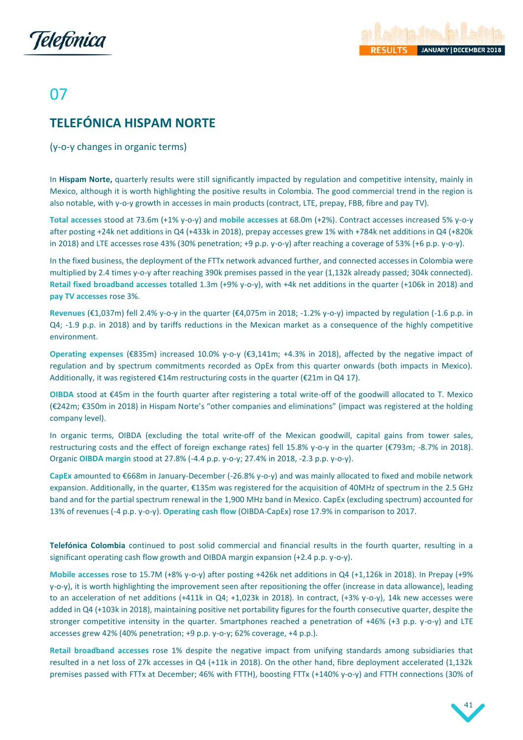# 07

## TELEFÓNICA HISPAM NORTE

(y-o-y changes in organic terms)

In **Hispam Norte,** quarterly results were still significantly impacted by regulation and competitive intensity, mainly in Mexico, although it is worth highlighting the positive results in Colombia. The good commercial trend in the region is also notable, with y-o-y growth in accesses in main products (contract, LTE, prepay, FBB, fibre and pay TV).

**Total accesses** stood at 73.6m (+1% y-o-y) and **mobile accesses** at 68.0m (+2%). Contract accesses increased 5% y-o-y after posting +24k net additions in Q4 (+433k in 2018), prepay accesses grew 1% with +784k net additions in Q4 (+820k in 2018) and LTE accesses rose 43% (30% penetration; +9 p.p. y-o-y) after reaching a coverage of 53% (+6 p.p. y-o-y).

In the fixed business, the deployment of the FTTx network advanced further, and connected accesses in Colombia were multiplied by 2.4 times y-o-y after reaching 390k premises passed in the year (1,132k already passed; 304k connected). **Retail fixed broadband accesses** totalled 1.3m (+9% y-o-y), with +4k net additions in the quarter (+106k in 2018) and **pay TV accesses** rose 3%.

**Revenues** (€1,037m) fell 2.4% y-o-y in the quarter (€4,075m in 2018; -1.2% y-o-y) impacted by regulation (-1.6 p.p. in Q4; -1.9 p.p. in 2018) and by tariffs reductions in the Mexican market as a consequence of the highly competitive environment.

**Operating expenses** (€835m) increased 10.0% y-o-y (€3,141m; +4.3% in 2018), affected by the negative impact of regulation and by spectrum commitments recorded as OpEx from this quarter onwards (both impacts in Mexico). Additionally, it was registered €14m restructuring costs in the quarter (€21m in Q4 17).

**OIBDA** stood at €45m in the fourth quarter after registering a total write-off of the goodwill allocated to T. Mexico (€242m; €350m in 2018) in Hispam Norte's "other companies and eliminations" (impact was registered at the holding company level).

In organic terms, OIBDA (excluding the total write-off of the Mexican goodwill, capital gains from tower sales, restructuring costs and the effect of foreign exchange rates) fell 15.8% y-o-y in the quarter (€793m; -8.7% in 2018). Organic **OIBDA margin** stood at 27.8% (-4.4 p.p. y-o-y; 27.4% in 2018, -2.3 p.p. y-o-y).

**CapEx** amounted to €668m in January-December (-26.8% y-o-y) and was mainly allocated to fixed and mobile network expansion. Additionally, in the quarter, €135m was registered for the acquisition of 40MHz of spectrum in the 2.5 GHz band and for the partial spectrum renewal in the 1,900 MHz band in Mexico. CapEx (excluding spectrum) accounted for 13% of revenues (-4 p.p. y-o-y). **Operating cash flow** (OIBDA-CapEx) rose 17.9% in comparison to 2017.

**Telefónica Colombia** continued to post solid commercial and financial results in the fourth quarter, resulting in a significant operating cash flow growth and OIBDA margin expansion (+2.4 p.p. y-o-y).

**Mobile accesses** rose to 15.7M (+8% y-o-y) after posting +426k net additions in Q4 (+1,126k in 2018). In Prepay (+9% y-o-y), it is worth highlighting the improvement seen after repositioning the offer (increase in data allowance), leading to an acceleration of net additions (+411k in Q4; +1,023k in 2018). In contract, (+3% y-o-y), 14k new accesses were added in Q4 (+103k in 2018), maintaining positive net portability figures for the fourth consecutive quarter, despite the stronger competitive intensity in the quarter. Smartphones reached a penetration of +46% (+3 p.p. y-o-y) and LTE accesses grew 42% (40% penetration; +9 p.p. y-o-y; 62% coverage, +4 p.p.).

**Retail broadband accesses** rose 1% despite the negative impact from unifying standards among subsidiaries that resulted in a net loss of 27k accesses in Q4 (+11k in 2018). On the other hand, fibre deployment accelerated (1,132k premises passed with FTTx at December; 46% with FTTH), boosting FTTx (+140% y-o-y) and FTTH connections (30% of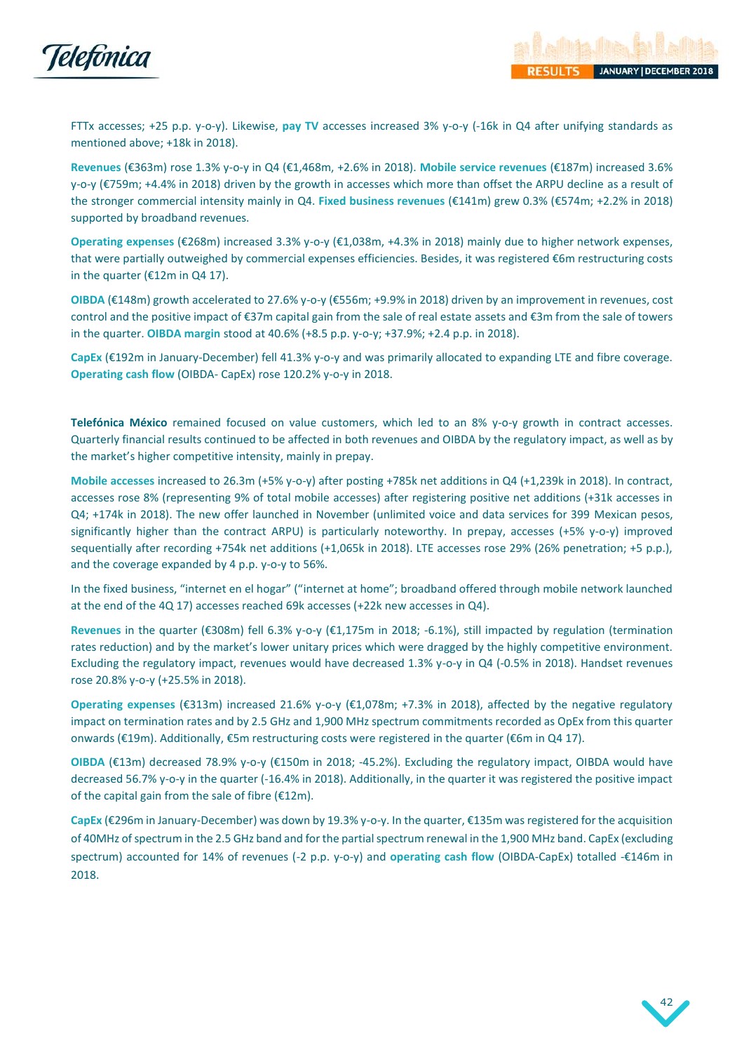FTTx accesses; +25 p.p. y-o-y). Likewise, **pay TV** accesses increased 3% y-o-y (-16k in Q4 after unifying standards as mentioned above; +18k in 2018).

**Revenues** (€363m) rose 1.3% y-o-y in Q4 (€1,468m, +2.6% in 2018). **Mobile service revenues** (€187m) increased 3.6% y-o-y (€759m; +4.4% in 2018) driven by the growth in accesses which more than offset the ARPU decline as a result of the stronger commercial intensity mainly in Q4. **Fixed business revenues** (€141m) grew 0.3% (€574m; +2.2% in 2018) supported by broadband revenues.

**Operating expenses** (€268m) increased 3.3% y-o-y (€1,038m, +4.3% in 2018) mainly due to higher network expenses, that were partially outweighed by commercial expenses efficiencies. Besides, it was registered €6m restructuring costs in the quarter (€12m in Q4 17).

**OIBDA** (€148m) growth accelerated to 27.6% y-o-y (€556m; +9.9% in 2018) driven by an improvement in revenues, cost control and the positive impact of €37m capital gain from the sale of real estate assets and €3m from the sale of towers in the quarter. **OIBDA margin** stood at 40.6% (+8.5 p.p. y-o-y; +37.9%; +2.4 p.p. in 2018).

**CapEx** (€192m in January-December) fell 41.3% y-o-y and was primarily allocated to expanding LTE and fibre coverage. **Operating cash flow** (OIBDA- CapEx) rose 120.2% y-o-y in 2018.

**Telefónica México** remained focused on value customers, which led to an 8% y-o-y growth in contract accesses. Quarterly financial results continued to be affected in both revenues and OIBDA by the regulatory impact, as well as by the market's higher competitive intensity, mainly in prepay.

**Mobile accesses** increased to 26.3m (+5% y-o-y) after posting +785k net additions in Q4 (+1,239k in 2018). In contract, accesses rose 8% (representing 9% of total mobile accesses) after registering positive net additions (+31k accesses in Q4; +174k in 2018). The new offer launched in November (unlimited voice and data services for 399 Mexican pesos, significantly higher than the contract ARPU) is particularly noteworthy. In prepay, accesses (+5% y-o-y) improved sequentially after recording +754k net additions (+1,065k in 2018). LTE accesses rose 29% (26% penetration; +5 p.p.), and the coverage expanded by 4 p.p. y-o-y to 56%.

In the fixed business, "internet en el hogar" ("internet at home"; broadband offered through mobile network launched at the end of the 4Q 17) accesses reached 69k accesses (+22k new accesses in Q4).

**Revenues** in the quarter (€308m) fell 6.3% y-o-y (€1,175m in 2018; -6.1%), still impacted by regulation (termination rates reduction) and by the market's lower unitary prices which were dragged by the highly competitive environment. Excluding the regulatory impact, revenues would have decreased 1.3% y-o-y in Q4 (-0.5% in 2018). Handset revenues rose 20.8% y-o-y (+25.5% in 2018).

**Operating expenses** (€313m) increased 21.6% y-o-y (€1,078m; +7.3% in 2018), affected by the negative regulatory impact on termination rates and by 2.5 GHz and 1,900 MHz spectrum commitments recorded as OpEx from this quarter onwards (€19m). Additionally, €5m restructuring costs were registered in the quarter (€6m in Q4 17).

**OIBDA** (€13m) decreased 78.9% y-o-y (€150m in 2018; -45.2%). Excluding the regulatory impact, OIBDA would have decreased 56.7% y-o-y in the quarter (-16.4% in 2018). Additionally, in the quarter it was registered the positive impact of the capital gain from the sale of fibre (€12m).

**CapEx** (€296m in January-December) was down by 19.3% y-o-y. In the quarter, €135m was registered for the acquisition of 40MHz of spectrum in the 2.5 GHz band and for the partial spectrum renewal in the 1,900 MHz band. CapEx (excluding spectrum) accounted for 14% of revenues (-2 p.p. y-o-y) and **operating cash flow** (OIBDA-CapEx) totalled -€146m in 2018.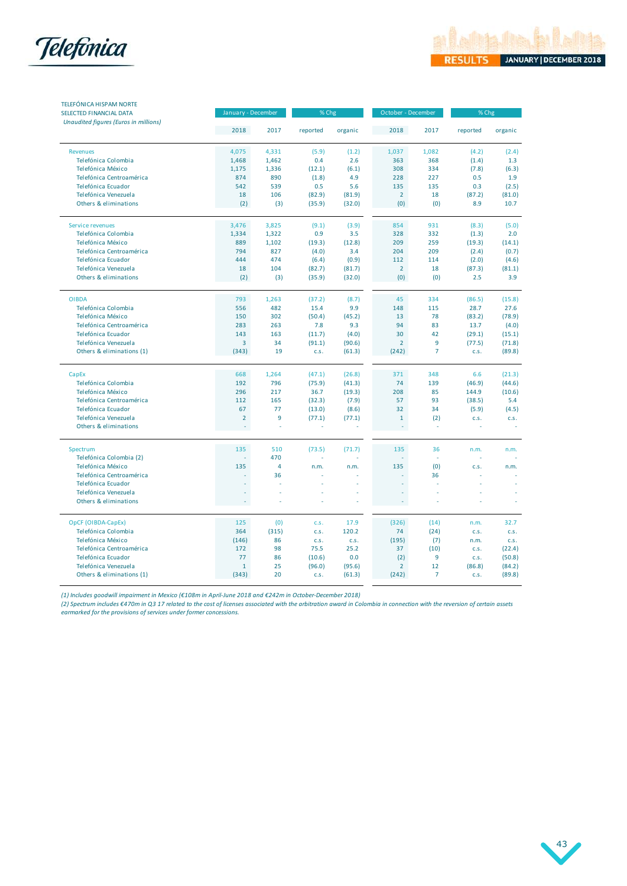TELEFÓNICA HISPAM NORTE
SELECTED FINANCIAL DATA
*Unaudited figures (Euros in millions)*

| | January - December | | % Chg | | October - December | | % Chg | |
|---|---|---|---|---|---|---|---|---|
| | 2018 | 2017 | reported | organic | 2018 | 2017 | reported | organic |
| Revenues | 4,075 | 4,331 | (5.9) | (1.2) | 1,037 | 1,082 | (4.2) | (2.4) |
| Telefónica Colombia | 1,468 | 1,462 | 0.4 | 2.6 | 363 | 368 | (1.4) | 1.3 |
| Telefónica México | 1,175 | 1,336 | (12.1) | (6.1) | 308 | 334 | (7.8) | (6.3) |
| Telefónica Centroamérica | 874 | 890 | (1.8) | 4.9 | 228 | 227 | 0.5 | 1.9 |
| Telefónica Ecuador | 542 | 539 | 0.5 | 5.6 | 135 | 135 | 0.3 | (2.5) |
| Telefónica Venezuela | 18 | 106 | (82.9) | (81.9) | 2 | 18 | (87.2) | (81.0) |
| Others & eliminations | (2) | (3) | (35.9) | (32.0) | (0) | (0) | 8.9 | 10.7 |
| Service revenues | 3,476 | 3,825 | (9.1) | (3.9) | 854 | 931 | (8.3) | (5.0) |
| Telefónica Colombia | 1,334 | 1,322 | 0.9 | 3.5 | 328 | 332 | (1.3) | 2.0 |
| Telefónica México | 889 | 1,102 | (19.3) | (12.8) | 209 | 259 | (19.3) | (14.1) |
| Telefónica Centroamérica | 794 | 827 | (4.0) | 3.4 | 204 | 209 | (2.4) | (0.7) |
| Telefónica Ecuador | 444 | 474 | (6.4) | (0.9) | 112 | 114 | (2.0) | (4.6) |
| Telefónica Venezuela | 18 | 104 | (82.7) | (81.7) | 2 | 18 | (87.3) | (81.1) |
| Others & eliminations | (2) | (3) | (35.9) | (32.0) | (0) | (0) | 2.5 | 3.9 |
| OIBDA | 793 | 1,263 | (37.2) | (8.7) | 45 | 334 | (86.5) | (15.8) |
| Telefónica Colombia | 556 | 482 | 15.4 | 9.9 | 148 | 115 | 28.7 | 27.6 |
| Telefónica México | 150 | 302 | (50.4) | (45.2) | 13 | 78 | (83.2) | (78.9) |
| Telefónica Centroamérica | 283 | 263 | 7.8 | 9.3 | 94 | 83 | 13.7 | (4.0) |
| Telefónica Ecuador | 143 | 163 | (11.7) | (4.0) | 30 | 42 | (29.1) | (15.1) |
| Telefónica Venezuela | 3 | 34 | (91.1) | (90.6) | 2 | 9 | (77.5) | (71.8) |
| Others & eliminations (1) | (343) | 19 | c.s. | (61.3) | (242) | 7 | c.s. | (89.8) |
| CapEx | 668 | 1,264 | (47.1) | (26.8) | 371 | 348 | 6.6 | (21.3) |
| Telefónica Colombia | 192 | 796 | (75.9) | (41.3) | 74 | 139 | (46.9) | (44.6) |
| Telefónica México | 296 | 217 | 36.7 | (19.3) | 208 | 85 | 144.9 | (10.6) |
| Telefónica Centroamérica | 112 | 165 | (32.3) | (7.9) | 57 | 93 | (38.5) | 5.4 |
| Telefónica Ecuador | 67 | 77 | (13.0) | (8.6) | 32 | 34 | (5.9) | (4.5) |
| Telefónica Venezuela | 2 | 9 | (77.1) | (77.1) | 1 | (2) | c.s. | c.s. |
| Others & eliminations | - | - | - | - | - | - | - | - |
| Spectrum | 135 | 510 | (73.5) | (71.7) | 135 | 36 | n.m. | n.m. |
| Telefónica Colombia (2) | - | 470 | - | - | - | - | - | - |
| Telefónica México | 135 | 4 | n.m. | n.m. | 135 | (0) | c.s. | n.m. |
| Telefónica Centroamérica | - | 36 | - | - | - | 36 | - | - |
| Telefónica Ecuador | - | - | - | - | - | - | - | - |
| Telefónica Venezuela | - | - | - | - | - | - | - | - |
| Others & eliminations | - | - | - | - | - | - | - | - |
| OpCF (OIBDA-CapEx) | 125 | (0) | c.s. | 17.9 | (326) | (14) | n.m. | 32.7 |
| Telefónica Colombia | 364 | (315) | c.s. | 120.2 | 74 | (24) | c.s. | c.s. |
| Telefónica México | (146) | 86 | c.s. | c.s. | (195) | (7) | n.m. | c.s. |
| Telefónica Centroamérica | 172 | 98 | 75.5 | 25.2 | 37 | (10) | c.s. | (22.4) |
| Telefónica Ecuador | 77 | 86 | (10.6) | 0.0 | (2) | 9 | c.s. | (50.8) |
| Telefónica Venezuela | 1 | 25 | (96.0) | (95.6) | 2 | 12 | (86.8) | (84.2) |
| Others & eliminations (1) | (343) | 20 | c.s. | (61.3) | (242) | 7 | c.s. | (89.8) |

*(1) Includes goodwill impairment in Mexico (€108m in April-June 2018 and €242m in October-December 2018)*
*(2) Spectrum includes €470m in Q3 17 related to the cost of licenses associated with the arbitration award in Colombia in connection with the reversion of certain assets earmarked for the provisions of services under former concessions.*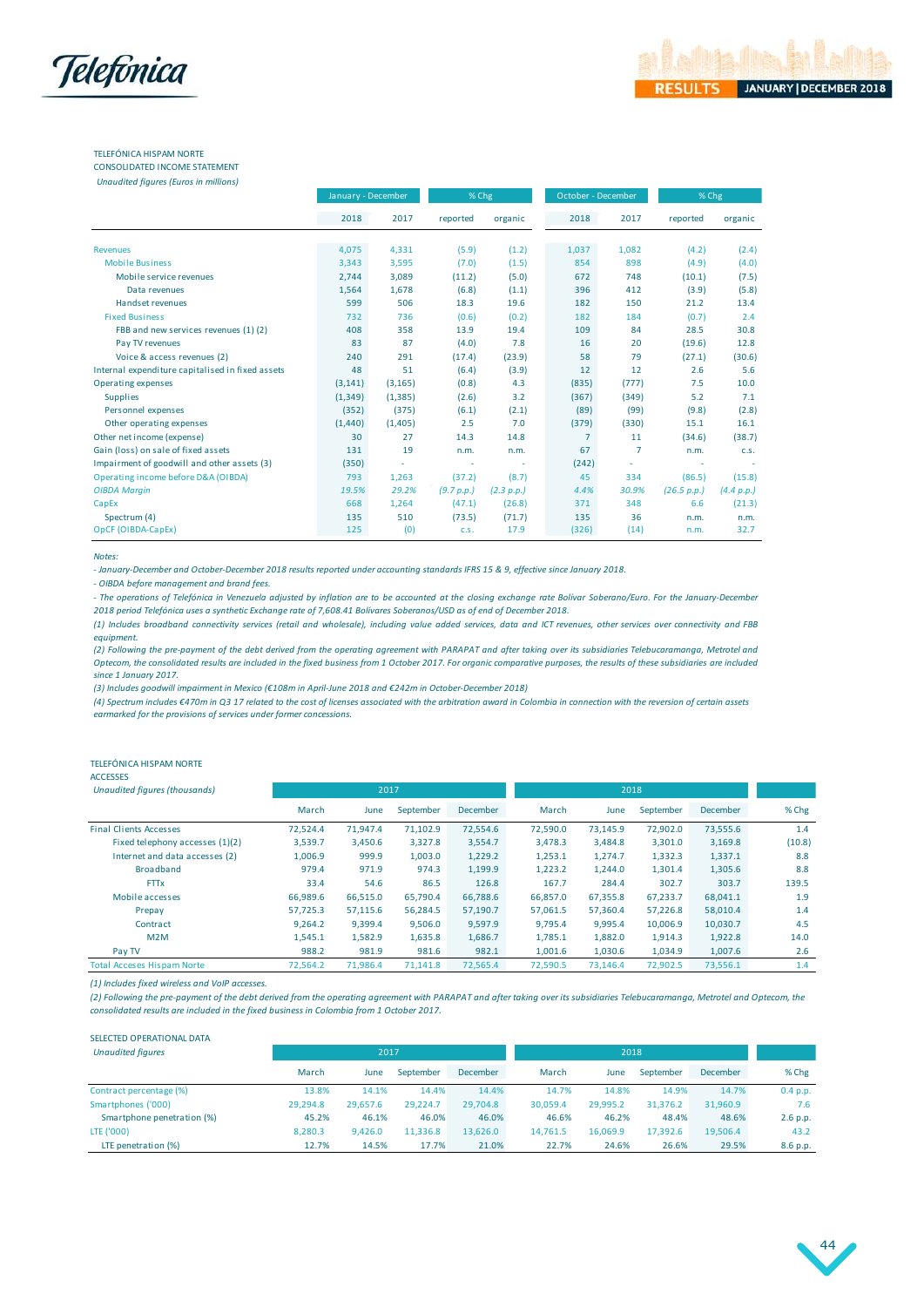TELEFÓNICA HISPAM NORTE
CONSOLIDATED INCOME STATEMENT
*Unaudited figures (Euros in millions)*

| | January - December | | % Chg | | October - December | | % Chg | |
|---|---|---|---|---|---|---|---|---|
| | 2018 | 2017 | reported | organic | 2018 | 2017 | reported | organic |
| Revenues | 4,075 | 4,331 | (5.9) | (1.2) | 1,037 | 1,082 | (4.2) | (2.4) |
| Mobile Business | 3,343 | 3,595 | (7.0) | (1.5) | 854 | 898 | (4.9) | (4.0) |
| Mobile service revenues | 2,744 | 3,089 | (11.2) | (5.0) | 672 | 748 | (10.1) | (7.5) |
| Data revenues | 1,564 | 1,678 | (6.8) | (1.1) | 396 | 412 | (3.9) | (5.8) |
| Handset revenues | 599 | 506 | 18.3 | 19.6 | 182 | 150 | 21.2 | 13.4 |
| Fixed Business | 732 | 736 | (0.6) | (0.2) | 182 | 184 | (0.7) | 2.4 |
| FBB and new services revenues (1) (2) | 408 | 358 | 13.9 | 19.4 | 109 | 84 | 28.5 | 30.8 |
| Pay TV revenues | 83 | 87 | (4.0) | 7.8 | 16 | 20 | (19.6) | 12.8 |
| Voice & access revenues (2) | 240 | 291 | (17.4) | (23.9) | 58 | 79 | (27.1) | (30.6) |
| Internal expenditure capitalised in fixed assets | 48 | 51 | (6.4) | (3.9) | 12 | 12 | 2.6 | 5.6 |
| Operating expenses | (3,141) | (3,165) | (0.8) | 4.3 | (835) | (777) | 7.5 | 10.0 |
| Supplies | (1,349) | (1,385) | (2.6) | 3.2 | (367) | (349) | 5.2 | 7.1 |
| Personnel expenses | (352) | (375) | (6.1) | (2.1) | (89) | (99) | (9.8) | (2.8) |
| Other operating expenses | (1,440) | (1,405) | 2.5 | 7.0 | (379) | (330) | 15.1 | 16.1 |
| Other net income (expense) | 30 | 27 | 14.3 | 14.8 | 7 | 11 | (34.6) | (38.7) |
| Gain (loss) on sale of fixed assets | 131 | 19 | n.m. | n.m. | 67 | 7 | n.m. | c.s. |
| Impairment of goodwill and other assets (3) | (350) | - | - | - | (242) | - | - | - |
| Operating income before D&A (OIBDA) | 793 | 1,263 | (37.2) | (8.7) | 45 | 334 | (86.5) | (15.8) |
| *OIBDA Margin* | *19.5%* | *29.2%* | *(9.7 p.p.)* | *(2.3 p.p.)* | *4.4%* | *30.9%* | *(26.5 p.p.)* | *(4.4 p.p.)* |
| CapEx | 668 | 1,264 | (47.1) | (26.8) | 371 | 348 | 6.6 | (21.3) |
| Spectrum (4) | 135 | 510 | (73.5) | (71.7) | 135 | 36 | n.m. | n.m. |
| OpCF (OIBDA-CapEx) | 125 | (0) | c.s. | 17.9 | (326) | (14) | n.m. | 32.7 |

*Notes:*
*- January-December and October-December 2018 results reported under accounting standards IFRS 15 & 9, effective since January 2018.*
*- OIBDA before management and brand fees.*
*- The operations of Telefónica in Venezuela adjusted by inflation are to be accounted at the closing exchange rate Bolivar Soberano/Euro. For the January-December 2018 period Telefónica uses a synthetic Exchange rate of 7,608.41 Bolivares Soberanos/USD as of end of December 2018.*
*(1) Includes broadband connectivity services (retail and wholesale), including value added services, data and ICT revenues, other services over connectivity and FBB equipment.*
*(2) Following the pre-payment of the debt derived from the operating agreement with PARAPAT and after taking over its subsidiaries Telebucaramanga, Metrotel and Optecom, the consolidated results are included in the fixed business from 1 October 2017. For organic comparative purposes, the results of these subsidiaries are included since 1 January 2017.*
*(3) Includes goodwill impairment in Mexico (€108m in April-June 2018 and €242m in October-December 2018)*
*(4) Spectrum includes €470m in Q3 17 related to the cost of licenses associated with the arbitration award in Colombia in connection with the reversion of certain assets earmarked for the provisions of services under former concessions.*

TELEFÓNICA HISPAM NORTE
ACCESSES
*Unaudited figures (thousands)*

| | 2017 | | | | 2018 | | | | |
|---|---|---|---|---|---|---|---|---|---|
| | March | June | September | December | March | June | September | December | % Chg |
| Final Clients Accesses | 72,524.4 | 71,947.4 | 71,102.9 | 72,554.6 | 72,590.0 | 73,145.9 | 72,902.0 | 73,555.6 | 1.4 |
| Fixed telephony accesses (1)(2) | 3,539.7 | 3,450.6 | 3,327.8 | 3,554.7 | 3,478.3 | 3,484.8 | 3,301.0 | 3,169.8 | (10.8) |
| Internet and data accesses (2) | 1,006.9 | 999.9 | 1,003.0 | 1,229.2 | 1,253.1 | 1,274.7 | 1,332.3 | 1,337.1 | 8.8 |
| Broadband | 979.4 | 971.9 | 974.3 | 1,199.9 | 1,223.2 | 1,244.0 | 1,301.4 | 1,305.6 | 8.8 |
| FTTx | 33.4 | 54.6 | 86.5 | 126.8 | 167.7 | 284.4 | 302.7 | 303.7 | 139.5 |
| Mobile accesses | 66,989.6 | 66,515.0 | 65,790.4 | 66,788.6 | 66,857.0 | 67,355.8 | 67,233.7 | 68,041.1 | 1.9 |
| Prepay | 57,725.3 | 57,115.6 | 56,284.5 | 57,190.7 | 57,061.5 | 57,360.4 | 57,226.8 | 58,010.4 | 1.4 |
| Contract | 9,264.2 | 9,399.4 | 9,506.0 | 9,597.9 | 9,795.4 | 9,995.4 | 10,006.9 | 10,030.7 | 4.5 |
| M2M | 1,545.1 | 1,582.9 | 1,635.8 | 1,686.7 | 1,785.1 | 1,882.0 | 1,914.3 | 1,922.8 | 14.0 |
| Pay TV | 988.2 | 981.9 | 981.6 | 982.1 | 1,001.6 | 1,030.6 | 1,034.9 | 1,007.6 | 2.6 |
| Total Accesses Hispam Norte | 72,564.2 | 71,986.4 | 71,141.8 | 72,565.4 | 72,590.5 | 73,146.4 | 72,902.5 | 73,556.1 | 1.4 |

*(1) Includes fixed wireless and VoIP accesses.*
*(2) Following the pre-payment of the debt derived from the operating agreement with PARAPAT and after taking over its subsidiaries Telebucaramanga, Metrotel and Optecom, the consolidated results are included in the fixed business in Colombia from 1 October 2017.*

SELECTED OPERATIONAL DATA
*Unaudited figures*

| | 2017 | | | | 2018 | | | | |
|---|---|---|---|---|---|---|---|---|---|
| | March | June | September | December | March | June | September | December | % Chg |
| Contract percentage (%) | 13.8% | 14.1% | 14.4% | 14.4% | 14.7% | 14.8% | 14.9% | 14.7% | 0.4 p.p. |
| Smartphones ('000) | 29,294.8 | 29,657.6 | 29,224.7 | 29,704.8 | 30,059.4 | 29,995.2 | 31,376.2 | 31,960.9 | 7.6 |
| Smartphone penetration (%) | 45.2% | 46.1% | 46.0% | 46.0% | 46.6% | 46.2% | 48.4% | 48.6% | 2.6 p.p. |
| LTE ('000) | 8,280.3 | 9,426.0 | 11,336.8 | 13,626.0 | 14,761.5 | 16,069.9 | 17,392.6 | 19,506.4 | 43.2 |
| LTE penetration (%) | 12.7% | 14.5% | 17.7% | 21.0% | 22.7% | 24.6% | 26.6% | 29.5% | 8.6 p.p. |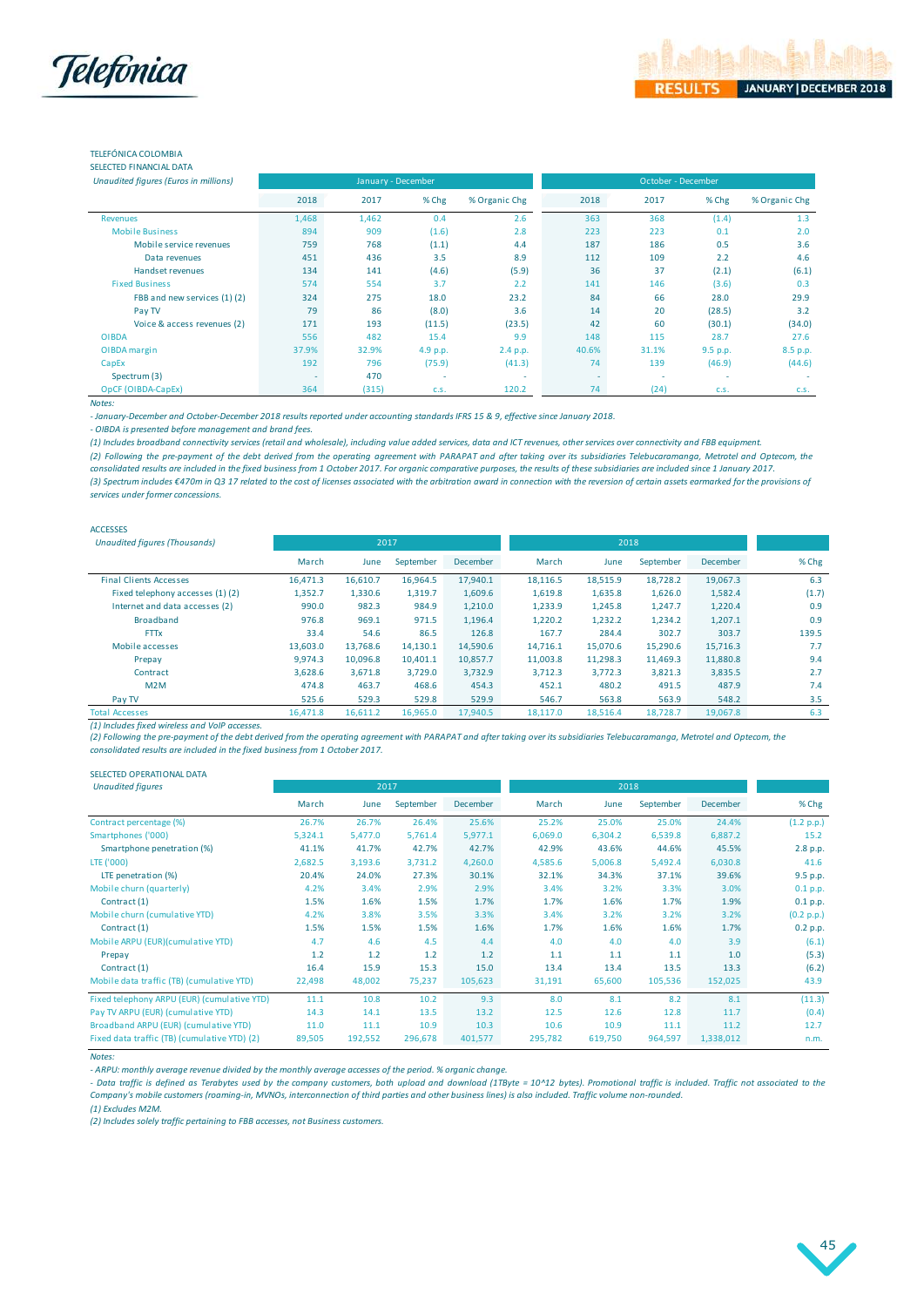TELEFÓNICA COLOMBIA
SELECTED FINANCIAL DATA

| *Unaudited figures (Euros in millions)* | January - December | | | | October - December | | | |
|---|---|---|---|---|---|---|---|---|
| | 2018 | 2017 | % Chg | % Organic Chg | 2018 | 2017 | % Chg | % Organic Chg |
| Revenues | 1,468 | 1,462 | 0.4 | 2.6 | 363 | 368 | (1.4) | 1.3 |
| Mobile Business | 894 | 909 | (1.6) | 2.8 | 223 | 223 | 0.1 | 2.0 |
| Mobile service revenues | 759 | 768 | (1.1) | 4.4 | 187 | 186 | 0.5 | 3.6 |
| Data revenues | 451 | 436 | 3.5 | 8.9 | 112 | 109 | 2.2 | 4.6 |
| Handset revenues | 134 | 141 | (4.6) | (5.9) | 36 | 37 | (2.1) | (6.1) |
| Fixed Business | 574 | 554 | 3.7 | 2.2 | 141 | 146 | (3.6) | 0.3 |
| FBB and new services (1) (2) | 324 | 275 | 18.0 | 23.2 | 84 | 66 | 28.0 | 29.9 |
| Pay TV | 79 | 86 | (8.0) | 3.6 | 14 | 20 | (28.5) | 3.2 |
| Voice & access revenues (2) | 171 | 193 | (11.5) | (23.5) | 42 | 60 | (30.1) | (34.0) |
| OIBDA | 556 | 482 | 15.4 | 9.9 | 148 | 115 | 28.7 | 27.6 |
| OIBDA margin | 37.9% | 32.9% | 4.9 p.p. | 2.4 p.p. | 40.6% | 31.1% | 9.5 p.p. | 8.5 p.p. |
| CapEx | 192 | 796 | (75.9) | (41.3) | 74 | 139 | (46.9) | (44.6) |
| Spectrum (3) | - | 470 | - | - | - | - | - | - |
| OpCF (OIBDA-CapEx) | 364 | (315) | c.s. | 120.2 | 74 | (24) | c.s. | c.s. |

Notes:
- January-December and October-December 2018 results reported under accounting standards IFRS 15 & 9, effective since January 2018.
- OIBDA is presented before management and brand fees.
(1) Includes broadband connectivity services (retail and wholesale), including value added services, data and ICT revenues, other services over connectivity and FBB equipment.
(2) Following the pre-payment of the debt derived from the operating agreement with PARAPAT and after taking over its subsidiaries Telebucaramanga, Metrotel and Optecom, the consolidated results are included in the fixed business from 1 October 2017. For organic comparative purposes, the results of these subsidiaries are included since 1 January 2017.
(3) Spectrum includes €470m in Q3 17 related to the cost of licenses associated with the arbitration award in connection with the reversion of certain assets earmarked for the provisions of services under former concessions.

ACCESSES

| *Unaudited figures (Thousands)* | 2017 | | | | 2018 | | | | |
|---|---|---|---|---|---|---|---|---|---|
| | March | June | September | December | March | June | September | December | % Chg |
| Final Clients Accesses | 16,471.3 | 16,610.7 | 16,964.5 | 17,940.1 | 18,116.5 | 18,515.9 | 18,728.2 | 19,067.3 | 6.3 |
| Fixed telephony accesses (1) (2) | 1,352.7 | 1,330.6 | 1,319.7 | 1,609.6 | 1,619.8 | 1,635.8 | 1,626.0 | 1,582.4 | (1.7) |
| Internet and data accesses (2) | 990.0 | 982.3 | 984.9 | 1,210.0 | 1,233.9 | 1,245.8 | 1,247.7 | 1,220.4 | 0.9 |
| Broadband | 976.8 | 969.1 | 971.5 | 1,196.4 | 1,220.2 | 1,232.2 | 1,234.2 | 1,207.1 | 0.9 |
| FTTx | 33.4 | 54.6 | 86.5 | 126.8 | 167.7 | 284.4 | 302.7 | 303.7 | 139.5 |
| Mobile accesses | 13,603.0 | 13,768.6 | 14,130.1 | 14,590.6 | 14,716.1 | 15,070.6 | 15,290.6 | 15,716.3 | 7.7 |
| Prepay | 9,974.3 | 10,096.8 | 10,401.1 | 10,857.7 | 11,003.8 | 11,298.3 | 11,469.3 | 11,880.8 | 9.4 |
| Contract | 3,628.6 | 3,671.8 | 3,729.0 | 3,732.9 | 3,712.3 | 3,772.3 | 3,821.3 | 3,835.5 | 2.7 |
| M2M | 474.8 | 463.7 | 468.6 | 454.3 | 452.1 | 480.2 | 491.5 | 487.9 | 7.4 |
| Pay TV | 525.6 | 529.3 | 529.8 | 529.9 | 546.7 | 563.8 | 563.9 | 548.2 | 3.5 |
| Total Accesses | 16,471.8 | 16,611.2 | 16,965.0 | 17,940.5 | 18,117.0 | 18,516.4 | 18,728.7 | 19,067.8 | 6.3 |

(1) Includes fixed wireless and VoIP accesses.
(2) Following the pre-payment of the debt derived from the operating agreement with PARAPAT and after taking over its subsidiaries Telebucaramanga, Metrotel and Optecom, the consolidated results are included in the fixed business from 1 October 2017.

SELECTED OPERATIONAL DATA

| *Unaudited figures* | 2017 | | | | 2018 | | | | |
|---|---|---|---|---|---|---|---|---|---|
| | March | June | September | December | March | June | September | December | % Chg |
| Contract percentage (%) | 26.7% | 26.7% | 26.4% | 25.6% | 25.2% | 25.0% | 25.0% | 24.4% | (1.2 p.p.) |
| Smartphones ('000) | 5,324.1 | 5,477.0 | 5,761.4 | 5,977.1 | 6,069.0 | 6,304.2 | 6,539.8 | 6,887.2 | 15.2 |
| Smartphone penetration (%) | 41.1% | 41.7% | 42.7% | 42.7% | 42.9% | 43.6% | 44.6% | 45.5% | 2.8 p.p. |
| LTE ('000) | 2,682.5 | 3,193.6 | 3,731.2 | 4,260.0 | 4,585.6 | 5,006.8 | 5,492.4 | 6,030.8 | 41.6 |
| LTE penetration (%) | 20.4% | 24.0% | 27.3% | 30.1% | 32.1% | 34.3% | 37.1% | 39.6% | 9.5 p.p. |
| Mobile churn (quarterly) | 4.2% | 3.4% | 2.9% | 2.9% | 3.4% | 3.2% | 3.3% | 3.0% | 0.1 p.p. |
| Contract (1) | 1.5% | 1.6% | 1.5% | 1.7% | 1.7% | 1.6% | 1.7% | 1.9% | 0.1 p.p. |
| Mobile churn (cumulative YTD) | 4.2% | 3.8% | 3.5% | 3.3% | 3.4% | 3.2% | 3.2% | 3.2% | (0.2 p.p.) |
| Contract (1) | 1.5% | 1.5% | 1.5% | 1.6% | 1.7% | 1.6% | 1.6% | 1.7% | 0.2 p.p. |
| Mobile ARPU (EUR)(cumulative YTD) | 4.7 | 4.6 | 4.5 | 4.4 | 4.0 | 4.0 | 4.0 | 3.9 | (6.1) |
| Prepay | 1.2 | 1.2 | 1.2 | 1.2 | 1.1 | 1.1 | 1.1 | 1.0 | (5.3) |
| Contract (1) | 16.4 | 15.9 | 15.3 | 15.0 | 13.4 | 13.4 | 13.5 | 13.3 | (6.2) |
| Mobile data traffic (TB) (cumulative YTD) | 22,498 | 48,002 | 75,237 | 105,623 | 31,191 | 65,600 | 105,536 | 152,025 | 43.9 |
| Fixed telephony ARPU (EUR) (cumulative YTD) | 11.1 | 10.8 | 10.2 | 9.3 | 8.0 | 8.1 | 8.2 | 8.1 | (11.3) |
| Pay TV ARPU (EUR) (cumulative YTD) | 14.3 | 14.1 | 13.5 | 13.2 | 12.5 | 12.6 | 12.8 | 11.7 | (0.4) |
| Broadband ARPU (EUR) (cumulative YTD) | 11.0 | 11.1 | 10.9 | 10.3 | 10.6 | 10.9 | 11.1 | 11.2 | 12.7 |
| Fixed data traffic (TB) (cumulative YTD) (2) | 89,505 | 192,552 | 296,678 | 401,577 | 295,782 | 619,750 | 964,597 | 1,338,012 | n.m. |

Notes:
- ARPU: monthly average revenue divided by the monthly average accesses of the period. % organic change.
- Data traffic is defined as Terabytes used by the company customers, both upload and download (1TByte = 10^12 bytes). Promotional traffic is included. Traffic not associated to the Company's mobile customers (roaming-in, MVNOs, interconnection of third parties and other business lines) is also included. Traffic volume non-rounded.
(1) Excludes M2M.
(2) Includes solely traffic pertaining to FBB accesses, not Business customers.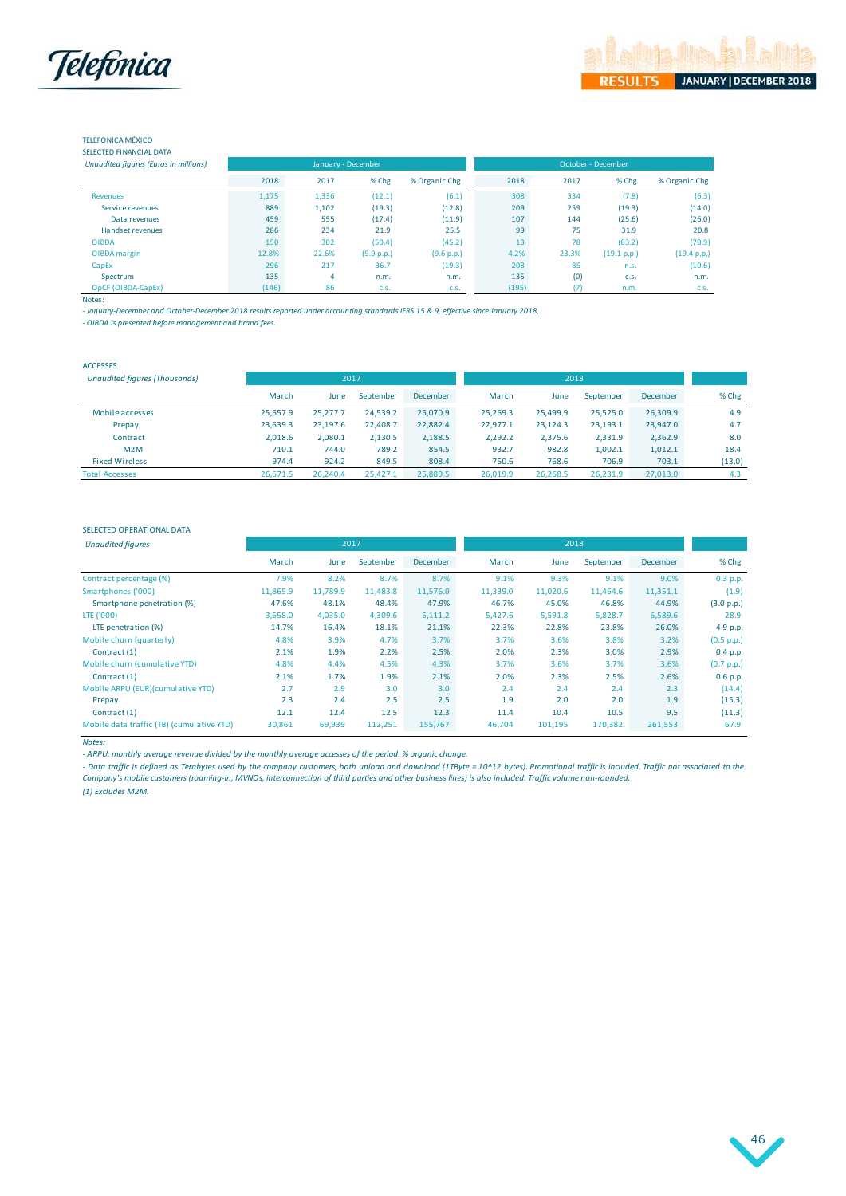TELEFÓNICA MÉXICO

SELECTED FINANCIAL DATA

| *Unaudited figures (Euros in millions)* | January - December | | | | October - December | | | |
|---|---|---|---|---|---|---|---|---|
| | 2018 | 2017 | % Chg | % Organic Chg | 2018 | 2017 | % Chg | % Organic Chg |
| Revenues | 1,175 | 1,336 | (12.1) | (6.1) | 308 | 334 | (7.8) | (6.3) |
| Service revenues | 889 | 1,102 | (19.3) | (12.8) | 209 | 259 | (19.3) | (14.0) |
| Data revenues | 459 | 555 | (17.4) | (11.9) | 107 | 144 | (25.6) | (26.0) |
| Handset revenues | 286 | 234 | 21.9 | 25.5 | 99 | 75 | 31.9 | 20.8 |
| OIBDA | 150 | 302 | (50.4) | (45.2) | 13 | 78 | (83.2) | (78.9) |
| OIBDA margin | 12.8% | 22.6% | (9.9 p.p.) | (9.6 p.p.) | 4.2% | 23.3% | (19.1 p.p.) | (19.4 p.p.) |
| CapEx | 296 | 217 | 36.7 | (19.3) | 208 | 85 | n.s. | (10.6) |
| Spectrum | 135 | 4 | n.m. | n.m. | 135 | (0) | c.s. | n.m. |
| OpCF (OIBDA-CapEx) | (146) | 86 | c.s. | c.s. | (195) | (7) | n.m. | c.s. |

Notes:

*- January-December and October-December 2018 results reported under accounting standards IFRS 15 & 9, effective since January 2018.*

*- OIBDA is presented before management and brand fees.*

ACCESSES

| *Unaudited figures (Thousands)* | 2017 | | | | 2018 | | | | |
|---|---|---|---|---|---|---|---|---|---|
| | March | June | September | December | March | June | September | December | % Chg |
| Mobile accesses | 25,657.9 | 25,277.7 | 24,539.2 | 25,070.9 | 25,269.3 | 25,499.9 | 25,525.0 | 26,309.9 | 4.9 |
| Prepay | 23,639.3 | 23,197.6 | 22,408.7 | 22,882.4 | 22,977.1 | 23,124.3 | 23,193.1 | 23,947.0 | 4.7 |
| Contract | 2,018.6 | 2,080.1 | 2,130.5 | 2,188.5 | 2,292.2 | 2,375.6 | 2,331.9 | 2,362.9 | 8.0 |
| M2M | 710.1 | 744.0 | 789.2 | 854.5 | 932.7 | 982.8 | 1,002.1 | 1,012.1 | 18.4 |
| Fixed Wireless | 974.4 | 924.2 | 849.5 | 808.4 | 750.6 | 768.6 | 706.9 | 703.1 | (13.0) |
| Total Accesses | 26,671.5 | 26,240.4 | 25,427.1 | 25,889.5 | 26,019.9 | 26,268.5 | 26,231.9 | 27,013.0 | 4.3 |

SELECTED OPERATIONAL DATA

| *Unaudited figures* | 2017 | | | | 2018 | | | | |
|---|---|---|---|---|---|---|---|---|---|
| | March | June | September | December | March | June | September | December | % Chg |
| Contract percentage (%) | 7.9% | 8.2% | 8.7% | 8.7% | 9.1% | 9.3% | 9.1% | 9.0% | 0.3 p.p. |
| Smartphones ('000) | 11,865.9 | 11,789.9 | 11,483.8 | 11,576.0 | 11,339.0 | 11,020.6 | 11,464.6 | 11,351.1 | (1.9) |
| Smartphone penetration (%) | 47.6% | 48.1% | 48.4% | 47.9% | 46.7% | 45.0% | 46.8% | 44.9% | (3.0 p.p.) |
| LTE ('000) | 3,658.0 | 4,035.0 | 4,309.6 | 5,111.2 | 5,427.6 | 5,591.8 | 5,828.7 | 6,589.6 | 28.9 |
| LTE penetration (%) | 14.7% | 16.4% | 18.1% | 21.1% | 22.3% | 22.8% | 23.8% | 26.0% | 4.9 p.p. |
| Mobile churn (quarterly) | 4.8% | 3.9% | 4.7% | 3.7% | 3.7% | 3.6% | 3.8% | 3.2% | (0.5 p.p.) |
| Contract (1) | 2.1% | 1.9% | 2.2% | 2.5% | 2.0% | 2.3% | 3.0% | 2.9% | 0.4 p.p. |
| Mobile churn (cumulative YTD) | 4.8% | 4.4% | 4.5% | 4.3% | 3.7% | 3.6% | 3.7% | 3.6% | (0.7 p.p.) |
| Contract (1) | 2.1% | 1.7% | 1.9% | 2.1% | 2.0% | 2.3% | 2.5% | 2.6% | 0.6 p.p. |
| Mobile ARPU (EUR)(cumulative YTD) | 2.7 | 2.9 | 3.0 | 3.0 | 2.4 | 2.4 | 2.4 | 2.3 | (14.4) |
| Prepay | 2.3 | 2.4 | 2.5 | 2.5 | 1.9 | 2.0 | 2.0 | 1.9 | (15.3) |
| Contract (1) | 12.1 | 12.4 | 12.5 | 12.3 | 11.4 | 10.4 | 10.5 | 9.5 | (11.3) |
| Mobile data traffic (TB) (cumulative YTD) | 30,861 | 69,939 | 112,251 | 155,767 | 46,704 | 101,195 | 170,382 | 261,553 | 67.9 |

*Notes:*

*- ARPU: monthly average revenue divided by the monthly average accesses of the period. % organic change.*

*- Data traffic is defined as Terabytes used by the company customers, both upload and download (1TByte = 10^12 bytes). Promotional traffic is included. Traffic not associated to the Company's mobile customers (roaming-in, MVNOs, interconnection of third parties and other business lines) is also included. Traffic volume non-rounded.*

*(1) Excludes M2M.*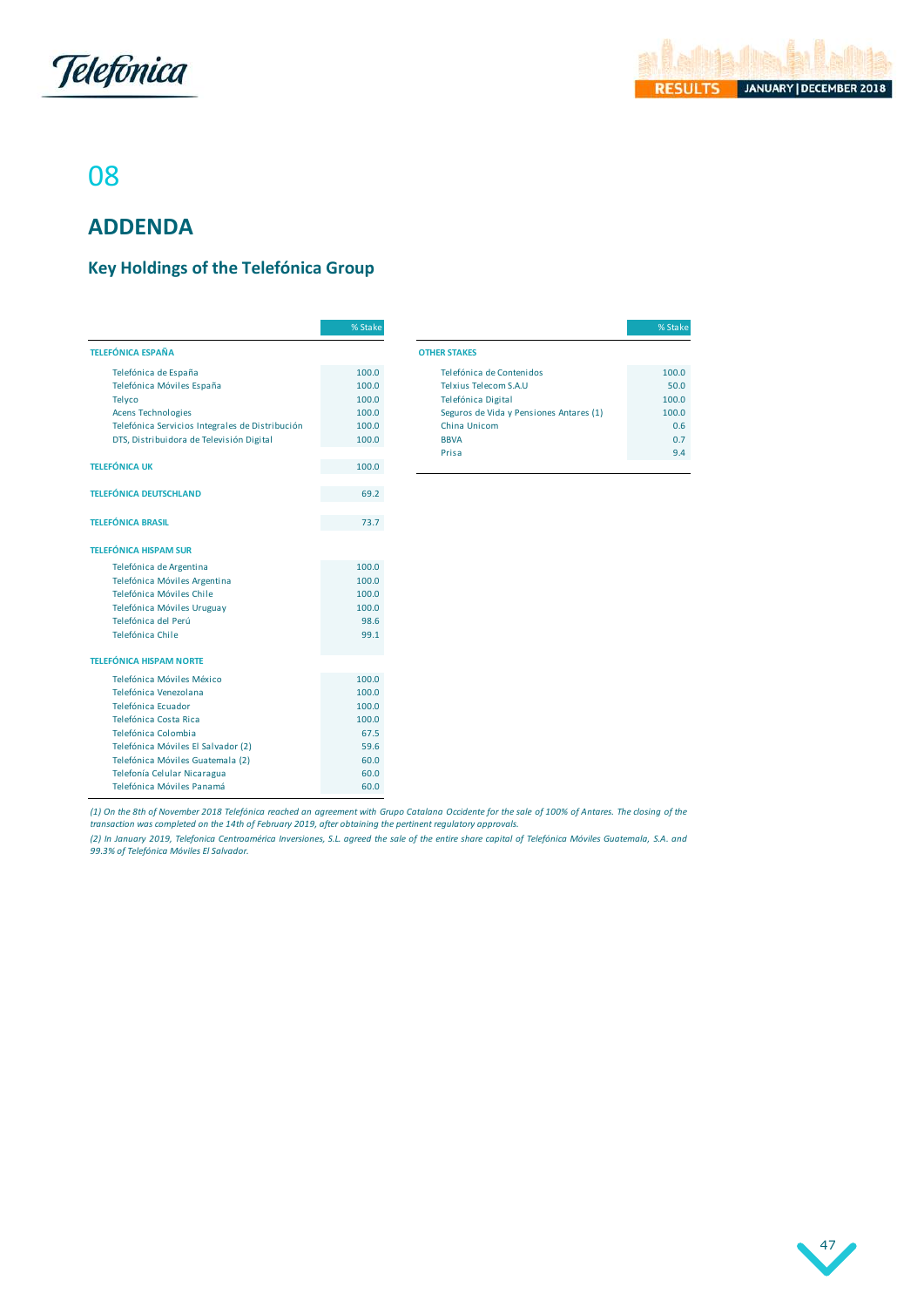# 08

# ADDENDA

## Key Holdings of the Telefónica Group

| | % Stake |
|---|---|
| **TELEFÓNICA ESPAÑA** | |
| Telefónica de España | 100.0 |
| Telefónica Móviles España | 100.0 |
| Telyco | 100.0 |
| Acens Technologies | 100.0 |
| Telefónica Servicios Integrales de Distribución | 100.0 |
| DTS, Distribuidora de Televisión Digital | 100.0 |
| **TELEFÓNICA UK** | 100.0 |
| **TELEFÓNICA DEUTSCHLAND** | 69.2 |
| **TELEFÓNICA BRASIL** | 73.7 |
| **TELEFÓNICA HISPAM SUR** | |
| Telefónica de Argentina | 100.0 |
| Telefónica Móviles Argentina | 100.0 |
| Telefónica Móviles Chile | 100.0 |
| Telefónica Móviles Uruguay | 100.0 |
| Telefónica del Perú | 98.6 |
| Telefónica Chile | 99.1 |
| **TELEFÓNICA HISPAM NORTE** | |
| Telefónica Móviles México | 100.0 |
| Telefónica Venezolana | 100.0 |
| Telefónica Ecuador | 100.0 |
| Telefónica Costa Rica | 100.0 |
| Telefónica Colombia | 67.5 |
| Telefónica Móviles El Salvador (2) | 59.6 |
| Telefónica Móviles Guatemala (2) | 60.0 |
| Telefonía Celular Nicaragua | 60.0 |
| Telefónica Móviles Panamá | 60.0 |

| | % Stake |
|---|---|
| **OTHER STAKES** | |
| Telefónica de Contenidos | 100.0 |
| Telxius Telecom S.A.U | 50.0 |
| Telefónica Digital | 100.0 |
| Seguros de Vida y Pensiones Antares (1) | 100.0 |
| China Unicom | 0.6 |
| BBVA | 0.7 |
| Prisa | 9.4 |

*(1) On the 8th of November 2018 Telefónica reached an agreement with Grupo Catalana Occidente for the sale of 100% of Antares. The closing of the transaction was completed on the 14th of February 2019, after obtaining the pertinent regulatory approvals.*

*(2) In January 2019, Telefonica Centroamérica Inversiones, S.L. agreed the sale of the entire share capital of Telefónica Móviles Guatemala, S.A. and 99.3% of Telefónica Móviles El Salvador.*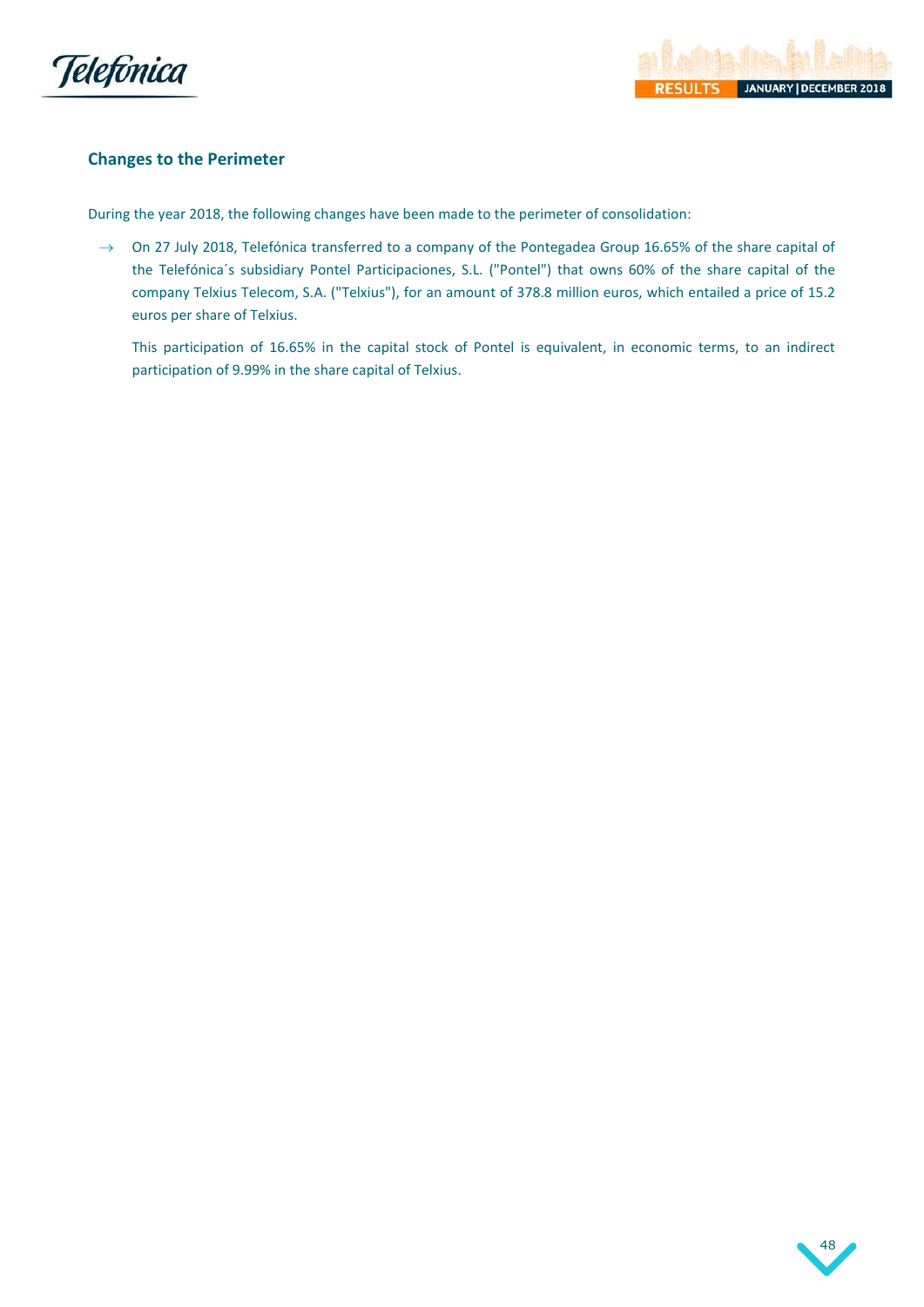## Changes to the Perimeter

During the year 2018, the following changes have been made to the perimeter of consolidation:

- On 27 July 2018, Telefónica transferred to a company of the Pontegadea Group 16.65% of the share capital of the Telefónica´s subsidiary Pontel Participaciones, S.L. ("Pontel") that owns 60% of the share capital of the company Telxius Telecom, S.A. ("Telxius"), for an amount of 378.8 million euros, which entailed a price of 15.2 euros per share of Telxius.

  This participation of 16.65% in the capital stock of Pontel is equivalent, in economic terms, to an indirect participation of 9.99% in the share capital of Telxius.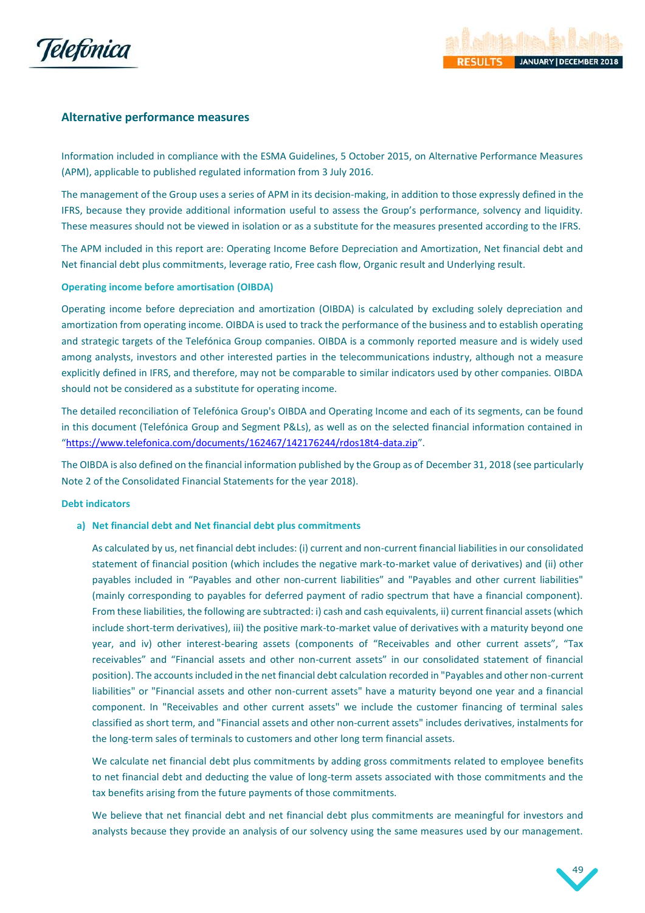## Alternative performance measures

Information included in compliance with the ESMA Guidelines, 5 October 2015, on Alternative Performance Measures (APM), applicable to published regulated information from 3 July 2016.

The management of the Group uses a series of APM in its decision-making, in addition to those expressly defined in the IFRS, because they provide additional information useful to assess the Group's performance, solvency and liquidity. These measures should not be viewed in isolation or as a substitute for the measures presented according to the IFRS.

The APM included in this report are: Operating Income Before Depreciation and Amortization, Net financial debt and Net financial debt plus commitments, leverage ratio, Free cash flow, Organic result and Underlying result.

### Operating income before amortisation (OIBDA)

Operating income before depreciation and amortization (OIBDA) is calculated by excluding solely depreciation and amortization from operating income. OIBDA is used to track the performance of the business and to establish operating and strategic targets of the Telefónica Group companies. OIBDA is a commonly reported measure and is widely used among analysts, investors and other interested parties in the telecommunications industry, although not a measure explicitly defined in IFRS, and therefore, may not be comparable to similar indicators used by other companies. OIBDA should not be considered as a substitute for operating income.

The detailed reconciliation of Telefónica Group's OIBDA and Operating Income and each of its segments, can be found in this document (Telefónica Group and Segment P&Ls), as well as on the selected financial information contained in "https://www.telefonica.com/documents/162467/142176244/rdos18t4-data.zip".

The OIBDA is also defined on the financial information published by the Group as of December 31, 2018 (see particularly Note 2 of the Consolidated Financial Statements for the year 2018).

### Debt indicators

#### a) Net financial debt and Net financial debt plus commitments

As calculated by us, net financial debt includes: (i) current and non-current financial liabilities in our consolidated statement of financial position (which includes the negative mark-to-market value of derivatives) and (ii) other payables included in "Payables and other non-current liabilities" and "Payables and other current liabilities" (mainly corresponding to payables for deferred payment of radio spectrum that have a financial component). From these liabilities, the following are subtracted: i) cash and cash equivalents, ii) current financial assets (which include short-term derivatives), iii) the positive mark-to-market value of derivatives with a maturity beyond one year, and iv) other interest-bearing assets (components of "Receivables and other current assets", "Tax receivables" and "Financial assets and other non-current assets" in our consolidated statement of financial position). The accounts included in the net financial debt calculation recorded in "Payables and other non-current liabilities" or "Financial assets and other non-current assets" have a maturity beyond one year and a financial component. In "Receivables and other current assets" we include the customer financing of terminal sales classified as short term, and "Financial assets and other non-current assets" includes derivatives, instalments for the long-term sales of terminals to customers and other long term financial assets.

We calculate net financial debt plus commitments by adding gross commitments related to employee benefits to net financial debt and deducting the value of long-term assets associated with those commitments and the tax benefits arising from the future payments of those commitments.

We believe that net financial debt and net financial debt plus commitments are meaningful for investors and analysts because they provide an analysis of our solvency using the same measures used by our management.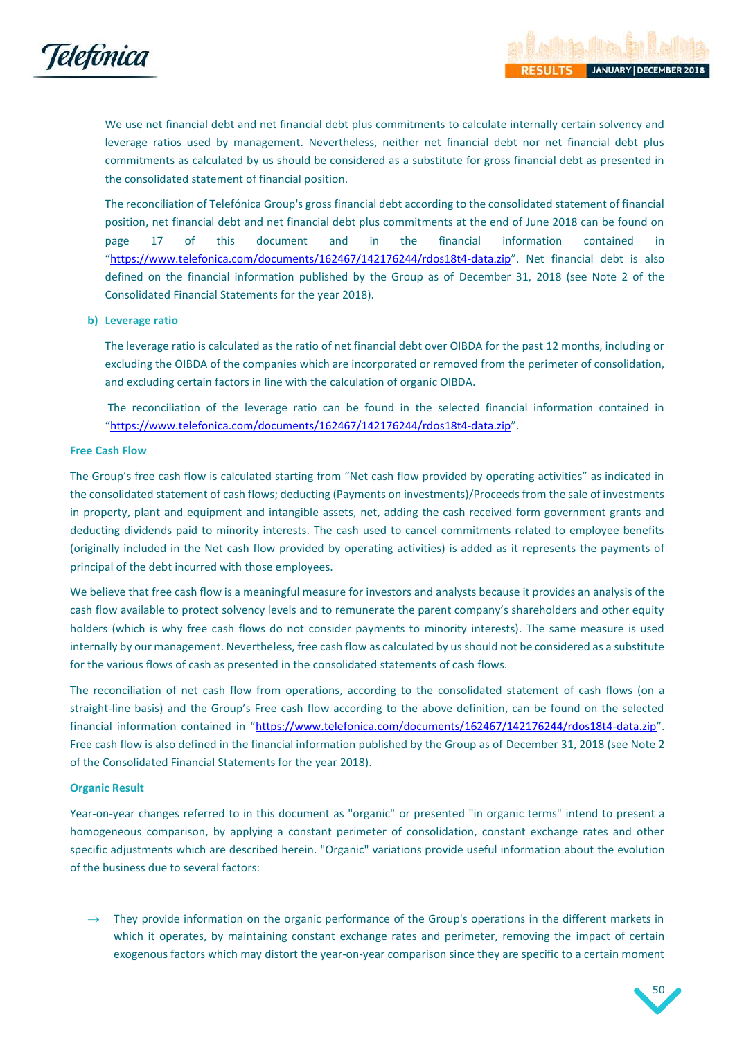We use net financial debt and net financial debt plus commitments to calculate internally certain solvency and leverage ratios used by management. Nevertheless, neither net financial debt nor net financial debt plus commitments as calculated by us should be considered as a substitute for gross financial debt as presented in the consolidated statement of financial position.

The reconciliation of Telefónica Group's gross financial debt according to the consolidated statement of financial position, net financial debt and net financial debt plus commitments at the end of June 2018 can be found on page 17 of this document and in the financial information contained in "https://www.telefonica.com/documents/162467/142176244/rdos18t4-data.zip". Net financial debt is also defined on the financial information published by the Group as of December 31, 2018 (see Note 2 of the Consolidated Financial Statements for the year 2018).

**b) Leverage ratio**

The leverage ratio is calculated as the ratio of net financial debt over OIBDA for the past 12 months, including or excluding the OIBDA of the companies which are incorporated or removed from the perimeter of consolidation, and excluding certain factors in line with the calculation of organic OIBDA.

The reconciliation of the leverage ratio can be found in the selected financial information contained in "https://www.telefonica.com/documents/162467/142176244/rdos18t4-data.zip".

**Free Cash Flow**

The Group's free cash flow is calculated starting from "Net cash flow provided by operating activities" as indicated in the consolidated statement of cash flows; deducting (Payments on investments)/Proceeds from the sale of investments in property, plant and equipment and intangible assets, net, adding the cash received form government grants and deducting dividends paid to minority interests. The cash used to cancel commitments related to employee benefits (originally included in the Net cash flow provided by operating activities) is added as it represents the payments of principal of the debt incurred with those employees.

We believe that free cash flow is a meaningful measure for investors and analysts because it provides an analysis of the cash flow available to protect solvency levels and to remunerate the parent company's shareholders and other equity holders (which is why free cash flows do not consider payments to minority interests). The same measure is used internally by our management. Nevertheless, free cash flow as calculated by us should not be considered as a substitute for the various flows of cash as presented in the consolidated statements of cash flows.

The reconciliation of net cash flow from operations, according to the consolidated statement of cash flows (on a straight-line basis) and the Group's Free cash flow according to the above definition, can be found on the selected financial information contained in "https://www.telefonica.com/documents/162467/142176244/rdos18t4-data.zip". Free cash flow is also defined in the financial information published by the Group as of December 31, 2018 (see Note 2 of the Consolidated Financial Statements for the year 2018).

**Organic Result**

Year-on-year changes referred to in this document as "organic" or presented "in organic terms" intend to present a homogeneous comparison, by applying a constant perimeter of consolidation, constant exchange rates and other specific adjustments which are described herein. "Organic" variations provide useful information about the evolution of the business due to several factors:

→ They provide information on the organic performance of the Group's operations in the different markets in which it operates, by maintaining constant exchange rates and perimeter, removing the impact of certain exogenous factors which may distort the year-on-year comparison since they are specific to a certain moment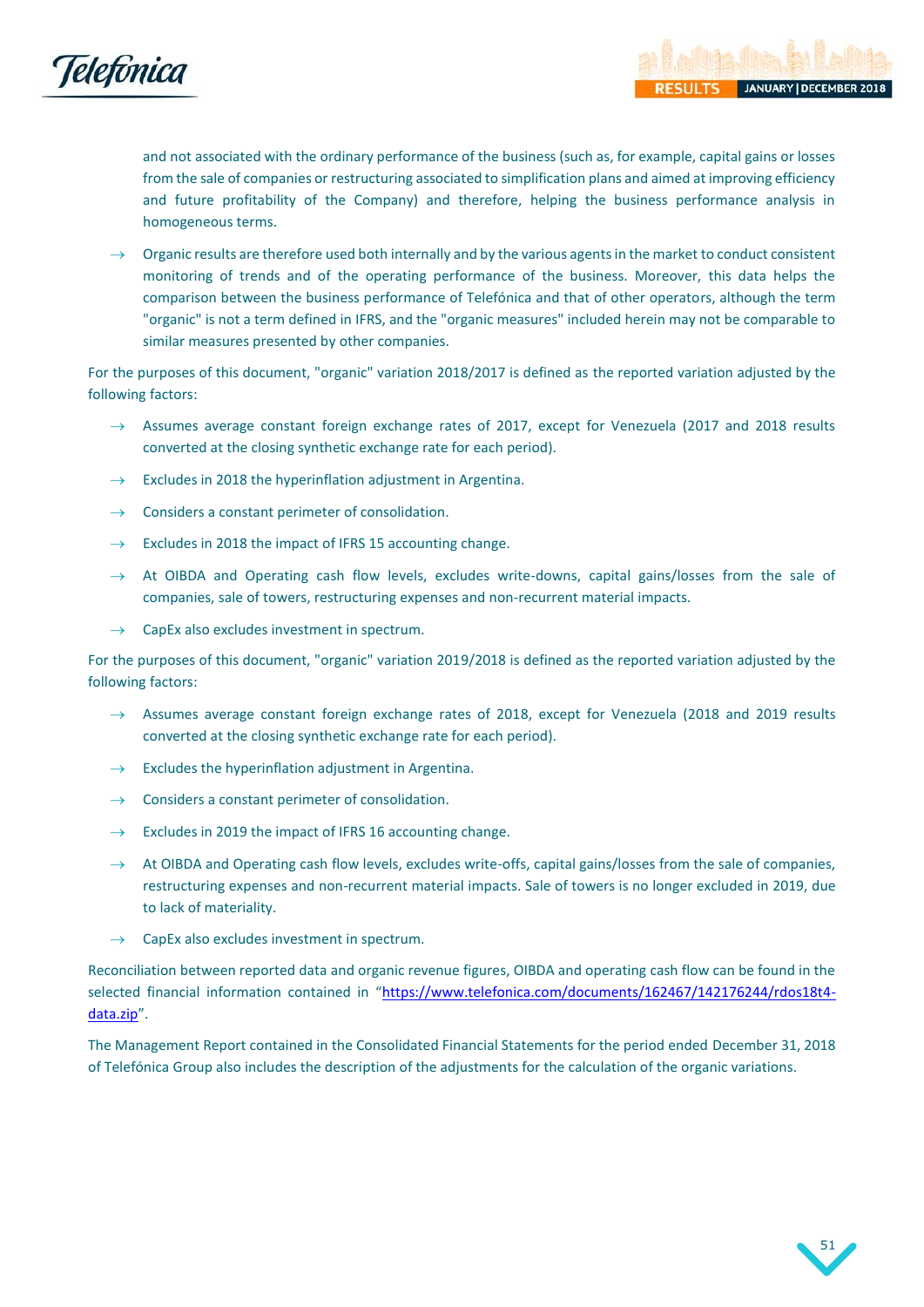and not associated with the ordinary performance of the business (such as, for example, capital gains or losses from the sale of companies or restructuring associated to simplification plans and aimed at improving efficiency and future profitability of the Company) and therefore, helping the business performance analysis in homogeneous terms.

- Organic results are therefore used both internally and by the various agents in the market to conduct consistent monitoring of trends and of the operating performance of the business. Moreover, this data helps the comparison between the business performance of Telefónica and that of other operators, although the term "organic" is not a term defined in IFRS, and the "organic measures" included herein may not be comparable to similar measures presented by other companies.

For the purposes of this document, "organic" variation 2018/2017 is defined as the reported variation adjusted by the following factors:

- Assumes average constant foreign exchange rates of 2017, except for Venezuela (2017 and 2018 results converted at the closing synthetic exchange rate for each period).
- Excludes in 2018 the hyperinflation adjustment in Argentina.
- Considers a constant perimeter of consolidation.
- Excludes in 2018 the impact of IFRS 15 accounting change.
- At OIBDA and Operating cash flow levels, excludes write-downs, capital gains/losses from the sale of companies, sale of towers, restructuring expenses and non-recurrent material impacts.
- CapEx also excludes investment in spectrum.

For the purposes of this document, "organic" variation 2019/2018 is defined as the reported variation adjusted by the following factors:

- Assumes average constant foreign exchange rates of 2018, except for Venezuela (2018 and 2019 results converted at the closing synthetic exchange rate for each period).
- Excludes the hyperinflation adjustment in Argentina.
- Considers a constant perimeter of consolidation.
- Excludes in 2019 the impact of IFRS 16 accounting change.
- At OIBDA and Operating cash flow levels, excludes write-offs, capital gains/losses from the sale of companies, restructuring expenses and non-recurrent material impacts. Sale of towers is no longer excluded in 2019, due to lack of materiality.
- CapEx also excludes investment in spectrum.

Reconciliation between reported data and organic revenue figures, OIBDA and operating cash flow can be found in the selected financial information contained in "https://www.telefonica.com/documents/162467/142176244/rdos18t4-data.zip".

The Management Report contained in the Consolidated Financial Statements for the period ended December 31, 2018 of Telefónica Group also includes the description of the adjustments for the calculation of the organic variations.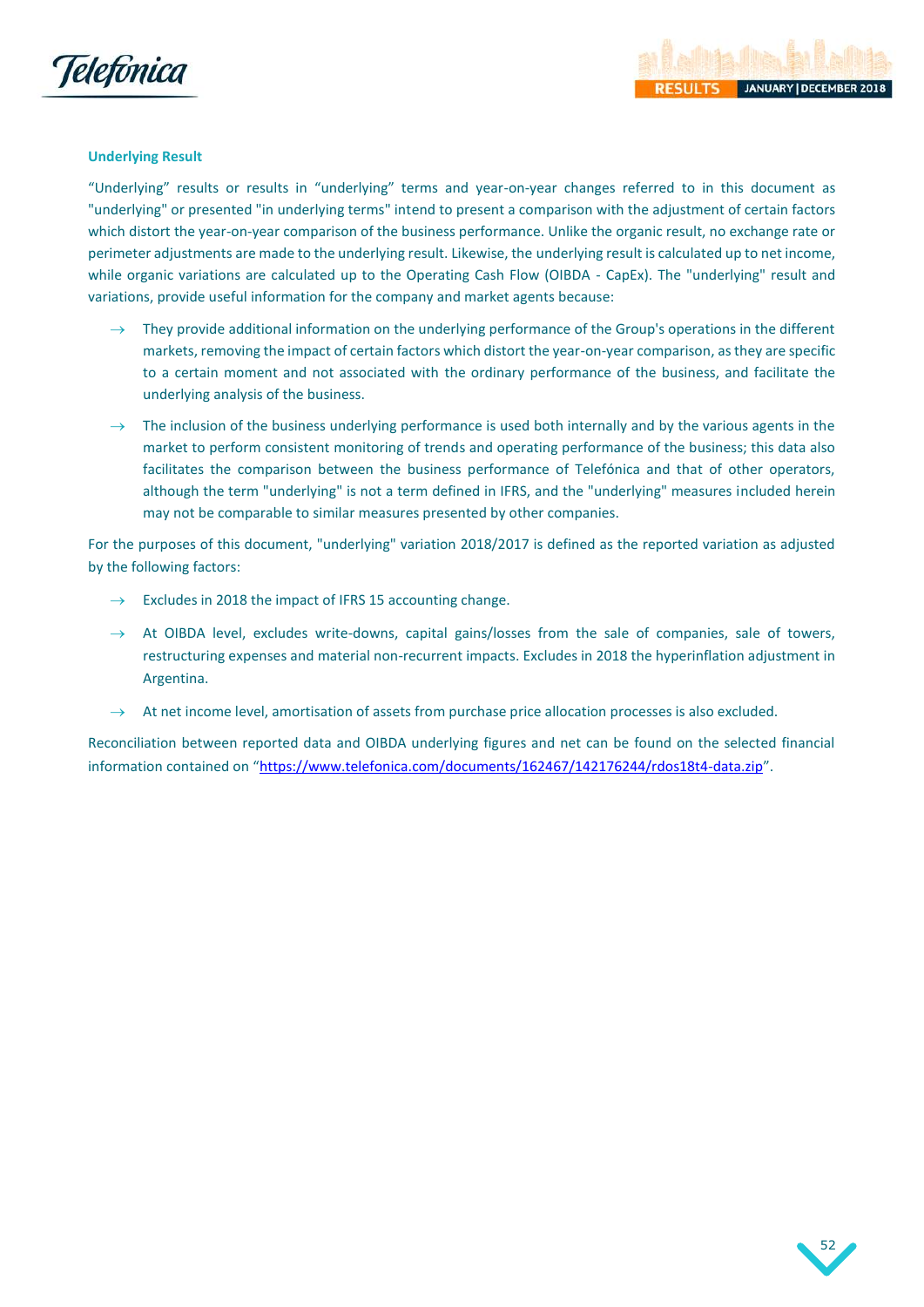## Underlying Result

“Underlying” results or results in “underlying” terms and year-on-year changes referred to in this document as "underlying" or presented "in underlying terms" intend to present a comparison with the adjustment of certain factors which distort the year-on-year comparison of the business performance. Unlike the organic result, no exchange rate or perimeter adjustments are made to the underlying result. Likewise, the underlying result is calculated up to net income, while organic variations are calculated up to the Operating Cash Flow (OIBDA - CapEx). The "underlying" result and variations, provide useful information for the company and market agents because:

- They provide additional information on the underlying performance of the Group's operations in the different markets, removing the impact of certain factors which distort the year-on-year comparison, as they are specific to a certain moment and not associated with the ordinary performance of the business, and facilitate the underlying analysis of the business.
- The inclusion of the business underlying performance is used both internally and by the various agents in the market to perform consistent monitoring of trends and operating performance of the business; this data also facilitates the comparison between the business performance of Telefónica and that of other operators, although the term "underlying" is not a term defined in IFRS, and the "underlying" measures included herein may not be comparable to similar measures presented by other companies.

For the purposes of this document, "underlying" variation 2018/2017 is defined as the reported variation as adjusted by the following factors:

- Excludes in 2018 the impact of IFRS 15 accounting change.
- At OIBDA level, excludes write-downs, capital gains/losses from the sale of companies, sale of towers, restructuring expenses and material non-recurrent impacts. Excludes in 2018 the hyperinflation adjustment in Argentina.
- At net income level, amortisation of assets from purchase price allocation processes is also excluded.

Reconciliation between reported data and OIBDA underlying figures and net can be found on the selected financial information contained on “https://www.telefonica.com/documents/162467/142176244/rdos18t4-data.zip”.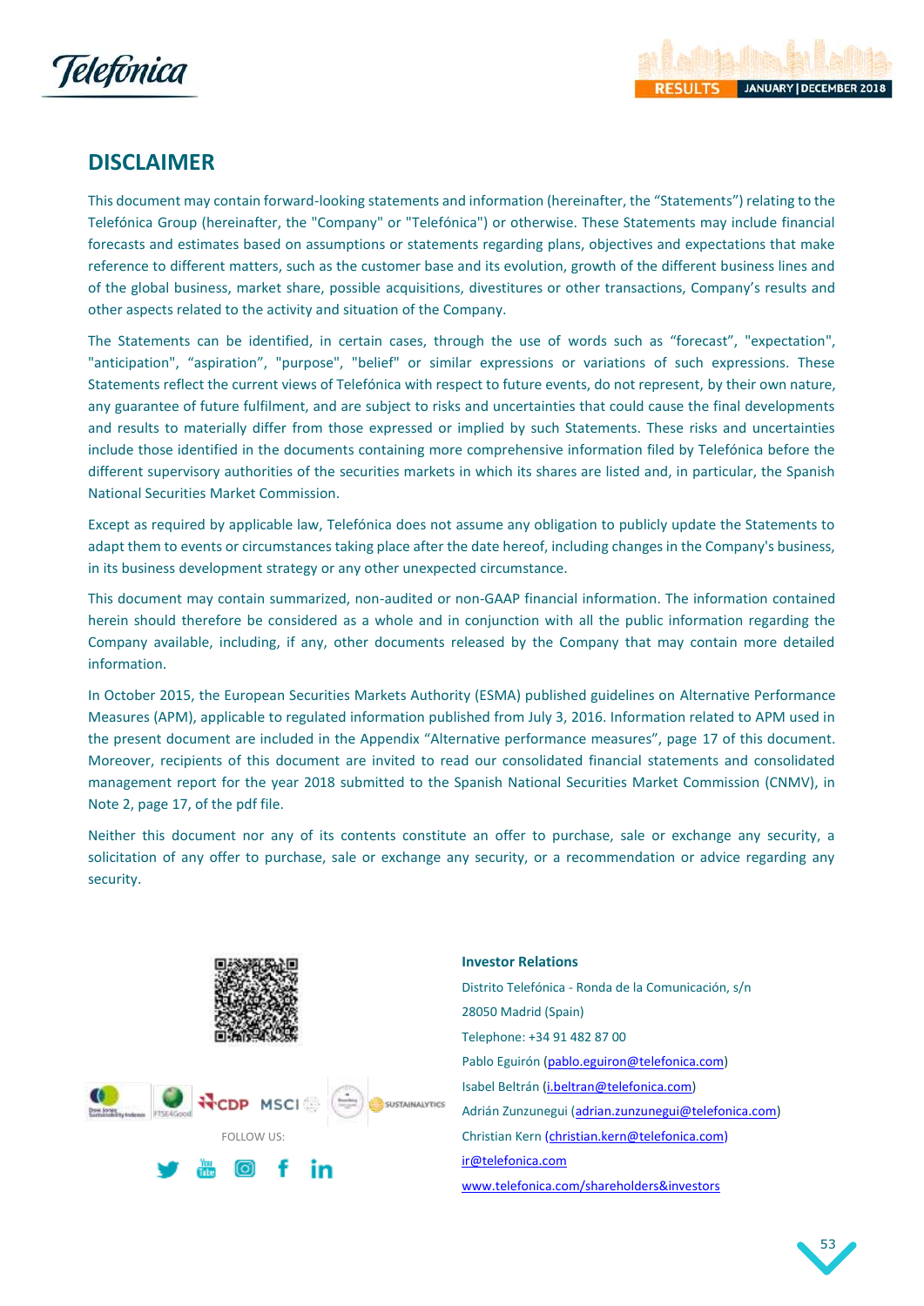# DISCLAIMER

This document may contain forward-looking statements and information (hereinafter, the "Statements") relating to the Telefónica Group (hereinafter, the "Company" or "Telefónica") or otherwise. These Statements may include financial forecasts and estimates based on assumptions or statements regarding plans, objectives and expectations that make reference to different matters, such as the customer base and its evolution, growth of the different business lines and of the global business, market share, possible acquisitions, divestitures or other transactions, Company's results and other aspects related to the activity and situation of the Company.

The Statements can be identified, in certain cases, through the use of words such as "forecast", "expectation", "anticipation", "aspiration", "purpose", "belief" or similar expressions or variations of such expressions. These Statements reflect the current views of Telefónica with respect to future events, do not represent, by their own nature, any guarantee of future fulfilment, and are subject to risks and uncertainties that could cause the final developments and results to materially differ from those expressed or implied by such Statements. These risks and uncertainties include those identified in the documents containing more comprehensive information filed by Telefónica before the different supervisory authorities of the securities markets in which its shares are listed and, in particular, the Spanish National Securities Market Commission.

Except as required by applicable law, Telefónica does not assume any obligation to publicly update the Statements to adapt them to events or circumstances taking place after the date hereof, including changes in the Company's business, in its business development strategy or any other unexpected circumstance.

This document may contain summarized, non-audited or non-GAAP financial information. The information contained herein should therefore be considered as a whole and in conjunction with all the public information regarding the Company available, including, if any, other documents released by the Company that may contain more detailed information.

In October 2015, the European Securities Markets Authority (ESMA) published guidelines on Alternative Performance Measures (APM), applicable to regulated information published from July 3, 2016. Information related to APM used in the present document are included in the Appendix "Alternative performance measures", page 17 of this document. Moreover, recipients of this document are invited to read our consolidated financial statements and consolidated management report for the year 2018 submitted to the Spanish National Securities Market Commission (CNMV), in Note 2, page 17, of the pdf file.

Neither this document nor any of its contents constitute an offer to purchase, sale or exchange any security, a solicitation of any offer to purchase, sale or exchange any security, or a recommendation or advice regarding any security.

FOLLOW US:

**Investor Relations**

Distrito Telefónica - Ronda de la Comunicación, s/n

28050 Madrid (Spain)

Telephone: +34 91 482 87 00

Pablo Eguirón (pablo.eguiron@telefonica.com)

Isabel Beltrán (i.beltran@telefonica.com)

Adrián Zunzunegui (adrian.zunzunegui@telefonica.com)

Christian Kern (christian.kern@telefonica.com)

ir@telefonica.com

www.telefonica.com/shareholders&investors